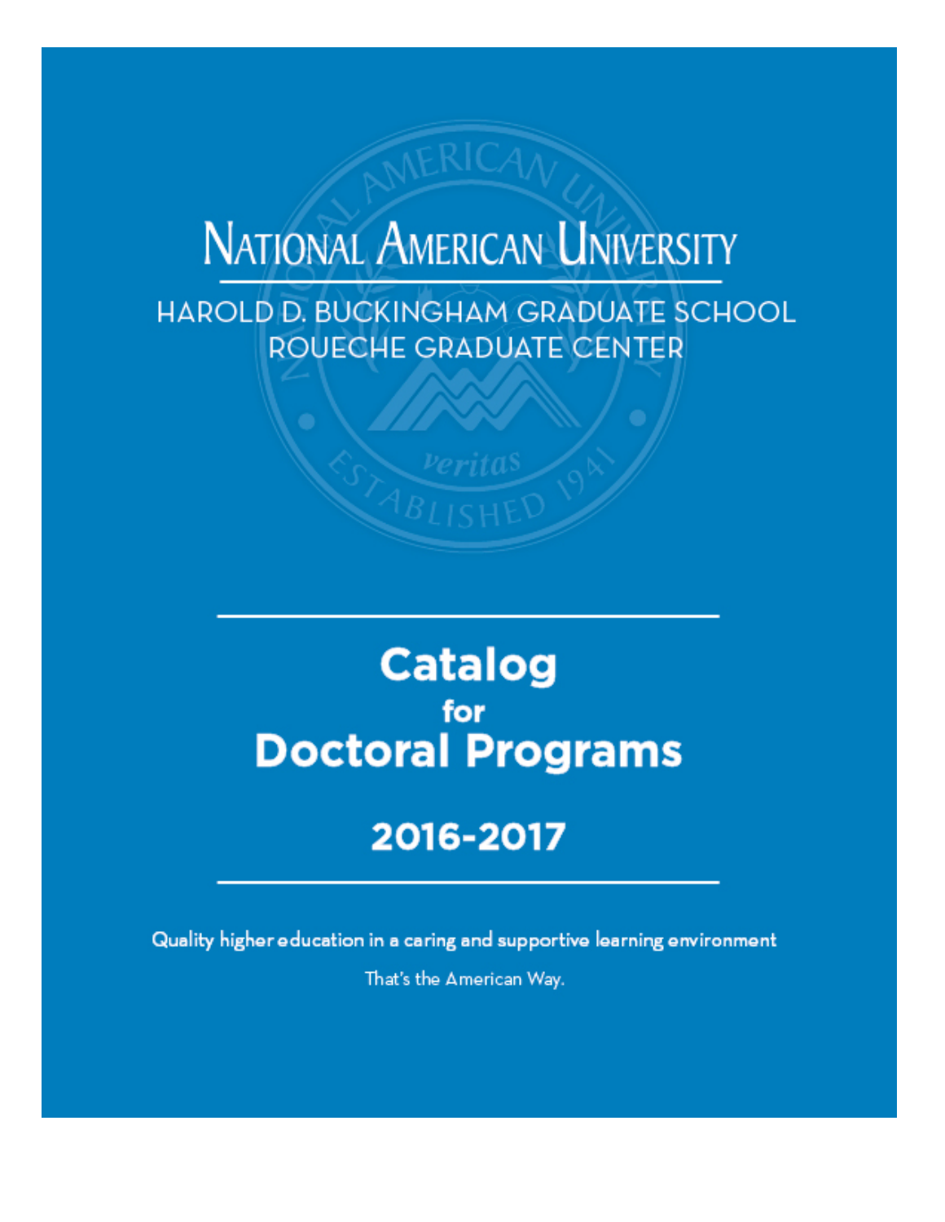# National American University

## Harold D. Buckingham Graduate School
## Roueche Graduate Center

# Catalog for Doctoral Programs

## 2016-2017

Quality higher education in a caring and supportive learning environment

That's the American Way.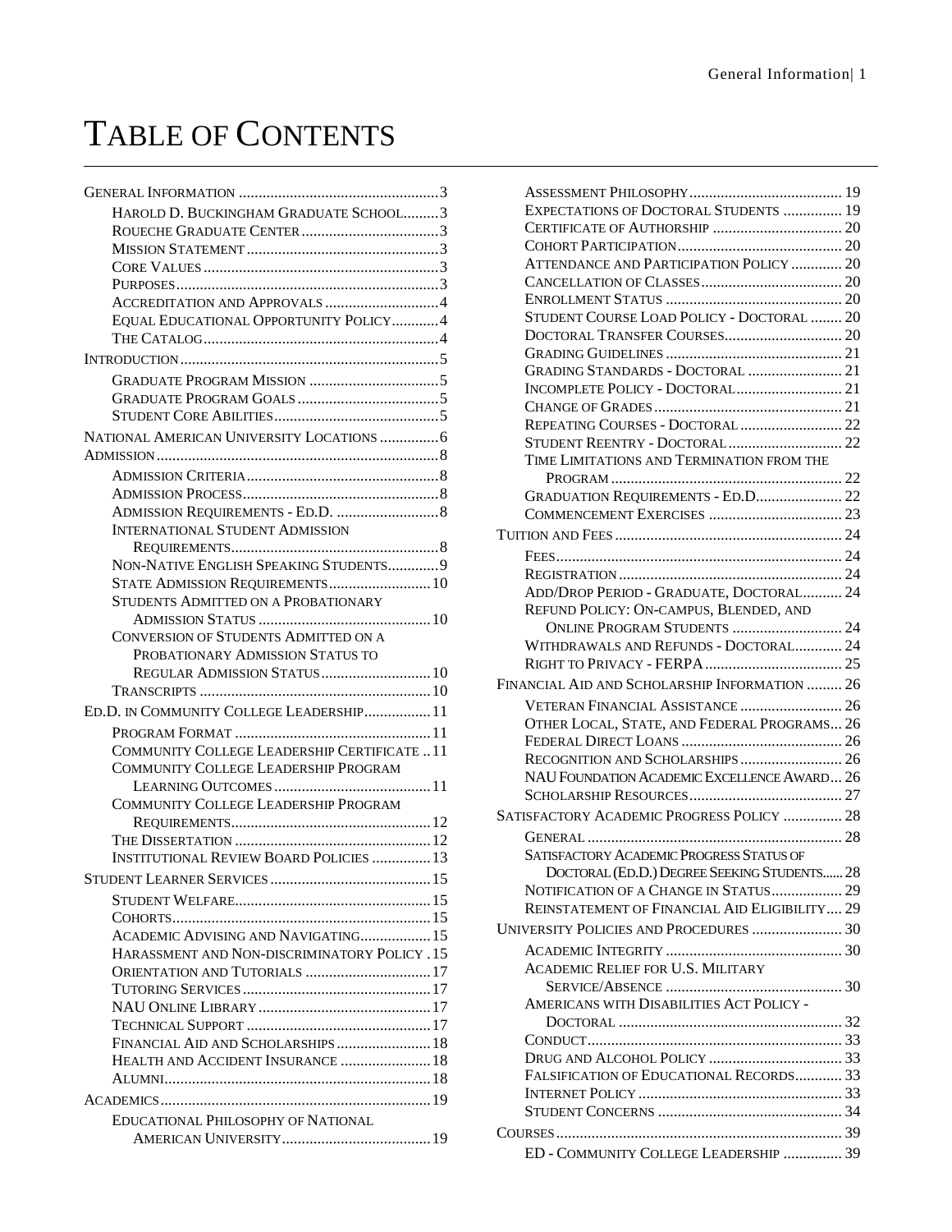# Table of Contents

- General Information ... 3
  - Harold D. Buckingham Graduate School ... 3
  - Roueche Graduate Center ... 3
  - Mission Statement ... 3
  - Core Values ... 3
  - Purposes ... 3
  - Accreditation and Approvals ... 4
  - Equal Educational Opportunity Policy ... 4
  - The Catalog ... 4
- Introduction ... 5
  - Graduate Program Mission ... 5
  - Graduate Program Goals ... 5
  - Student Core Abilities ... 5
- National American University Locations ... 6
- Admission ... 8
  - Admission Criteria ... 8
  - Admission Process ... 8
  - Admission Requirements - Ed.D. ... 8
  - International Student Admission Requirements ... 8
  - Non-Native English Speaking Students ... 9
  - State Admission Requirements ... 10
  - Students Admitted on a Probationary Admission Status ... 10
  - Conversion of Students Admitted on a Probationary Admission Status to Regular Admission Status ... 10
  - Transcripts ... 10
- Ed.D. in Community College Leadership ... 11
  - Program Format ... 11
  - Community College Leadership Certificate ... 11
  - Community College Leadership Program Learning Outcomes ... 11
  - Community College Leadership Program Requirements ... 12
  - The Dissertation ... 12
  - Institutional Review Board Policies ... 13
- Student Learner Services ... 15
  - Student Welfare ... 15
  - Cohorts ... 15
  - Academic Advising and Navigating ... 15
  - Harassment and Non-discriminatory Policy ... 15
  - Orientation and Tutorials ... 17
  - Tutoring Services ... 17
  - NAU Online Library ... 17
  - Technical Support ... 17
  - Financial Aid and Scholarships ... 18
  - Health and Accident Insurance ... 18
  - Alumni ... 18
- Academics ... 19
  - Educational Philosophy of National American University ... 19
  - Assessment Philosophy ... 19
  - Expectations of Doctoral Students ... 19
  - Certificate of Authorship ... 20
  - Cohort Participation ... 20
  - Attendance and Participation Policy ... 20
  - Cancellation of Classes ... 20
  - Enrollment Status ... 20
  - Student Course Load Policy - Doctoral ... 20
  - Doctoral Transfer Courses ... 20
  - Grading Guidelines ... 21
  - Grading Standards - Doctoral ... 21
  - Incomplete Policy - Doctoral ... 21
  - Change of Grades ... 21
  - Repeating Courses - Doctoral ... 22
  - Student Reentry - Doctoral ... 22
  - Time Limitations and Termination from the Program ... 22
  - Graduation Requirements - Ed.D. ... 22
  - Commencement Exercises ... 23
- Tuition and Fees ... 24
  - Fees ... 24
  - Registration ... 24
  - Add/Drop Period - Graduate, Doctoral ... 24
  - Refund Policy: On-campus, Blended, and Online Program Students ... 24
  - Withdrawals and Refunds - Doctoral ... 24
  - Right to Privacy - FERPA ... 25
- Financial Aid and Scholarship Information ... 26
  - Veteran Financial Assistance ... 26
  - Other Local, State, and Federal Programs ... 26
  - Federal Direct Loans ... 26
  - Recognition and Scholarships ... 26
  - NAU Foundation Academic Excellence Award ... 26
  - Scholarship Resources ... 27
- Satisfactory Academic Progress Policy ... 28
  - General ... 28
  - Satisfactory Academic Progress Status of Doctoral (Ed.D.) Degree Seeking Students ... 28
  - Notification of a Change in Status ... 29
  - Reinstatement of Financial Aid Eligibility ... 29
- University Policies and Procedures ... 30
  - Academic Integrity ... 30
  - Academic Relief for U.S. Military Service/Absence ... 30
  - Americans with Disabilities Act Policy - Doctoral ... 32
  - Conduct ... 33
  - Drug and Alcohol Policy ... 33
  - Falsification of Educational Records ... 33
  - Internet Policy ... 33
  - Student Concerns ... 34
- Courses ... 39
  - ED - Community College Leadership ... 39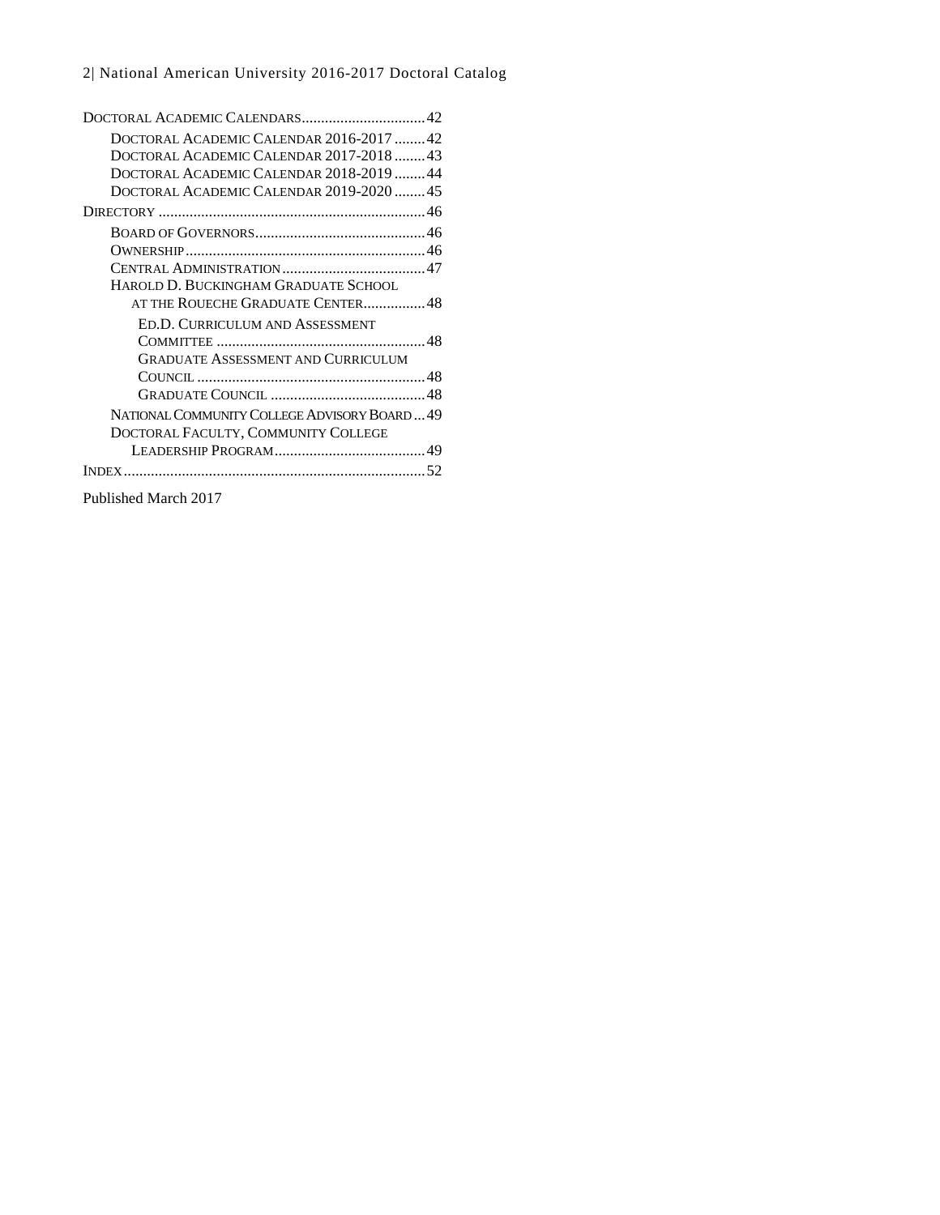Doctoral Academic Calendars ................................ 42

- Doctoral Academic Calendar 2016-2017 ........ 42
- Doctoral Academic Calendar 2017-2018 ........ 43
- Doctoral Academic Calendar 2018-2019 ........ 44
- Doctoral Academic Calendar 2019-2020 ........ 45

Directory ................................................................ 46

- Board of Governors ........................................... 46
- Ownership ......................................................... 46
- Central Administration ..................................... 47
- Harold D. Buckingham Graduate School at the Roueche Graduate Center ................ 48
  - Ed.D. Curriculum and Assessment Committee ...................................................... 48
  - Graduate Assessment and Curriculum Council ........................................................... 48
  - Graduate Council ........................................ 48
- National Community College Advisory Board ... 49
- Doctoral Faculty, Community College Leadership Program ....................................... 49

Index ...................................................................... 52

Published March 2017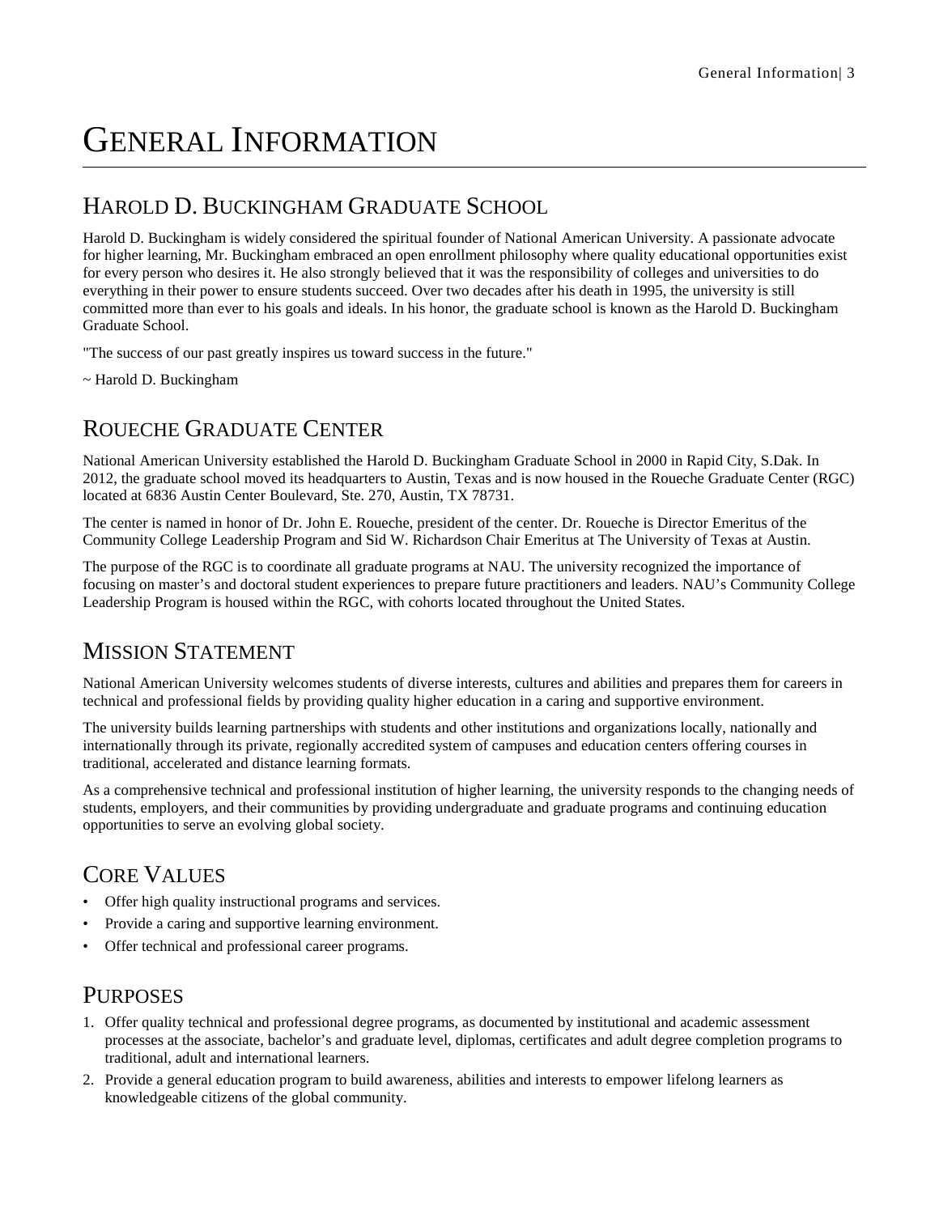# GENERAL INFORMATION

## HAROLD D. BUCKINGHAM GRADUATE SCHOOL

Harold D. Buckingham is widely considered the spiritual founder of National American University. A passionate advocate for higher learning, Mr. Buckingham embraced an open enrollment philosophy where quality educational opportunities exist for every person who desires it. He also strongly believed that it was the responsibility of colleges and universities to do everything in their power to ensure students succeed. Over two decades after his death in 1995, the university is still committed more than ever to his goals and ideals. In his honor, the graduate school is known as the Harold D. Buckingham Graduate School.

"The success of our past greatly inspires us toward success in the future."

~ Harold D. Buckingham

## ROUECHE GRADUATE CENTER

National American University established the Harold D. Buckingham Graduate School in 2000 in Rapid City, S.Dak. In 2012, the graduate school moved its headquarters to Austin, Texas and is now housed in the Roueche Graduate Center (RGC) located at 6836 Austin Center Boulevard, Ste. 270, Austin, TX 78731.

The center is named in honor of Dr. John E. Roueche, president of the center. Dr. Roueche is Director Emeritus of the Community College Leadership Program and Sid W. Richardson Chair Emeritus at The University of Texas at Austin.

The purpose of the RGC is to coordinate all graduate programs at NAU. The university recognized the importance of focusing on master's and doctoral student experiences to prepare future practitioners and leaders. NAU's Community College Leadership Program is housed within the RGC, with cohorts located throughout the United States.

## MISSION STATEMENT

National American University welcomes students of diverse interests, cultures and abilities and prepares them for careers in technical and professional fields by providing quality higher education in a caring and supportive environment.

The university builds learning partnerships with students and other institutions and organizations locally, nationally and internationally through its private, regionally accredited system of campuses and education centers offering courses in traditional, accelerated and distance learning formats.

As a comprehensive technical and professional institution of higher learning, the university responds to the changing needs of students, employers, and their communities by providing undergraduate and graduate programs and continuing education opportunities to serve an evolving global society.

## CORE VALUES

- Offer high quality instructional programs and services.
- Provide a caring and supportive learning environment.
- Offer technical and professional career programs.

## PURPOSES

1. Offer quality technical and professional degree programs, as documented by institutional and academic assessment processes at the associate, bachelor's and graduate level, diplomas, certificates and adult degree completion programs to traditional, adult and international learners.
2. Provide a general education program to build awareness, abilities and interests to empower lifelong learners as knowledgeable citizens of the global community.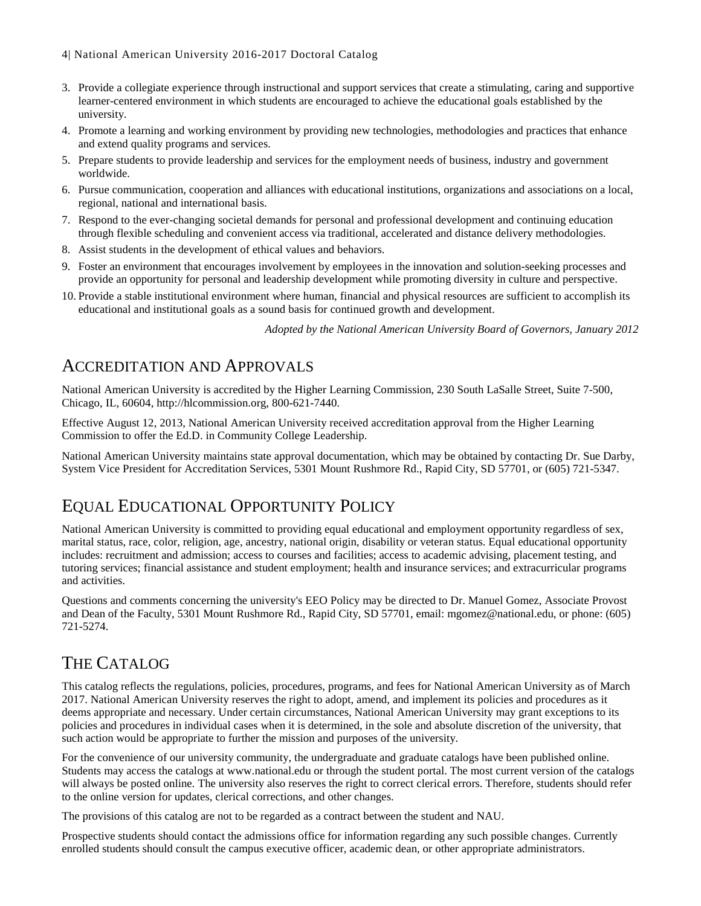3. Provide a collegiate experience through instructional and support services that create a stimulating, caring and supportive learner-centered environment in which students are encouraged to achieve the educational goals established by the university.
4. Promote a learning and working environment by providing new technologies, methodologies and practices that enhance and extend quality programs and services.
5. Prepare students to provide leadership and services for the employment needs of business, industry and government worldwide.
6. Pursue communication, cooperation and alliances with educational institutions, organizations and associations on a local, regional, national and international basis.
7. Respond to the ever-changing societal demands for personal and professional development and continuing education through flexible scheduling and convenient access via traditional, accelerated and distance delivery methodologies.
8. Assist students in the development of ethical values and behaviors.
9. Foster an environment that encourages involvement by employees in the innovation and solution-seeking processes and provide an opportunity for personal and leadership development while promoting diversity in culture and perspective.
10. Provide a stable institutional environment where human, financial and physical resources are sufficient to accomplish its educational and institutional goals as a sound basis for continued growth and development.

*Adopted by the National American University Board of Governors, January 2012*

## Accreditation and Approvals

National American University is accredited by the Higher Learning Commission, 230 South LaSalle Street, Suite 7-500, Chicago, IL, 60604, http://hlcommission.org, 800-621-7440.

Effective August 12, 2013, National American University received accreditation approval from the Higher Learning Commission to offer the Ed.D. in Community College Leadership.

National American University maintains state approval documentation, which may be obtained by contacting Dr. Sue Darby, System Vice President for Accreditation Services, 5301 Mount Rushmore Rd., Rapid City, SD 57701, or (605) 721-5347.

## Equal Educational Opportunity Policy

National American University is committed to providing equal educational and employment opportunity regardless of sex, marital status, race, color, religion, age, ancestry, national origin, disability or veteran status. Equal educational opportunity includes: recruitment and admission; access to courses and facilities; access to academic advising, placement testing, and tutoring services; financial assistance and student employment; health and insurance services; and extracurricular programs and activities.

Questions and comments concerning the university's EEO Policy may be directed to Dr. Manuel Gomez, Associate Provost and Dean of the Faculty, 5301 Mount Rushmore Rd., Rapid City, SD 57701, email: mgomez@national.edu, or phone: (605) 721-5274.

## The Catalog

This catalog reflects the regulations, policies, procedures, programs, and fees for National American University as of March 2017. National American University reserves the right to adopt, amend, and implement its policies and procedures as it deems appropriate and necessary. Under certain circumstances, National American University may grant exceptions to its policies and procedures in individual cases when it is determined, in the sole and absolute discretion of the university, that such action would be appropriate to further the mission and purposes of the university.

For the convenience of our university community, the undergraduate and graduate catalogs have been published online. Students may access the catalogs at www.national.edu or through the student portal. The most current version of the catalogs will always be posted online. The university also reserves the right to correct clerical errors. Therefore, students should refer to the online version for updates, clerical corrections, and other changes.

The provisions of this catalog are not to be regarded as a contract between the student and NAU.

Prospective students should contact the admissions office for information regarding any such possible changes. Currently enrolled students should consult the campus executive officer, academic dean, or other appropriate administrators.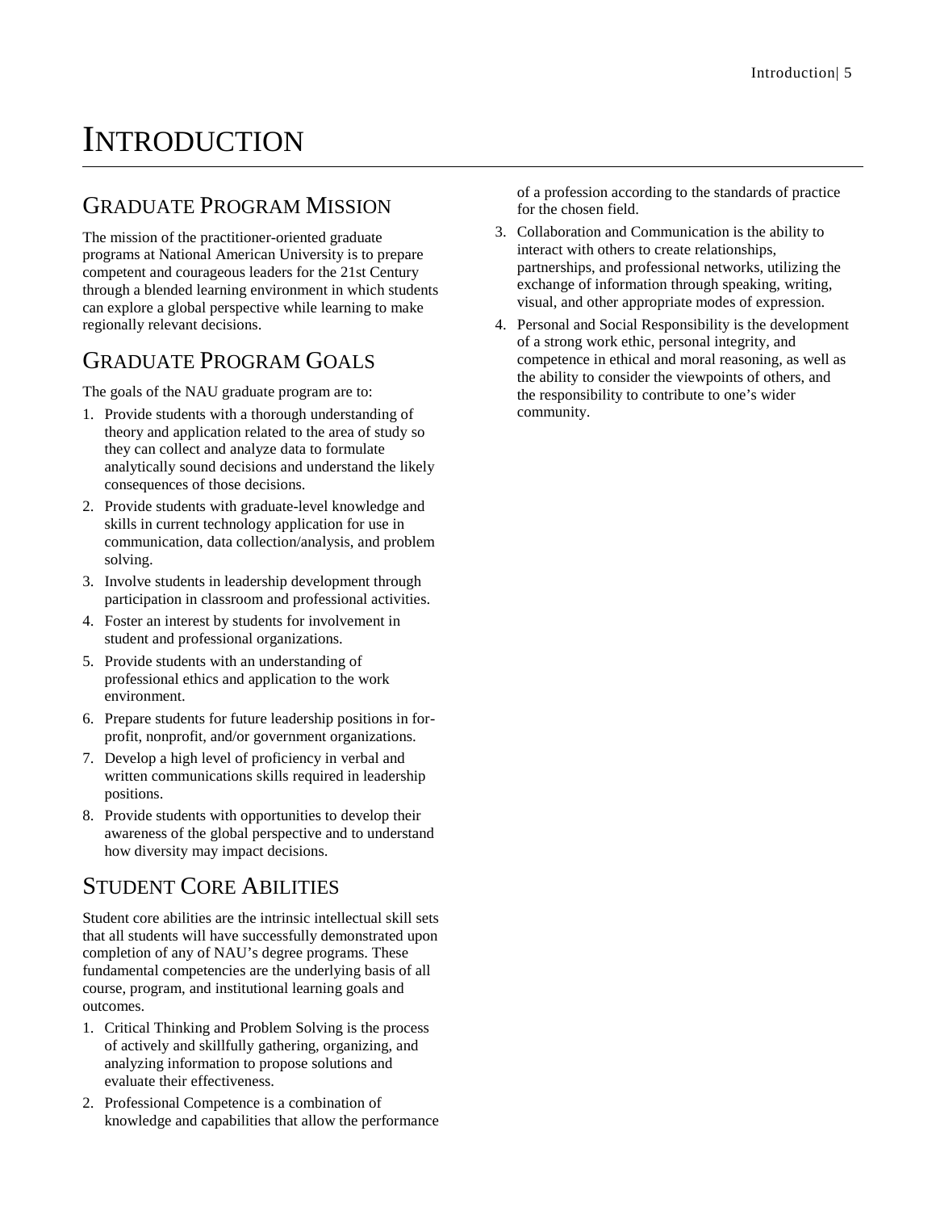# INTRODUCTION

## GRADUATE PROGRAM MISSION

The mission of the practitioner-oriented graduate programs at National American University is to prepare competent and courageous leaders for the 21st Century through a blended learning environment in which students can explore a global perspective while learning to make regionally relevant decisions.

## GRADUATE PROGRAM GOALS

The goals of the NAU graduate program are to:

1. Provide students with a thorough understanding of theory and application related to the area of study so they can collect and analyze data to formulate analytically sound decisions and understand the likely consequences of those decisions.
2. Provide students with graduate-level knowledge and skills in current technology application for use in communication, data collection/analysis, and problem solving.
3. Involve students in leadership development through participation in classroom and professional activities.
4. Foster an interest by students for involvement in student and professional organizations.
5. Provide students with an understanding of professional ethics and application to the work environment.
6. Prepare students for future leadership positions in for-profit, nonprofit, and/or government organizations.
7. Develop a high level of proficiency in verbal and written communications skills required in leadership positions.
8. Provide students with opportunities to develop their awareness of the global perspective and to understand how diversity may impact decisions.

## STUDENT CORE ABILITIES

Student core abilities are the intrinsic intellectual skill sets that all students will have successfully demonstrated upon completion of any of NAU's degree programs. These fundamental competencies are the underlying basis of all course, program, and institutional learning goals and outcomes.

1. Critical Thinking and Problem Solving is the process of actively and skillfully gathering, organizing, and analyzing information to propose solutions and evaluate their effectiveness.
2. Professional Competence is a combination of knowledge and capabilities that allow the performance of a profession according to the standards of practice for the chosen field.
3. Collaboration and Communication is the ability to interact with others to create relationships, partnerships, and professional networks, utilizing the exchange of information through speaking, writing, visual, and other appropriate modes of expression.
4. Personal and Social Responsibility is the development of a strong work ethic, personal integrity, and competence in ethical and moral reasoning, as well as the ability to consider the viewpoints of others, and the responsibility to contribute to one's wider community.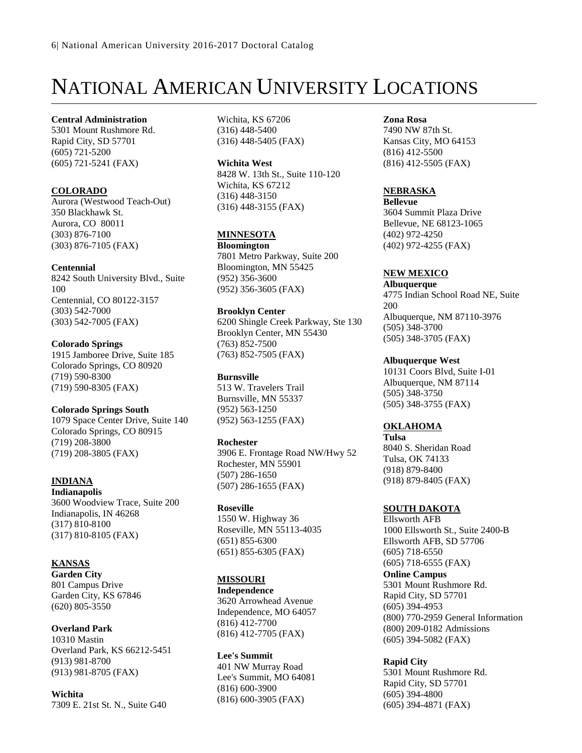# NATIONAL AMERICAN UNIVERSITY LOCATIONS

**Central Administration**
5301 Mount Rushmore Rd.
Rapid City, SD 57701
(605) 721-5200
(605) 721-5241 (FAX)

**COLORADO**

Aurora (Westwood Teach-Out)
350 Blackhawk St.
Aurora, CO 80011
(303) 876-7100
(303) 876-7105 (FAX)

**Centennial**
8242 South University Blvd., Suite 100
Centennial, CO 80122-3157
(303) 542-7000
(303) 542-7005 (FAX)

**Colorado Springs**
1915 Jamboree Drive, Suite 185
Colorado Springs, CO 80920
(719) 590-8300
(719) 590-8305 (FAX)

**Colorado Springs South**
1079 Space Center Drive, Suite 140
Colorado Springs, CO 80915
(719) 208-3800
(719) 208-3805 (FAX)

**INDIANA**

**Indianapolis**
3600 Woodview Trace, Suite 200
Indianapolis, IN 46268
(317) 810-8100
(317) 810-8105 (FAX)

**KANSAS**

**Garden City**
801 Campus Drive
Garden City, KS 67846
(620) 805-3550

**Overland Park**
10310 Mastin
Overland Park, KS 66212-5451
(913) 981-8700
(913) 981-8705 (FAX)

**Wichita**
7309 E. 21st St. N., Suite G40
Wichita, KS 67206
(316) 448-5400
(316) 448-5405 (FAX)

**Wichita West**
8428 W. 13th St., Suite 110-120
Wichita, KS 67212
(316) 448-3150
(316) 448-3155 (FAX)

**MINNESOTA**

**Bloomington**
7801 Metro Parkway, Suite 200
Bloomington, MN 55425
(952) 356-3600
(952) 356-3605 (FAX)

**Brooklyn Center**
6200 Shingle Creek Parkway, Ste 130
Brooklyn Center, MN 55430
(763) 852-7500
(763) 852-7505 (FAX)

**Burnsville**
513 W. Travelers Trail
Burnsville, MN 55337
(952) 563-1250
(952) 563-1255 (FAX)

**Rochester**
3906 E. Frontage Road NW/Hwy 52
Rochester, MN 55901
(507) 286-1650
(507) 286-1655 (FAX)

**Roseville**
1550 W. Highway 36
Roseville, MN 55113-4035
(651) 855-6300
(651) 855-6305 (FAX)

**MISSOURI**

**Independence**
3620 Arrowhead Avenue
Independence, MO 64057
(816) 412-7700
(816) 412-7705 (FAX)

**Lee's Summit**
401 NW Murray Road
Lee's Summit, MO 64081
(816) 600-3900
(816) 600-3905 (FAX)

**Zona Rosa**
7490 NW 87th St.
Kansas City, MO 64153
(816) 412-5500
(816) 412-5505 (FAX)

**NEBRASKA**

**Bellevue**
3604 Summit Plaza Drive
Bellevue, NE 68123-1065
(402) 972-4250
(402) 972-4255 (FAX)

**NEW MEXICO**

**Albuquerque**
4775 Indian School Road NE, Suite 200
Albuquerque, NM 87110-3976
(505) 348-3700
(505) 348-3705 (FAX)

**Albuquerque West**
10131 Coors Blvd, Suite I-01
Albuquerque, NM 87114
(505) 348-3750
(505) 348-3755 (FAX)

**OKLAHOMA**

**Tulsa**
8040 S. Sheridan Road
Tulsa, OK 74133
(918) 879-8400
(918) 879-8405 (FAX)

**SOUTH DAKOTA**

Ellsworth AFB
1000 Ellsworth St., Suite 2400-B
Ellsworth AFB, SD 57706
(605) 718-6550
(605) 718-6555 (FAX)

**Online Campus**
5301 Mount Rushmore Rd.
Rapid City, SD 57701
(605) 394-4953
(800) 770-2959 General Information
(800) 209-0182 Admissions
(605) 394-5082 (FAX)

**Rapid City**
5301 Mount Rushmore Rd.
Rapid City, SD 57701
(605) 394-4800
(605) 394-4871 (FAX)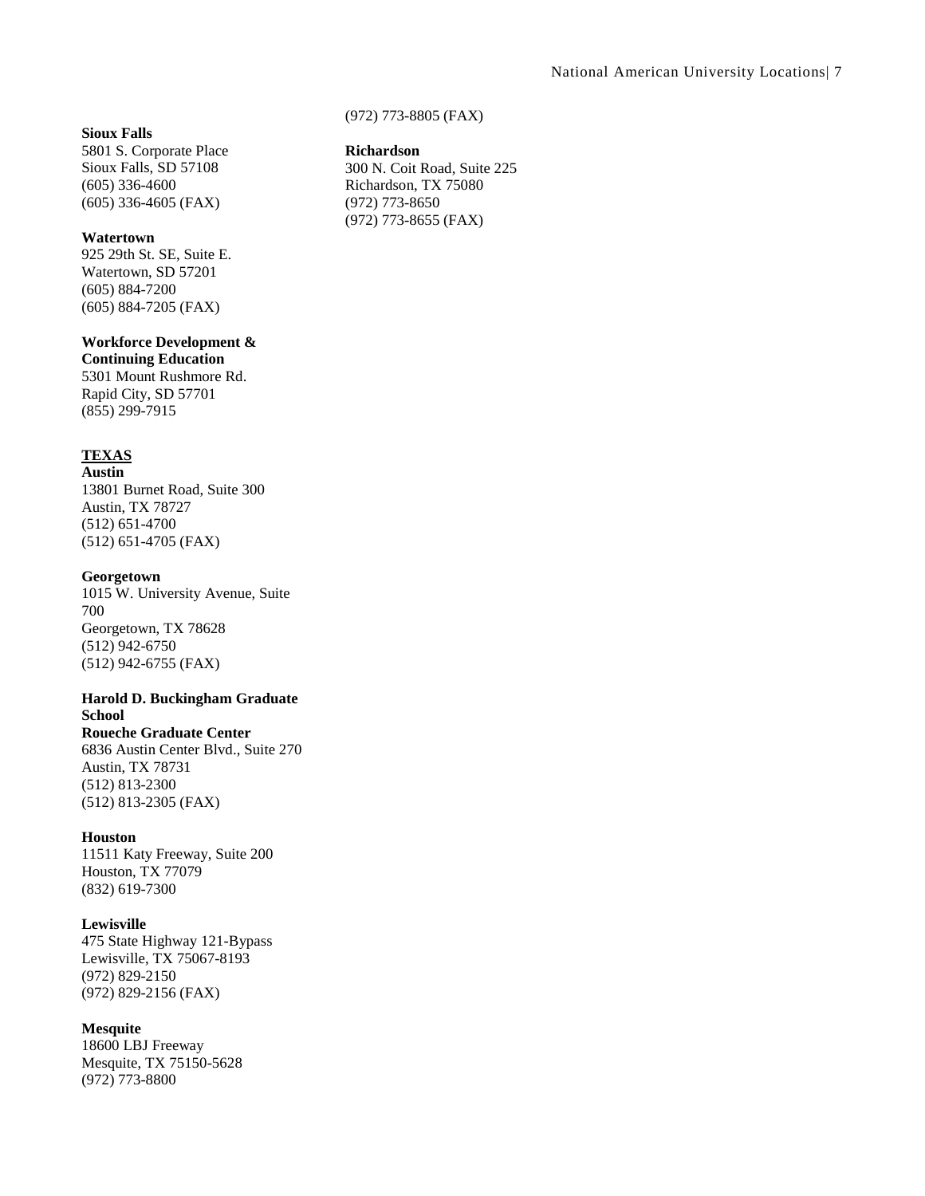**Sioux Falls**
5801 S. Corporate Place
Sioux Falls, SD 57108
(605) 336-4600
(605) 336-4605 (FAX)

**Watertown**
925 29th St. SE, Suite E.
Watertown, SD 57201
(605) 884-7200
(605) 884-7205 (FAX)

**Workforce Development & Continuing Education**
5301 Mount Rushmore Rd.
Rapid City, SD 57701
(855) 299-7915

## TEXAS

**Austin**
13801 Burnet Road, Suite 300
Austin, TX 78727
(512) 651-4700
(512) 651-4705 (FAX)

**Georgetown**
1015 W. University Avenue, Suite 700
Georgetown, TX 78628
(512) 942-6750
(512) 942-6755 (FAX)

**Harold D. Buckingham Graduate School**
**Roueche Graduate Center**
6836 Austin Center Blvd., Suite 270
Austin, TX 78731
(512) 813-2300
(512) 813-2305 (FAX)

**Houston**
11511 Katy Freeway, Suite 200
Houston, TX 77079
(832) 619-7300

**Lewisville**
475 State Highway 121-Bypass
Lewisville, TX 75067-8193
(972) 829-2150
(972) 829-2156 (FAX)

**Mesquite**
18600 LBJ Freeway
Mesquite, TX 75150-5628
(972) 773-8800
(972) 773-8805 (FAX)

**Richardson**
300 N. Coit Road, Suite 225
Richardson, TX 75080
(972) 773-8650
(972) 773-8655 (FAX)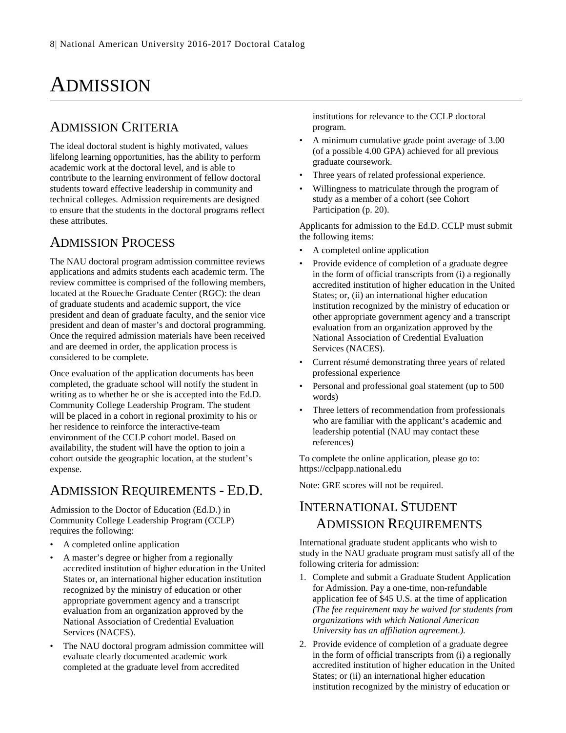# ADMISSION

## ADMISSION CRITERIA

The ideal doctoral student is highly motivated, values lifelong learning opportunities, has the ability to perform academic work at the doctoral level, and is able to contribute to the learning environment of fellow doctoral students toward effective leadership in community and technical colleges. Admission requirements are designed to ensure that the students in the doctoral programs reflect these attributes.

## ADMISSION PROCESS

The NAU doctoral program admission committee reviews applications and admits students each academic term. The review committee is comprised of the following members, located at the Roueche Graduate Center (RGC): the dean of graduate students and academic support, the vice president and dean of graduate faculty, and the senior vice president and dean of master's and doctoral programming. Once the required admission materials have been received and are deemed in order, the application process is considered to be complete.

Once evaluation of the application documents has been completed, the graduate school will notify the student in writing as to whether he or she is accepted into the Ed.D. Community College Leadership Program. The student will be placed in a cohort in regional proximity to his or her residence to reinforce the interactive-team environment of the CCLP cohort model. Based on availability, the student will have the option to join a cohort outside the geographic location, at the student's expense.

## ADMISSION REQUIREMENTS - ED.D.

Admission to the Doctor of Education (Ed.D.) in Community College Leadership Program (CCLP) requires the following:

- A completed online application
- A master's degree or higher from a regionally accredited institution of higher education in the United States or, an international higher education institution recognized by the ministry of education or other appropriate government agency and a transcript evaluation from an organization approved by the National Association of Credential Evaluation Services (NACES).
- The NAU doctoral program admission committee will evaluate clearly documented academic work completed at the graduate level from accredited institutions for relevance to the CCLP doctoral program.
- A minimum cumulative grade point average of 3.00 (of a possible 4.00 GPA) achieved for all previous graduate coursework.
- Three years of related professional experience.
- Willingness to matriculate through the program of study as a member of a cohort (see Cohort Participation (p. 20).

Applicants for admission to the Ed.D. CCLP must submit the following items:

- A completed online application
- Provide evidence of completion of a graduate degree in the form of official transcripts from (i) a regionally accredited institution of higher education in the United States; or, (ii) an international higher education institution recognized by the ministry of education or other appropriate government agency and a transcript evaluation from an organization approved by the National Association of Credential Evaluation Services (NACES).
- Current résumé demonstrating three years of related professional experience
- Personal and professional goal statement (up to 500 words)
- Three letters of recommendation from professionals who are familiar with the applicant's academic and leadership potential (NAU may contact these references)

To complete the online application, please go to: https://cclpapp.national.edu

Note: GRE scores will not be required.

## INTERNATIONAL STUDENT ADMISSION REQUIREMENTS

International graduate student applicants who wish to study in the NAU graduate program must satisfy all of the following criteria for admission:

1. Complete and submit a Graduate Student Application for Admission. Pay a one-time, non-refundable application fee of $45 U.S. at the time of application *(The fee requirement may be waived for students from organizations with which National American University has an affiliation agreement.).*
2. Provide evidence of completion of a graduate degree in the form of official transcripts from (i) a regionally accredited institution of higher education in the United States; or (ii) an international higher education institution recognized by the ministry of education or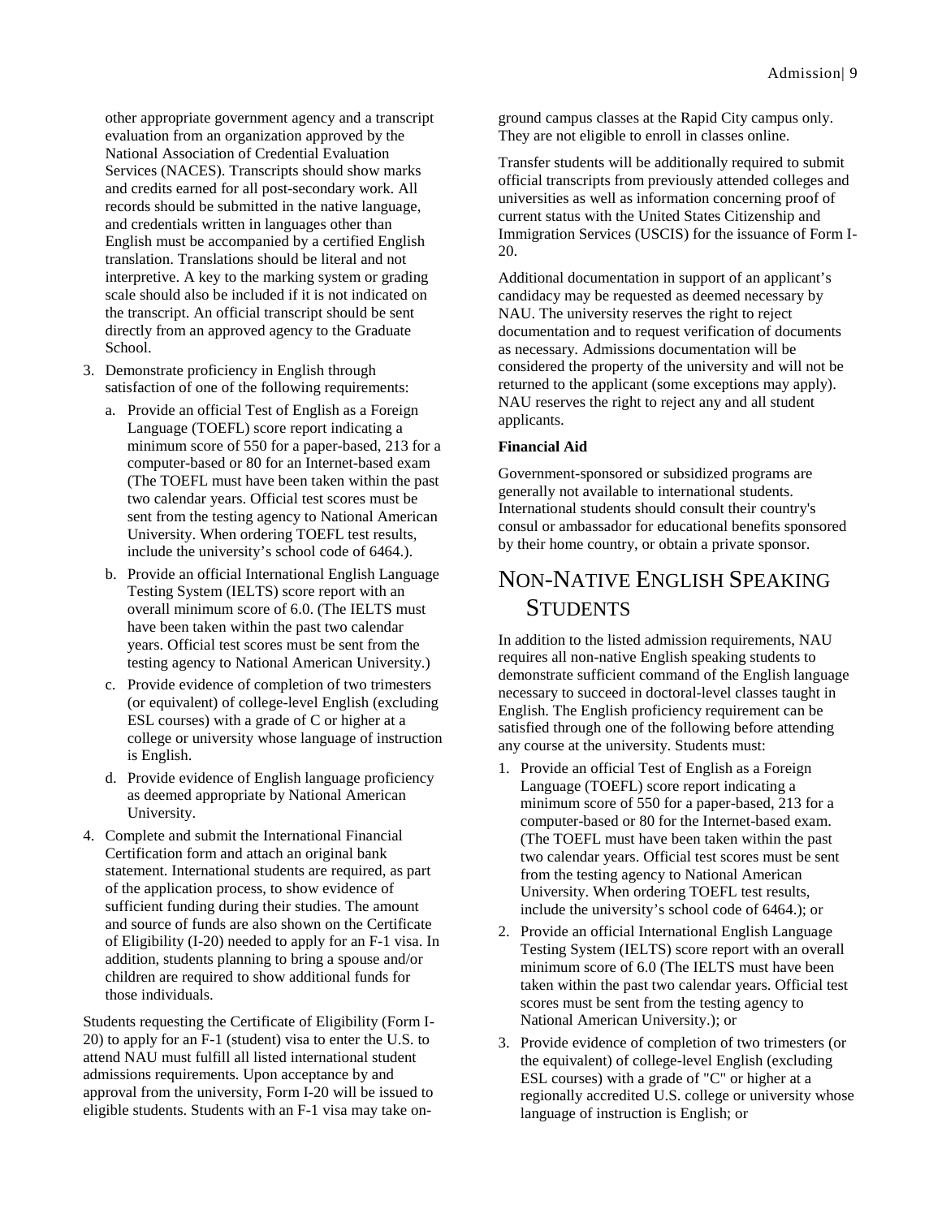other appropriate government agency and a transcript evaluation from an organization approved by the National Association of Credential Evaluation Services (NACES). Transcripts should show marks and credits earned for all post-secondary work. All records should be submitted in the native language, and credentials written in languages other than English must be accompanied by a certified English translation. Translations should be literal and not interpretive. A key to the marking system or grading scale should also be included if it is not indicated on the transcript. An official transcript should be sent directly from an approved agency to the Graduate School.

3. Demonstrate proficiency in English through satisfaction of one of the following requirements:
   a. Provide an official Test of English as a Foreign Language (TOEFL) score report indicating a minimum score of 550 for a paper-based, 213 for a computer-based or 80 for an Internet-based exam (The TOEFL must have been taken within the past two calendar years. Official test scores must be sent from the testing agency to National American University. When ordering TOEFL test results, include the university's school code of 6464.).
   b. Provide an official International English Language Testing System (IELTS) score report with an overall minimum score of 6.0. (The IELTS must have been taken within the past two calendar years. Official test scores must be sent from the testing agency to National American University.)
   c. Provide evidence of completion of two trimesters (or equivalent) of college-level English (excluding ESL courses) with a grade of C or higher at a college or university whose language of instruction is English.
   d. Provide evidence of English language proficiency as deemed appropriate by National American University.
4. Complete and submit the International Financial Certification form and attach an original bank statement. International students are required, as part of the application process, to show evidence of sufficient funding during their studies. The amount and source of funds are also shown on the Certificate of Eligibility (I-20) needed to apply for an F-1 visa. In addition, students planning to bring a spouse and/or children are required to show additional funds for those individuals.

Students requesting the Certificate of Eligibility (Form I-20) to apply for an F-1 (student) visa to enter the U.S. to attend NAU must fulfill all listed international student admissions requirements. Upon acceptance by and approval from the university, Form I-20 will be issued to eligible students. Students with an F-1 visa may take on-ground campus classes at the Rapid City campus only. They are not eligible to enroll in classes online.

Transfer students will be additionally required to submit official transcripts from previously attended colleges and universities as well as information concerning proof of current status with the United States Citizenship and Immigration Services (USCIS) for the issuance of Form I-20.

Additional documentation in support of an applicant's candidacy may be requested as deemed necessary by NAU. The university reserves the right to reject documentation and to request verification of documents as necessary. Admissions documentation will be considered the property of the university and will not be returned to the applicant (some exceptions may apply). NAU reserves the right to reject any and all student applicants.

**Financial Aid**

Government-sponsored or subsidized programs are generally not available to international students. International students should consult their country's consul or ambassador for educational benefits sponsored by their home country, or obtain a private sponsor.

# Non-Native English Speaking Students

In addition to the listed admission requirements, NAU requires all non-native English speaking students to demonstrate sufficient command of the English language necessary to succeed in doctoral-level classes taught in English. The English proficiency requirement can be satisfied through one of the following before attending any course at the university. Students must:

1. Provide an official Test of English as a Foreign Language (TOEFL) score report indicating a minimum score of 550 for a paper-based, 213 for a computer-based or 80 for the Internet-based exam. (The TOEFL must have been taken within the past two calendar years. Official test scores must be sent from the testing agency to National American University. When ordering TOEFL test results, include the university's school code of 6464.); or
2. Provide an official International English Language Testing System (IELTS) score report with an overall minimum score of 6.0 (The IELTS must have been taken within the past two calendar years. Official test scores must be sent from the testing agency to National American University.); or
3. Provide evidence of completion of two trimesters (or the equivalent) of college-level English (excluding ESL courses) with a grade of "C" or higher at a regionally accredited U.S. college or university whose language of instruction is English; or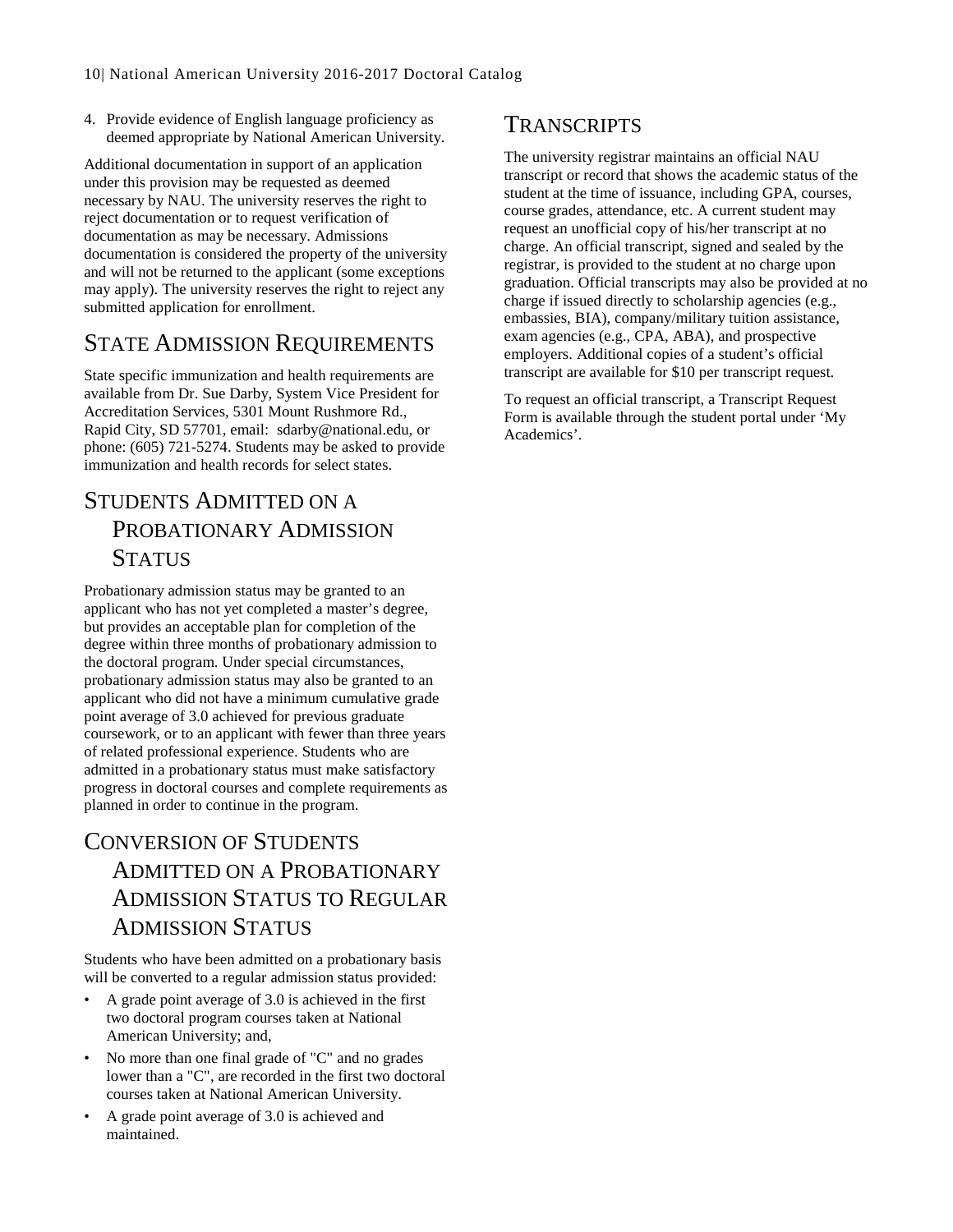4. Provide evidence of English language proficiency as deemed appropriate by National American University.

Additional documentation in support of an application under this provision may be requested as deemed necessary by NAU. The university reserves the right to reject documentation or to request verification of documentation as may be necessary. Admissions documentation is considered the property of the university and will not be returned to the applicant (some exceptions may apply). The university reserves the right to reject any submitted application for enrollment.

## State Admission Requirements

State specific immunization and health requirements are available from Dr. Sue Darby, System Vice President for Accreditation Services, 5301 Mount Rushmore Rd., Rapid City, SD 57701, email: sdarby@national.edu, or phone: (605) 721-5274. Students may be asked to provide immunization and health records for select states.

## Students Admitted on a Probationary Admission Status

Probationary admission status may be granted to an applicant who has not yet completed a master's degree, but provides an acceptable plan for completion of the degree within three months of probationary admission to the doctoral program. Under special circumstances, probationary admission status may also be granted to an applicant who did not have a minimum cumulative grade point average of 3.0 achieved for previous graduate coursework, or to an applicant with fewer than three years of related professional experience. Students who are admitted in a probationary status must make satisfactory progress in doctoral courses and complete requirements as planned in order to continue in the program.

## Conversion of Students Admitted on a Probationary Admission Status to Regular Admission Status

Students who have been admitted on a probationary basis will be converted to a regular admission status provided:

- A grade point average of 3.0 is achieved in the first two doctoral program courses taken at National American University; and,
- No more than one final grade of "C" and no grades lower than a "C", are recorded in the first two doctoral courses taken at National American University.
- A grade point average of 3.0 is achieved and maintained.

## Transcripts

The university registrar maintains an official NAU transcript or record that shows the academic status of the student at the time of issuance, including GPA, courses, course grades, attendance, etc. A current student may request an unofficial copy of his/her transcript at no charge. An official transcript, signed and sealed by the registrar, is provided to the student at no charge upon graduation. Official transcripts may also be provided at no charge if issued directly to scholarship agencies (e.g., embassies, BIA), company/military tuition assistance, exam agencies (e.g., CPA, ABA), and prospective employers. Additional copies of a student's official transcript are available for $10 per transcript request.

To request an official transcript, a Transcript Request Form is available through the student portal under 'My Academics'.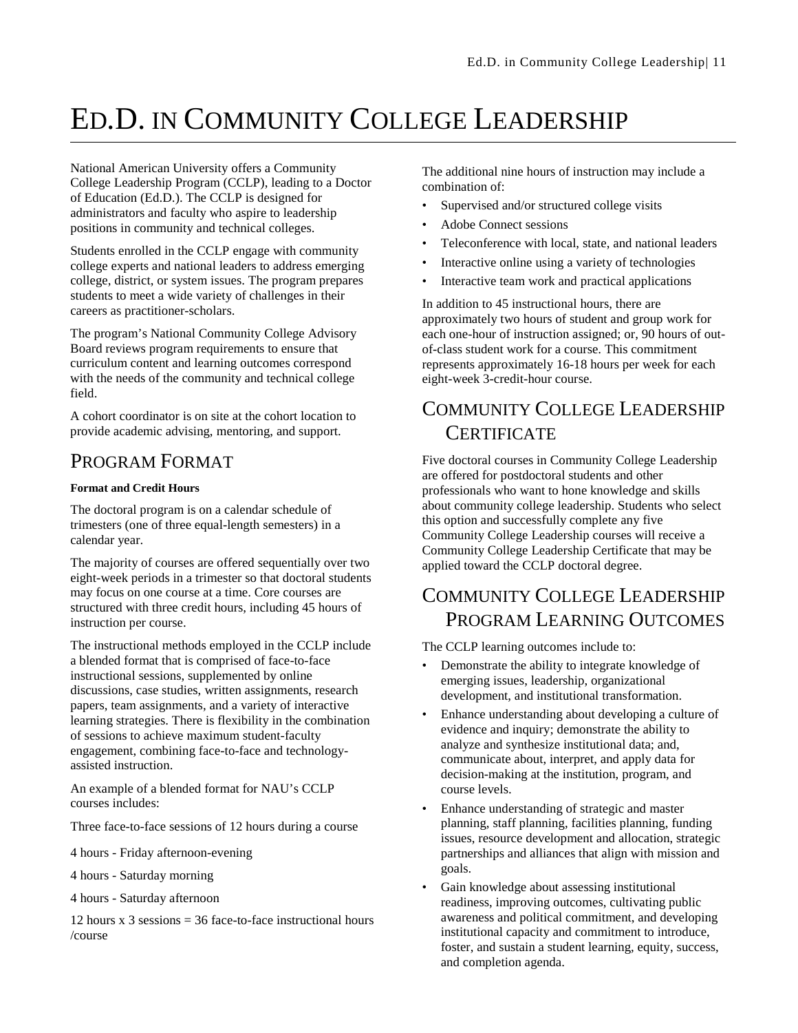# Ed.D. in Community College Leadership

National American University offers a Community College Leadership Program (CCLP), leading to a Doctor of Education (Ed.D.). The CCLP is designed for administrators and faculty who aspire to leadership positions in community and technical colleges.

Students enrolled in the CCLP engage with community college experts and national leaders to address emerging college, district, or system issues. The program prepares students to meet a wide variety of challenges in their careers as practitioner-scholars.

The program's National Community College Advisory Board reviews program requirements to ensure that curriculum content and learning outcomes correspond with the needs of the community and technical college field.

A cohort coordinator is on site at the cohort location to provide academic advising, mentoring, and support.

## Program Format

**Format and Credit Hours**

The doctoral program is on a calendar schedule of trimesters (one of three equal-length semesters) in a calendar year.

The majority of courses are offered sequentially over two eight-week periods in a trimester so that doctoral students may focus on one course at a time. Core courses are structured with three credit hours, including 45 hours of instruction per course.

The instructional methods employed in the CCLP include a blended format that is comprised of face-to-face instructional sessions, supplemented by online discussions, case studies, written assignments, research papers, team assignments, and a variety of interactive learning strategies. There is flexibility in the combination of sessions to achieve maximum student-faculty engagement, combining face-to-face and technology-assisted instruction.

An example of a blended format for NAU's CCLP courses includes:

Three face-to-face sessions of 12 hours during a course

4 hours - Friday afternoon-evening

4 hours - Saturday morning

4 hours - Saturday afternoon

12 hours x 3 sessions = 36 face-to-face instructional hours /course

The additional nine hours of instruction may include a combination of:

- Supervised and/or structured college visits
- Adobe Connect sessions
- Teleconference with local, state, and national leaders
- Interactive online using a variety of technologies
- Interactive team work and practical applications

In addition to 45 instructional hours, there are approximately two hours of student and group work for each one-hour of instruction assigned; or, 90 hours of out-of-class student work for a course. This commitment represents approximately 16-18 hours per week for each eight-week 3-credit-hour course.

## Community College Leadership Certificate

Five doctoral courses in Community College Leadership are offered for postdoctoral students and other professionals who want to hone knowledge and skills about community college leadership. Students who select this option and successfully complete any five Community College Leadership courses will receive a Community College Leadership Certificate that may be applied toward the CCLP doctoral degree.

## Community College Leadership Program Learning Outcomes

The CCLP learning outcomes include to:

- Demonstrate the ability to integrate knowledge of emerging issues, leadership, organizational development, and institutional transformation.
- Enhance understanding about developing a culture of evidence and inquiry; demonstrate the ability to analyze and synthesize institutional data; and, communicate about, interpret, and apply data for decision-making at the institution, program, and course levels.
- Enhance understanding of strategic and master planning, staff planning, facilities planning, funding issues, resource development and allocation, strategic partnerships and alliances that align with mission and goals.
- Gain knowledge about assessing institutional readiness, improving outcomes, cultivating public awareness and political commitment, and developing institutional capacity and commitment to introduce, foster, and sustain a student learning, equity, success, and completion agenda.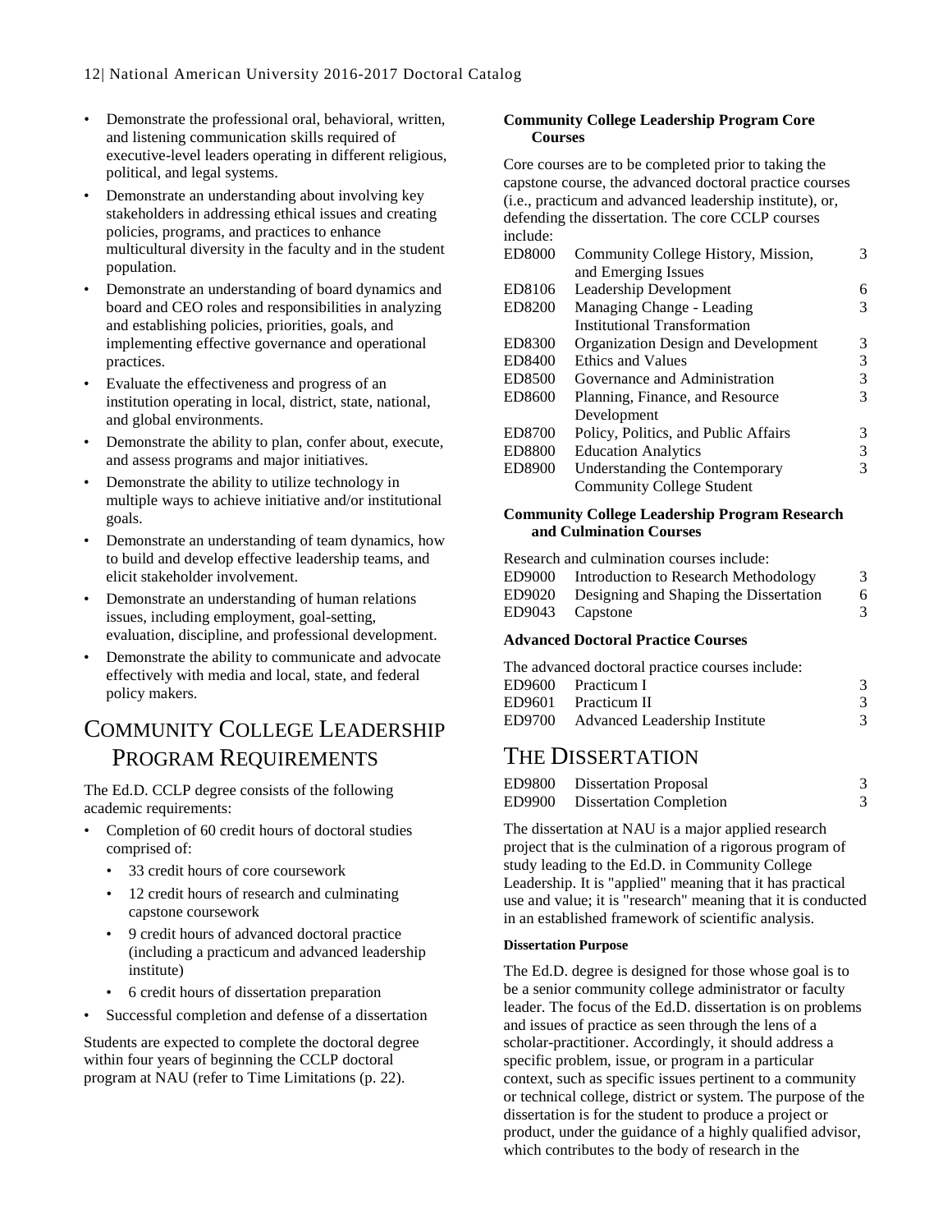- Demonstrate the professional oral, behavioral, written, and listening communication skills required of executive-level leaders operating in different religious, political, and legal systems.
- Demonstrate an understanding about involving key stakeholders in addressing ethical issues and creating policies, programs, and practices to enhance multicultural diversity in the faculty and in the student population.
- Demonstrate an understanding of board dynamics and board and CEO roles and responsibilities in analyzing and establishing policies, priorities, goals, and implementing effective governance and operational practices.
- Evaluate the effectiveness and progress of an institution operating in local, district, state, national, and global environments.
- Demonstrate the ability to plan, confer about, execute, and assess programs and major initiatives.
- Demonstrate the ability to utilize technology in multiple ways to achieve initiative and/or institutional goals.
- Demonstrate an understanding of team dynamics, how to build and develop effective leadership teams, and elicit stakeholder involvement.
- Demonstrate an understanding of human relations issues, including employment, goal-setting, evaluation, discipline, and professional development.
- Demonstrate the ability to communicate and advocate effectively with media and local, state, and federal policy makers.

## Community College Leadership Program Requirements

The Ed.D. CCLP degree consists of the following academic requirements:

- Completion of 60 credit hours of doctoral studies comprised of:
  - 33 credit hours of core coursework
  - 12 credit hours of research and culminating capstone coursework
  - 9 credit hours of advanced doctoral practice (including a practicum and advanced leadership institute)
  - 6 credit hours of dissertation preparation
- Successful completion and defense of a dissertation

Students are expected to complete the doctoral degree within four years of beginning the CCLP doctoral program at NAU (refer to Time Limitations (p. 22).

**Community College Leadership Program Core Courses**

Core courses are to be completed prior to taking the capstone course, the advanced doctoral practice courses (i.e., practicum and advanced leadership institute), or, defending the dissertation. The core CCLP courses include:

| | | |
|---|---|---|
| ED8000 | Community College History, Mission, and Emerging Issues | 3 |
| ED8106 | Leadership Development | 6 |
| ED8200 | Managing Change - Leading Institutional Transformation | 3 |
| ED8300 | Organization Design and Development | 3 |
| ED8400 | Ethics and Values | 3 |
| ED8500 | Governance and Administration | 3 |
| ED8600 | Planning, Finance, and Resource Development | 3 |
| ED8700 | Policy, Politics, and Public Affairs | 3 |
| ED8800 | Education Analytics | 3 |
| ED8900 | Understanding the Contemporary Community College Student | 3 |

**Community College Leadership Program Research and Culmination Courses**

Research and culmination courses include:

| | | |
|---|---|---|
| ED9000 | Introduction to Research Methodology | 3 |
| ED9020 | Designing and Shaping the Dissertation | 6 |
| ED9043 | Capstone | 3 |

**Advanced Doctoral Practice Courses**

The advanced doctoral practice courses include:

| | | |
|---|---|---|
| ED9600 | Practicum I | 3 |
| ED9601 | Practicum II | 3 |
| ED9700 | Advanced Leadership Institute | 3 |

## The Dissertation

| | | |
|---|---|---|
| ED9800 | Dissertation Proposal | 3 |
| ED9900 | Dissertation Completion | 3 |

The dissertation at NAU is a major applied research project that is the culmination of a rigorous program of study leading to the Ed.D. in Community College Leadership. It is "applied" meaning that it has practical use and value; it is "research" meaning that it is conducted in an established framework of scientific analysis.

#### Dissertation Purpose

The Ed.D. degree is designed for those whose goal is to be a senior community college administrator or faculty leader. The focus of the Ed.D. dissertation is on problems and issues of practice as seen through the lens of a scholar-practitioner. Accordingly, it should address a specific problem, issue, or program in a particular context, such as specific issues pertinent to a community or technical college, district or system. The purpose of the dissertation is for the student to produce a project or product, under the guidance of a highly qualified advisor, which contributes to the body of research in the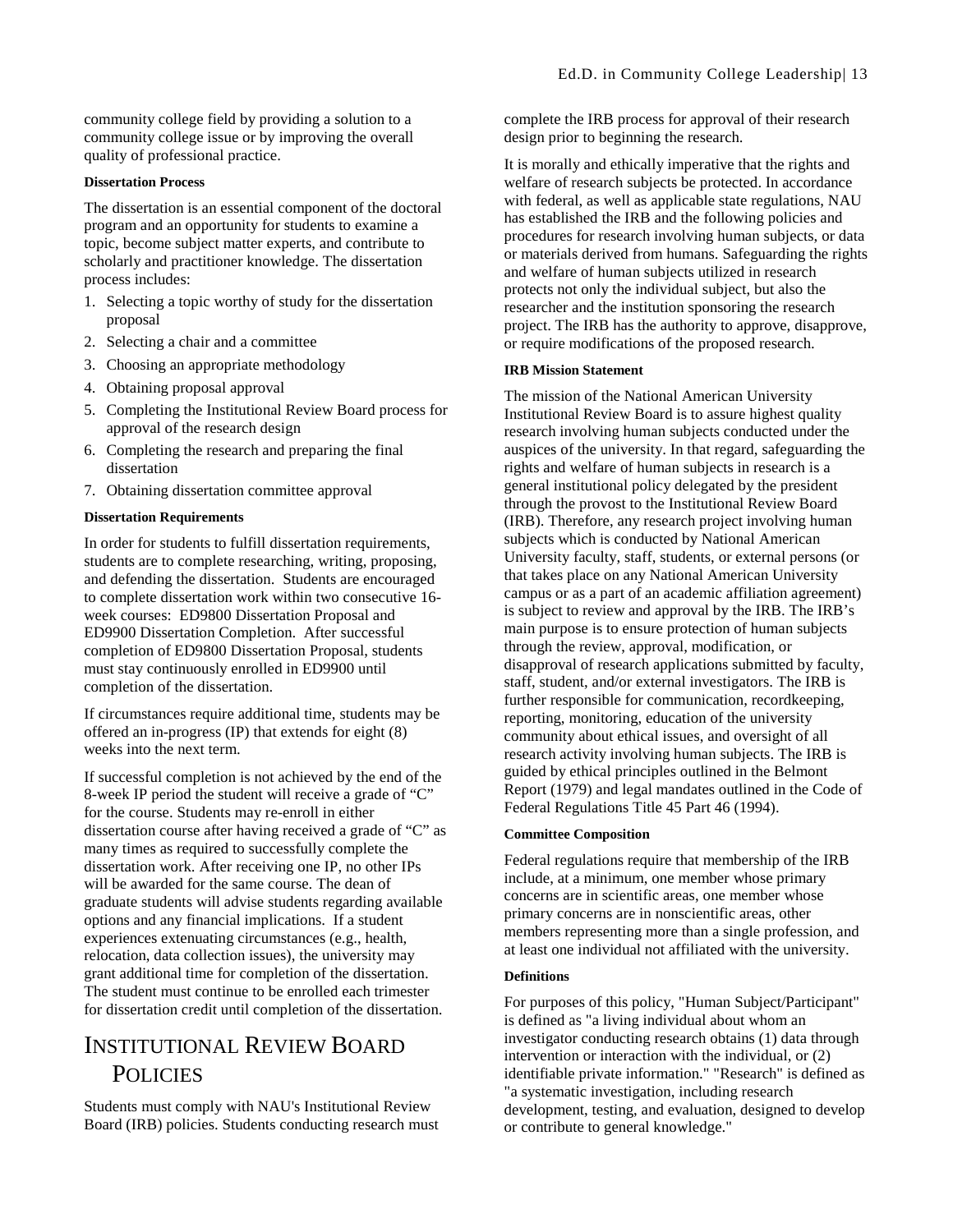community college field by providing a solution to a community college issue or by improving the overall quality of professional practice.

#### Dissertation Process

The dissertation is an essential component of the doctoral program and an opportunity for students to examine a topic, become subject matter experts, and contribute to scholarly and practitioner knowledge. The dissertation process includes:

1. Selecting a topic worthy of study for the dissertation proposal
2. Selecting a chair and a committee
3. Choosing an appropriate methodology
4. Obtaining proposal approval
5. Completing the Institutional Review Board process for approval of the research design
6. Completing the research and preparing the final dissertation
7. Obtaining dissertation committee approval

#### Dissertation Requirements

In order for students to fulfill dissertation requirements, students are to complete researching, writing, proposing, and defending the dissertation. Students are encouraged to complete dissertation work within two consecutive 16-week courses: ED9800 Dissertation Proposal and ED9900 Dissertation Completion. After successful completion of ED9800 Dissertation Proposal, students must stay continuously enrolled in ED9900 until completion of the dissertation.

If circumstances require additional time, students may be offered an in-progress (IP) that extends for eight (8) weeks into the next term.

If successful completion is not achieved by the end of the 8-week IP period the student will receive a grade of "C" for the course. Students may re-enroll in either dissertation course after having received a grade of "C" as many times as required to successfully complete the dissertation work. After receiving one IP, no other IPs will be awarded for the same course. The dean of graduate students will advise students regarding available options and any financial implications. If a student experiences extenuating circumstances (e.g., health, relocation, data collection issues), the university may grant additional time for completion of the dissertation. The student must continue to be enrolled each trimester for dissertation credit until completion of the dissertation.

## Institutional Review Board Policies

Students must comply with NAU's Institutional Review Board (IRB) policies. Students conducting research must complete the IRB process for approval of their research design prior to beginning the research.

It is morally and ethically imperative that the rights and welfare of research subjects be protected. In accordance with federal, as well as applicable state regulations, NAU has established the IRB and the following policies and procedures for research involving human subjects, or data or materials derived from humans. Safeguarding the rights and welfare of human subjects utilized in research protects not only the individual subject, but also the researcher and the institution sponsoring the research project. The IRB has the authority to approve, disapprove, or require modifications of the proposed research.

#### IRB Mission Statement

The mission of the National American University Institutional Review Board is to assure highest quality research involving human subjects conducted under the auspices of the university. In that regard, safeguarding the rights and welfare of human subjects in research is a general institutional policy delegated by the president through the provost to the Institutional Review Board (IRB). Therefore, any research project involving human subjects which is conducted by National American University faculty, staff, students, or external persons (or that takes place on any National American University campus or as a part of an academic affiliation agreement) is subject to review and approval by the IRB. The IRB's main purpose is to ensure protection of human subjects through the review, approval, modification, or disapproval of research applications submitted by faculty, staff, student, and/or external investigators. The IRB is further responsible for communication, recordkeeping, reporting, monitoring, education of the university community about ethical issues, and oversight of all research activity involving human subjects. The IRB is guided by ethical principles outlined in the Belmont Report (1979) and legal mandates outlined in the Code of Federal Regulations Title 45 Part 46 (1994).

#### Committee Composition

Federal regulations require that membership of the IRB include, at a minimum, one member whose primary concerns are in scientific areas, one member whose primary concerns are in nonscientific areas, other members representing more than a single profession, and at least one individual not affiliated with the university.

#### Definitions

For purposes of this policy, "Human Subject/Participant" is defined as "a living individual about whom an investigator conducting research obtains (1) data through intervention or interaction with the individual, or (2) identifiable private information." "Research" is defined as "a systematic investigation, including research development, testing, and evaluation, designed to develop or contribute to general knowledge."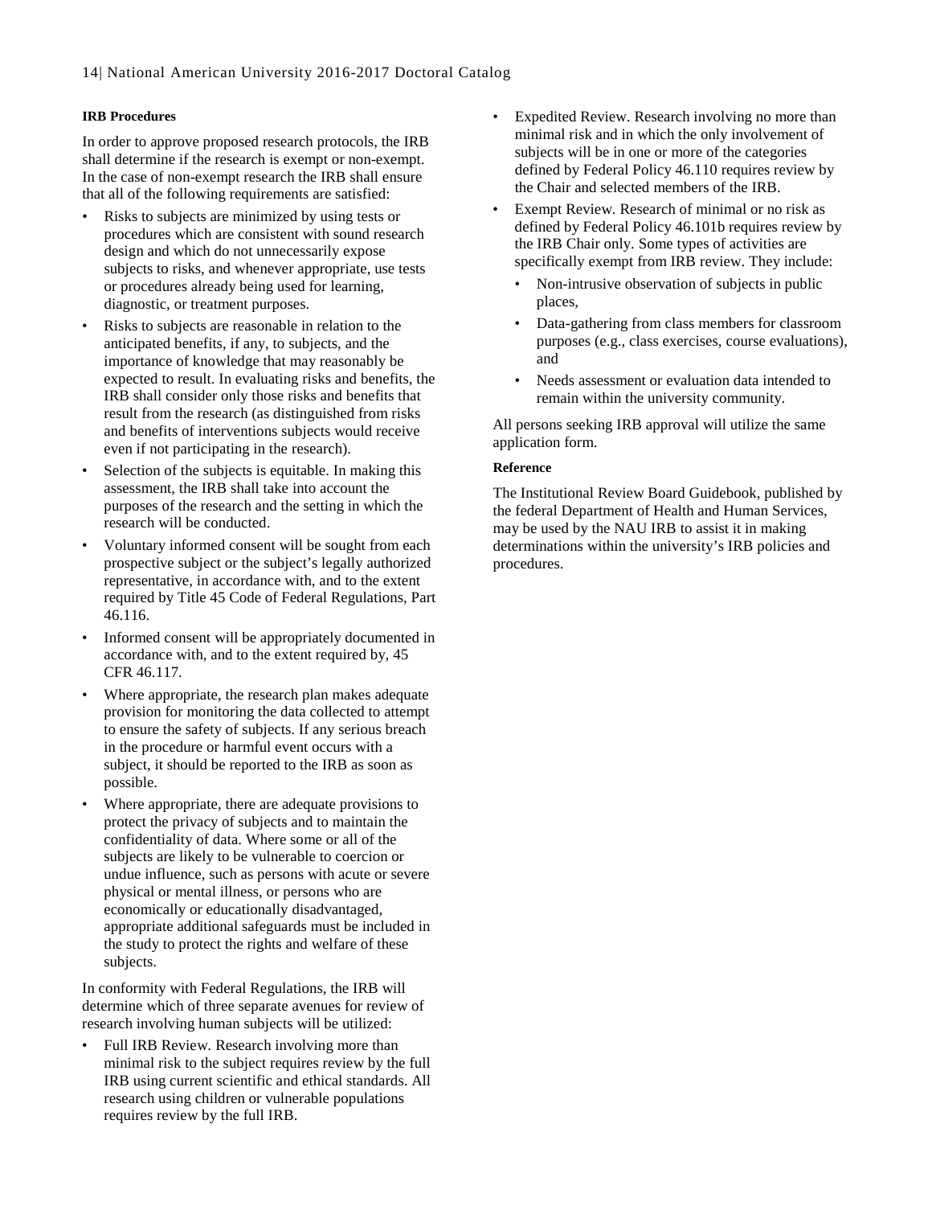**IRB Procedures**

In order to approve proposed research protocols, the IRB shall determine if the research is exempt or non-exempt. In the case of non-exempt research the IRB shall ensure that all of the following requirements are satisfied:

- Risks to subjects are minimized by using tests or procedures which are consistent with sound research design and which do not unnecessarily expose subjects to risks, and whenever appropriate, use tests or procedures already being used for learning, diagnostic, or treatment purposes.
- Risks to subjects are reasonable in relation to the anticipated benefits, if any, to subjects, and the importance of knowledge that may reasonably be expected to result. In evaluating risks and benefits, the IRB shall consider only those risks and benefits that result from the research (as distinguished from risks and benefits of interventions subjects would receive even if not participating in the research).
- Selection of the subjects is equitable. In making this assessment, the IRB shall take into account the purposes of the research and the setting in which the research will be conducted.
- Voluntary informed consent will be sought from each prospective subject or the subject's legally authorized representative, in accordance with, and to the extent required by Title 45 Code of Federal Regulations, Part 46.116.
- Informed consent will be appropriately documented in accordance with, and to the extent required by, 45 CFR 46.117.
- Where appropriate, the research plan makes adequate provision for monitoring the data collected to attempt to ensure the safety of subjects. If any serious breach in the procedure or harmful event occurs with a subject, it should be reported to the IRB as soon as possible.
- Where appropriate, there are adequate provisions to protect the privacy of subjects and to maintain the confidentiality of data. Where some or all of the subjects are likely to be vulnerable to coercion or undue influence, such as persons with acute or severe physical or mental illness, or persons who are economically or educationally disadvantaged, appropriate additional safeguards must be included in the study to protect the rights and welfare of these subjects.

In conformity with Federal Regulations, the IRB will determine which of three separate avenues for review of research involving human subjects will be utilized:

- Full IRB Review. Research involving more than minimal risk to the subject requires review by the full IRB using current scientific and ethical standards. All research using children or vulnerable populations requires review by the full IRB.
- Expedited Review. Research involving no more than minimal risk and in which the only involvement of subjects will be in one or more of the categories defined by Federal Policy 46.110 requires review by the Chair and selected members of the IRB.
- Exempt Review. Research of minimal or no risk as defined by Federal Policy 46.101b requires review by the IRB Chair only. Some types of activities are specifically exempt from IRB review. They include:
    - Non-intrusive observation of subjects in public places,
    - Data-gathering from class members for classroom purposes (e.g., class exercises, course evaluations), and
    - Needs assessment or evaluation data intended to remain within the university community.

All persons seeking IRB approval will utilize the same application form.

**Reference**

The Institutional Review Board Guidebook, published by the federal Department of Health and Human Services, may be used by the NAU IRB to assist it in making determinations within the university's IRB policies and procedures.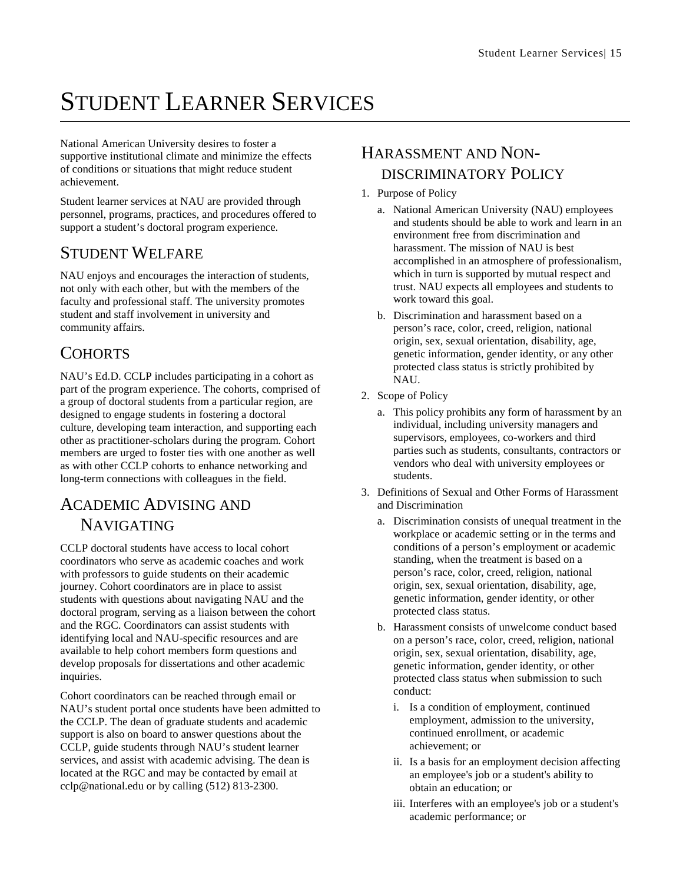# Student Learner Services

National American University desires to foster a supportive institutional climate and minimize the effects of conditions or situations that might reduce student achievement.

Student learner services at NAU are provided through personnel, programs, practices, and procedures offered to support a student's doctoral program experience.

## Student Welfare

NAU enjoys and encourages the interaction of students, not only with each other, but with the members of the faculty and professional staff. The university promotes student and staff involvement in university and community affairs.

## Cohorts

NAU's Ed.D. CCLP includes participating in a cohort as part of the program experience. The cohorts, comprised of a group of doctoral students from a particular region, are designed to engage students in fostering a doctoral culture, developing team interaction, and supporting each other as practitioner-scholars during the program. Cohort members are urged to foster ties with one another as well as with other CCLP cohorts to enhance networking and long-term connections with colleagues in the field.

## Academic Advising and Navigating

CCLP doctoral students have access to local cohort coordinators who serve as academic coaches and work with professors to guide students on their academic journey. Cohort coordinators are in place to assist students with questions about navigating NAU and the doctoral program, serving as a liaison between the cohort and the RGC. Coordinators can assist students with identifying local and NAU-specific resources and are available to help cohort members form questions and develop proposals for dissertations and other academic inquiries.

Cohort coordinators can be reached through email or NAU's student portal once students have been admitted to the CCLP. The dean of graduate students and academic support is also on board to answer questions about the CCLP, guide students through NAU's student learner services, and assist with academic advising. The dean is located at the RGC and may be contacted by email at cclp@national.edu or by calling (512) 813-2300.

## Harassment and Non-discriminatory Policy

1. Purpose of Policy
   a. National American University (NAU) employees and students should be able to work and learn in an environment free from discrimination and harassment. The mission of NAU is best accomplished in an atmosphere of professionalism, which in turn is supported by mutual respect and trust. NAU expects all employees and students to work toward this goal.
   b. Discrimination and harassment based on a person's race, color, creed, religion, national origin, sex, sexual orientation, disability, age, genetic information, gender identity, or any other protected class status is strictly prohibited by NAU.
2. Scope of Policy
   a. This policy prohibits any form of harassment by an individual, including university managers and supervisors, employees, co-workers and third parties such as students, consultants, contractors or vendors who deal with university employees or students.
3. Definitions of Sexual and Other Forms of Harassment and Discrimination
   a. Discrimination consists of unequal treatment in the workplace or academic setting or in the terms and conditions of a person's employment or academic standing, when the treatment is based on a person's race, color, creed, religion, national origin, sex, sexual orientation, disability, age, genetic information, gender identity, or other protected class status.
   b. Harassment consists of unwelcome conduct based on a person's race, color, creed, religion, national origin, sex, sexual orientation, disability, age, genetic information, gender identity, or other protected class status when submission to such conduct:
      i. Is a condition of employment, continued employment, admission to the university, continued enrollment, or academic achievement; or
      ii. Is a basis for an employment decision affecting an employee's job or a student's ability to obtain an education; or
      iii. Interferes with an employee's job or a student's academic performance; or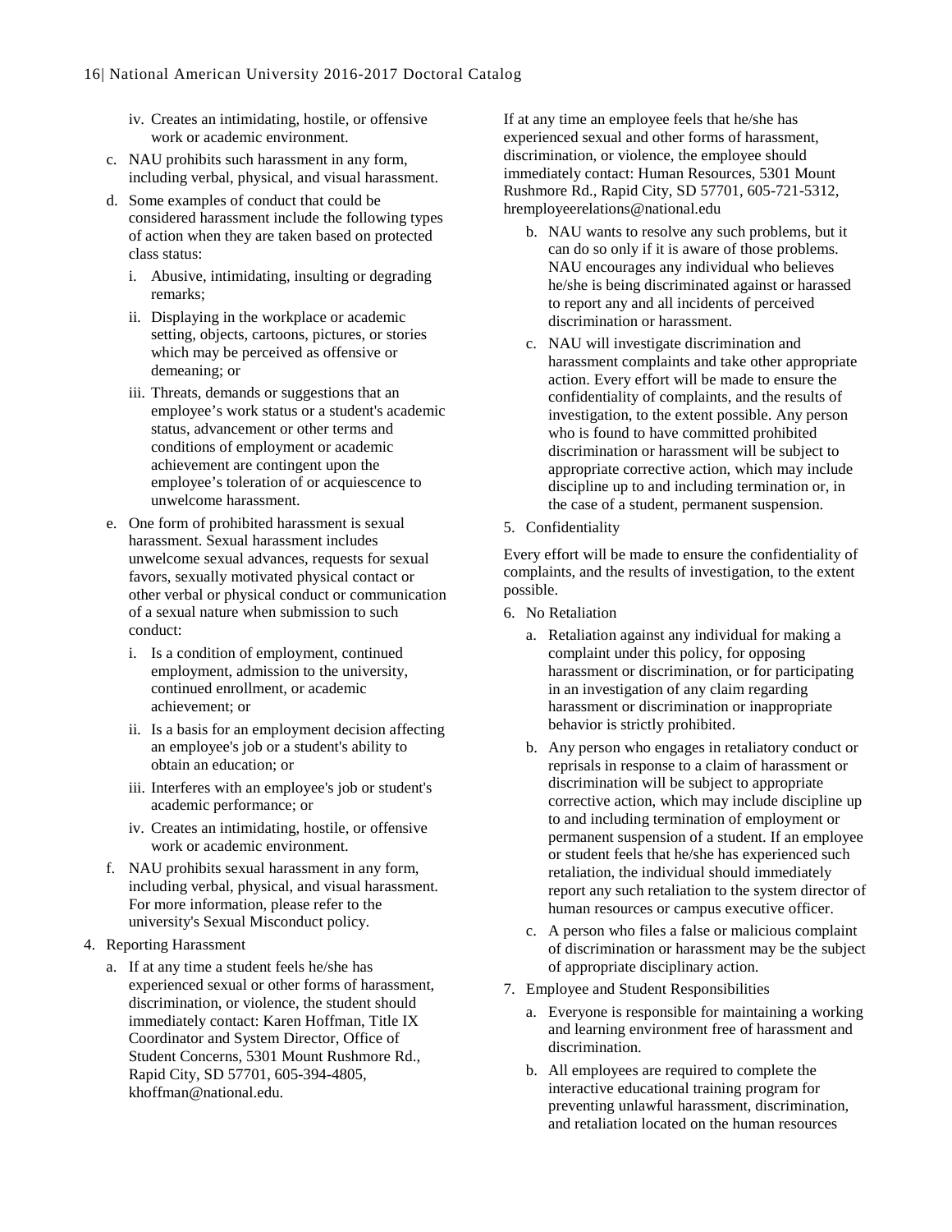iv. Creates an intimidating, hostile, or offensive work or academic environment.

c. NAU prohibits such harassment in any form, including verbal, physical, and visual harassment.

d. Some examples of conduct that could be considered harassment include the following types of action when they are taken based on protected class status:

   i. Abusive, intimidating, insulting or degrading remarks;

   ii. Displaying in the workplace or academic setting, objects, cartoons, pictures, or stories which may be perceived as offensive or demeaning; or

   iii. Threats, demands or suggestions that an employee's work status or a student's academic status, advancement or other terms and conditions of employment or academic achievement are contingent upon the employee's toleration of or acquiescence to unwelcome harassment.

e. One form of prohibited harassment is sexual harassment. Sexual harassment includes unwelcome sexual advances, requests for sexual favors, sexually motivated physical contact or other verbal or physical conduct or communication of a sexual nature when submission to such conduct:

   i. Is a condition of employment, continued employment, admission to the university, continued enrollment, or academic achievement; or

   ii. Is a basis for an employment decision affecting an employee's job or a student's ability to obtain an education; or

   iii. Interferes with an employee's job or student's academic performance; or

   iv. Creates an intimidating, hostile, or offensive work or academic environment.

f. NAU prohibits sexual harassment in any form, including verbal, physical, and visual harassment. For more information, please refer to the university's Sexual Misconduct policy.

4. Reporting Harassment

   a. If at any time a student feels he/she has experienced sexual or other forms of harassment, discrimination, or violence, the student should immediately contact: Karen Hoffman, Title IX Coordinator and System Director, Office of Student Concerns, 5301 Mount Rushmore Rd., Rapid City, SD 57701, 605-394-4805, khoffman@national.edu.

If at any time an employee feels that he/she has experienced sexual and other forms of harassment, discrimination, or violence, the employee should immediately contact: Human Resources, 5301 Mount Rushmore Rd., Rapid City, SD 57701, 605-721-5312, hremployeerelations@national.edu

   b. NAU wants to resolve any such problems, but it can do so only if it is aware of those problems. NAU encourages any individual who believes he/she is being discriminated against or harassed to report any and all incidents of perceived discrimination or harassment.

   c. NAU will investigate discrimination and harassment complaints and take other appropriate action. Every effort will be made to ensure the confidentiality of complaints, and the results of investigation, to the extent possible. Any person who is found to have committed prohibited discrimination or harassment will be subject to appropriate corrective action, which may include discipline up to and including termination or, in the case of a student, permanent suspension.

5. Confidentiality

Every effort will be made to ensure the confidentiality of complaints, and the results of investigation, to the extent possible.

6. No Retaliation

   a. Retaliation against any individual for making a complaint under this policy, for opposing harassment or discrimination, or for participating in an investigation of any claim regarding harassment or discrimination or inappropriate behavior is strictly prohibited.

   b. Any person who engages in retaliatory conduct or reprisals in response to a claim of harassment or discrimination will be subject to appropriate corrective action, which may include discipline up to and including termination of employment or permanent suspension of a student. If an employee or student feels that he/she has experienced such retaliation, the individual should immediately report any such retaliation to the system director of human resources or campus executive officer.

   c. A person who files a false or malicious complaint of discrimination or harassment may be the subject of appropriate disciplinary action.

7. Employee and Student Responsibilities

   a. Everyone is responsible for maintaining a working and learning environment free of harassment and discrimination.

   b. All employees are required to complete the interactive educational training program for preventing unlawful harassment, discrimination, and retaliation located on the human resources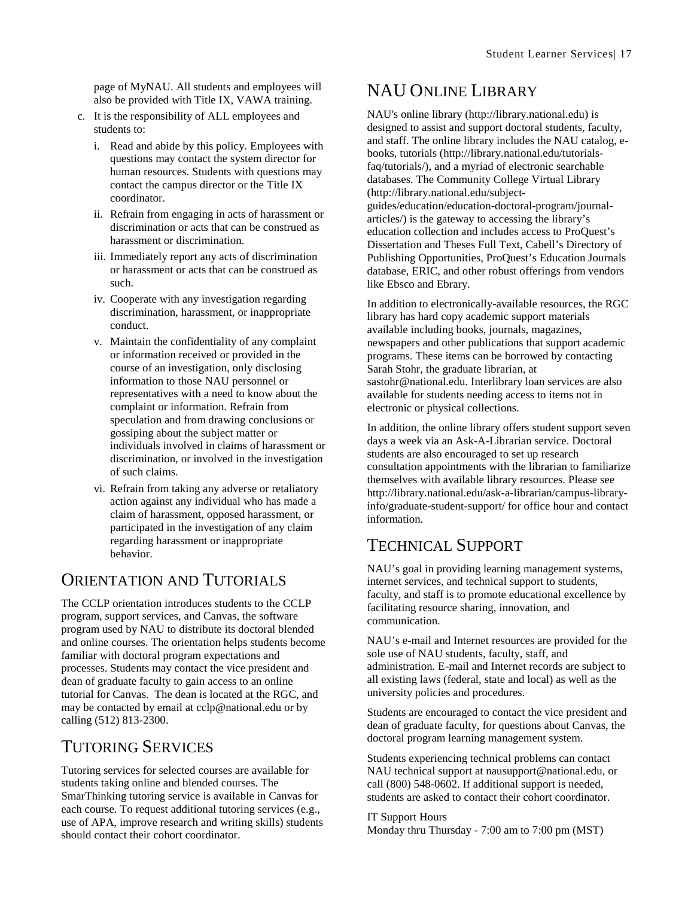page of MyNAU. All students and employees will also be provided with Title IX, VAWA training.

c. It is the responsibility of ALL employees and students to:
   i. Read and abide by this policy. Employees with questions may contact the system director for human resources. Students with questions may contact the campus director or the Title IX coordinator.
   ii. Refrain from engaging in acts of harassment or discrimination or acts that can be construed as harassment or discrimination.
   iii. Immediately report any acts of discrimination or harassment or acts that can be construed as such.
   iv. Cooperate with any investigation regarding discrimination, harassment, or inappropriate conduct.
   v. Maintain the confidentiality of any complaint or information received or provided in the course of an investigation, only disclosing information to those NAU personnel or representatives with a need to know about the complaint or information. Refrain from speculation and from drawing conclusions or gossiping about the subject matter or individuals involved in claims of harassment or discrimination, or involved in the investigation of such claims.
   vi. Refrain from taking any adverse or retaliatory action against any individual who has made a claim of harassment, opposed harassment, or participated in the investigation of any claim regarding harassment or inappropriate behavior.

## Orientation and Tutorials

The CCLP orientation introduces students to the CCLP program, support services, and Canvas, the software program used by NAU to distribute its doctoral blended and online courses. The orientation helps students become familiar with doctoral program expectations and processes. Students may contact the vice president and dean of graduate faculty to gain access to an online tutorial for Canvas. The dean is located at the RGC, and may be contacted by email at cclp@national.edu or by calling (512) 813-2300.

## Tutoring Services

Tutoring services for selected courses are available for students taking online and blended courses. The SmarThinking tutoring service is available in Canvas for each course. To request additional tutoring services (e.g., use of APA, improve research and writing skills) students should contact their cohort coordinator.

## NAU Online Library

NAU's online library (http://library.national.edu) is designed to assist and support doctoral students, faculty, and staff. The online library includes the NAU catalog, e-books, tutorials (http://library.national.edu/tutorials-faq/tutorials/), and a myriad of electronic searchable databases. The Community College Virtual Library (http://library.national.edu/subject-guides/education/education-doctoral-program/journal-articles/) is the gateway to accessing the library's education collection and includes access to ProQuest's Dissertation and Theses Full Text, Cabell's Directory of Publishing Opportunities, ProQuest's Education Journals database, ERIC, and other robust offerings from vendors like Ebsco and Ebrary.

In addition to electronically-available resources, the RGC library has hard copy academic support materials available including books, journals, magazines, newspapers and other publications that support academic programs. These items can be borrowed by contacting Sarah Stohr, the graduate librarian, at sastohr@national.edu. Interlibrary loan services are also available for students needing access to items not in electronic or physical collections.

In addition, the online library offers student support seven days a week via an Ask-A-Librarian service. Doctoral students are also encouraged to set up research consultation appointments with the librarian to familiarize themselves with available library resources. Please see http://library.national.edu/ask-a-librarian/campus-library-info/graduate-student-support/ for office hour and contact information.

## Technical Support

NAU's goal in providing learning management systems, internet services, and technical support to students, faculty, and staff is to promote educational excellence by facilitating resource sharing, innovation, and communication.

NAU's e-mail and Internet resources are provided for the sole use of NAU students, faculty, staff, and administration. E-mail and Internet records are subject to all existing laws (federal, state and local) as well as the university policies and procedures.

Students are encouraged to contact the vice president and dean of graduate faculty, for questions about Canvas, the doctoral program learning management system.

Students experiencing technical problems can contact NAU technical support at nausupport@national.edu, or call (800) 548-0602. If additional support is needed, students are asked to contact their cohort coordinator.

IT Support Hours
Monday thru Thursday - 7:00 am to 7:00 pm (MST)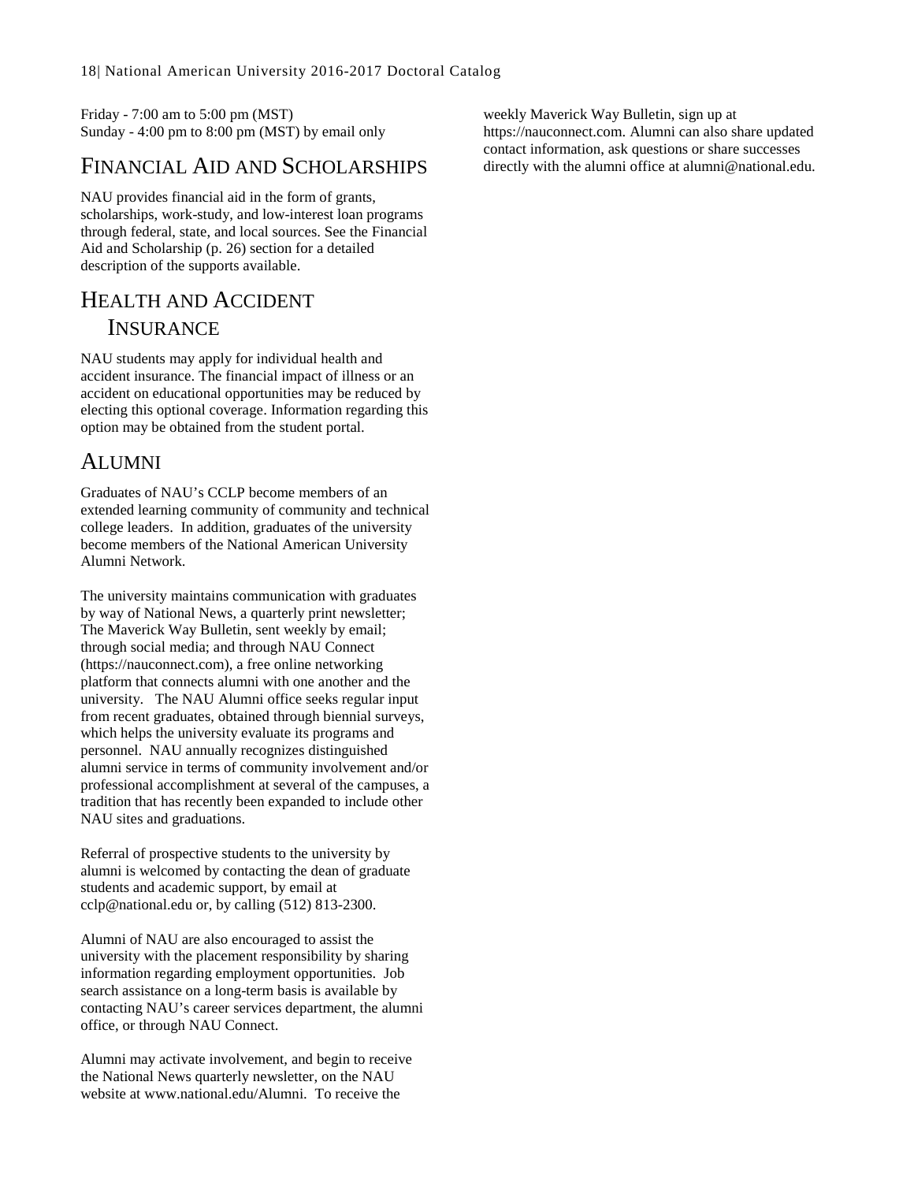Friday - 7:00 am to 5:00 pm (MST)
Sunday - 4:00 pm to 8:00 pm (MST) by email only

## Financial Aid and Scholarships

NAU provides financial aid in the form of grants, scholarships, work-study, and low-interest loan programs through federal, state, and local sources. See the Financial Aid and Scholarship (p. 26) section for a detailed description of the supports available.

## Health and Accident Insurance

NAU students may apply for individual health and accident insurance. The financial impact of illness or an accident on educational opportunities may be reduced by electing this optional coverage. Information regarding this option may be obtained from the student portal.

## Alumni

Graduates of NAU's CCLP become members of an extended learning community of community and technical college leaders. In addition, graduates of the university become members of the National American University Alumni Network.

The university maintains communication with graduates by way of National News, a quarterly print newsletter; The Maverick Way Bulletin, sent weekly by email; through social media; and through NAU Connect (https://nauconnect.com), a free online networking platform that connects alumni with one another and the university. The NAU Alumni office seeks regular input from recent graduates, obtained through biennial surveys, which helps the university evaluate its programs and personnel. NAU annually recognizes distinguished alumni service in terms of community involvement and/or professional accomplishment at several of the campuses, a tradition that has recently been expanded to include other NAU sites and graduations.

Referral of prospective students to the university by alumni is welcomed by contacting the dean of graduate students and academic support, by email at cclp@national.edu or, by calling (512) 813-2300.

Alumni of NAU are also encouraged to assist the university with the placement responsibility by sharing information regarding employment opportunities. Job search assistance on a long-term basis is available by contacting NAU's career services department, the alumni office, or through NAU Connect.

Alumni may activate involvement, and begin to receive the National News quarterly newsletter, on the NAU website at www.national.edu/Alumni. To receive the weekly Maverick Way Bulletin, sign up at https://nauconnect.com. Alumni can also share updated contact information, ask questions or share successes directly with the alumni office at alumni@national.edu.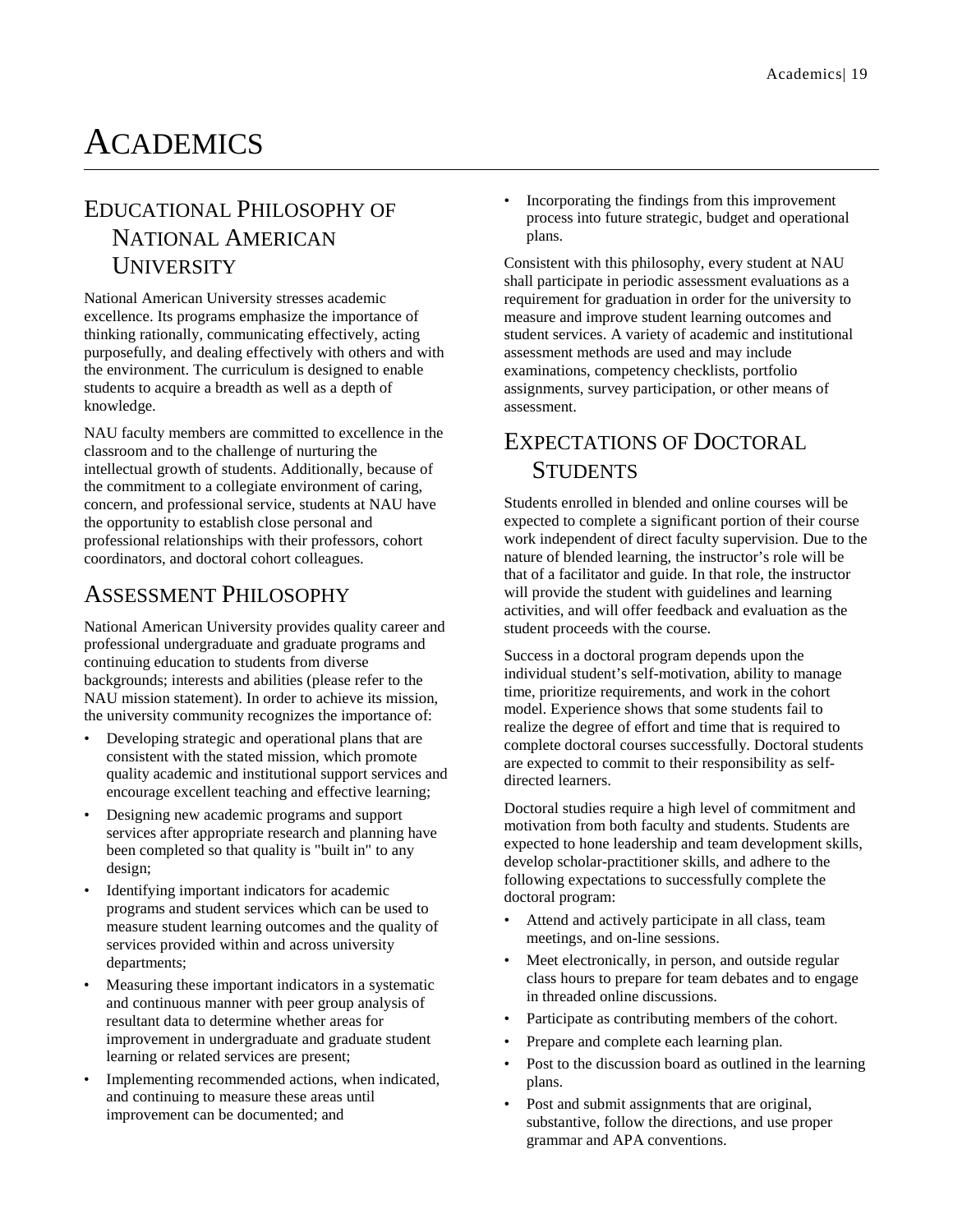# Academics

## Educational Philosophy of National American University

National American University stresses academic excellence. Its programs emphasize the importance of thinking rationally, communicating effectively, acting purposefully, and dealing effectively with others and with the environment. The curriculum is designed to enable students to acquire a breadth as well as a depth of knowledge.

NAU faculty members are committed to excellence in the classroom and to the challenge of nurturing the intellectual growth of students. Additionally, because of the commitment to a collegiate environment of caring, concern, and professional service, students at NAU have the opportunity to establish close personal and professional relationships with their professors, cohort coordinators, and doctoral cohort colleagues.

## Assessment Philosophy

National American University provides quality career and professional undergraduate and graduate programs and continuing education to students from diverse backgrounds; interests and abilities (please refer to the NAU mission statement). In order to achieve its mission, the university community recognizes the importance of:

- Developing strategic and operational plans that are consistent with the stated mission, which promote quality academic and institutional support services and encourage excellent teaching and effective learning;
- Designing new academic programs and support services after appropriate research and planning have been completed so that quality is "built in" to any design;
- Identifying important indicators for academic programs and student services which can be used to measure student learning outcomes and the quality of services provided within and across university departments;
- Measuring these important indicators in a systematic and continuous manner with peer group analysis of resultant data to determine whether areas for improvement in undergraduate and graduate student learning or related services are present;
- Implementing recommended actions, when indicated, and continuing to measure these areas until improvement can be documented; and
- Incorporating the findings from this improvement process into future strategic, budget and operational plans.

Consistent with this philosophy, every student at NAU shall participate in periodic assessment evaluations as a requirement for graduation in order for the university to measure and improve student learning outcomes and student services. A variety of academic and institutional assessment methods are used and may include examinations, competency checklists, portfolio assignments, survey participation, or other means of assessment.

## Expectations of Doctoral Students

Students enrolled in blended and online courses will be expected to complete a significant portion of their course work independent of direct faculty supervision. Due to the nature of blended learning, the instructor's role will be that of a facilitator and guide. In that role, the instructor will provide the student with guidelines and learning activities, and will offer feedback and evaluation as the student proceeds with the course.

Success in a doctoral program depends upon the individual student's self-motivation, ability to manage time, prioritize requirements, and work in the cohort model. Experience shows that some students fail to realize the degree of effort and time that is required to complete doctoral courses successfully. Doctoral students are expected to commit to their responsibility as self-directed learners.

Doctoral studies require a high level of commitment and motivation from both faculty and students. Students are expected to hone leadership and team development skills, develop scholar-practitioner skills, and adhere to the following expectations to successfully complete the doctoral program:

- Attend and actively participate in all class, team meetings, and on-line sessions.
- Meet electronically, in person, and outside regular class hours to prepare for team debates and to engage in threaded online discussions.
- Participate as contributing members of the cohort.
- Prepare and complete each learning plan.
- Post to the discussion board as outlined in the learning plans.
- Post and submit assignments that are original, substantive, follow the directions, and use proper grammar and APA conventions.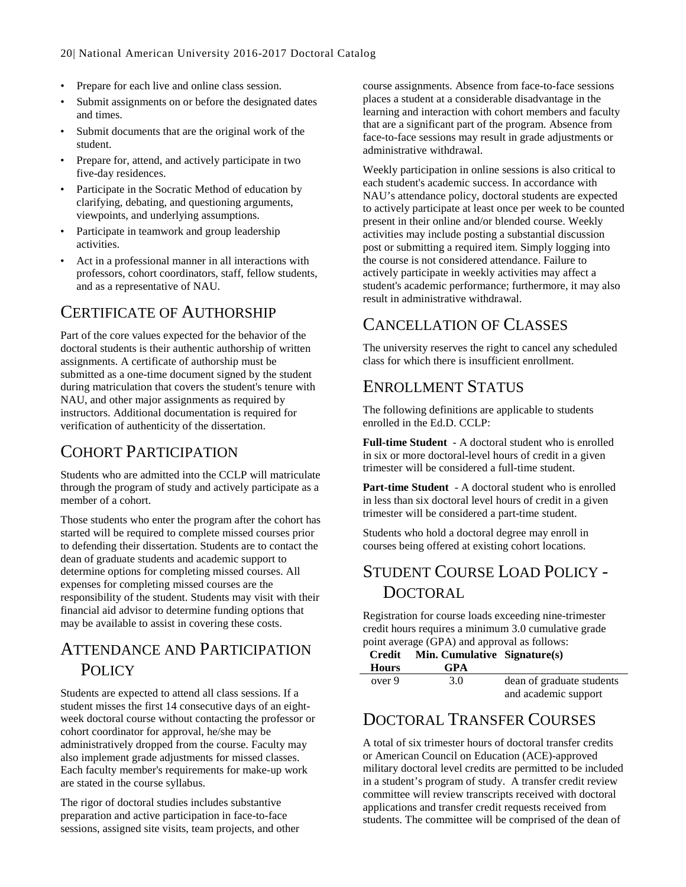- Prepare for each live and online class session.
- Submit assignments on or before the designated dates and times.
- Submit documents that are the original work of the student.
- Prepare for, attend, and actively participate in two five-day residences.
- Participate in the Socratic Method of education by clarifying, debating, and questioning arguments, viewpoints, and underlying assumptions.
- Participate in teamwork and group leadership activities.
- Act in a professional manner in all interactions with professors, cohort coordinators, staff, fellow students, and as a representative of NAU.

## Certificate of Authorship

Part of the core values expected for the behavior of the doctoral students is their authentic authorship of written assignments. A certificate of authorship must be submitted as a one-time document signed by the student during matriculation that covers the student's tenure with NAU, and other major assignments as required by instructors. Additional documentation is required for verification of authenticity of the dissertation.

## Cohort Participation

Students who are admitted into the CCLP will matriculate through the program of study and actively participate as a member of a cohort.

Those students who enter the program after the cohort has started will be required to complete missed courses prior to defending their dissertation. Students are to contact the dean of graduate students and academic support to determine options for completing missed courses. All expenses for completing missed courses are the responsibility of the student. Students may visit with their financial aid advisor to determine funding options that may be available to assist in covering these costs.

## Attendance and Participation Policy

Students are expected to attend all class sessions. If a student misses the first 14 consecutive days of an eight-week doctoral course without contacting the professor or cohort coordinator for approval, he/she may be administratively dropped from the course. Faculty may also implement grade adjustments for missed classes. Each faculty member's requirements for make-up work are stated in the course syllabus.

The rigor of doctoral studies includes substantive preparation and active participation in face-to-face sessions, assigned site visits, team projects, and other course assignments. Absence from face-to-face sessions places a student at a considerable disadvantage in the learning and interaction with cohort members and faculty that are a significant part of the program. Absence from face-to-face sessions may result in grade adjustments or administrative withdrawal.

Weekly participation in online sessions is also critical to each student's academic success. In accordance with NAU's attendance policy, doctoral students are expected to actively participate at least once per week to be counted present in their online and/or blended course. Weekly activities may include posting a substantial discussion post or submitting a required item. Simply logging into the course is not considered attendance. Failure to actively participate in weekly activities may affect a student's academic performance; furthermore, it may also result in administrative withdrawal.

## Cancellation of Classes

The university reserves the right to cancel any scheduled class for which there is insufficient enrollment.

## Enrollment Status

The following definitions are applicable to students enrolled in the Ed.D. CCLP:

**Full-time Student** - A doctoral student who is enrolled in six or more doctoral-level hours of credit in a given trimester will be considered a full-time student.

**Part-time Student** - A doctoral student who is enrolled in less than six doctoral level hours of credit in a given trimester will be considered a part-time student.

Students who hold a doctoral degree may enroll in courses being offered at existing cohort locations.

## Student Course Load Policy - Doctoral

Registration for course loads exceeding nine-trimester credit hours requires a minimum 3.0 cumulative grade point average (GPA) and approval as follows:

| Credit Hours | Min. Cumulative GPA | Signature(s) |
|---|---|---|
| over 9 | 3.0 | dean of graduate students and academic support |

## Doctoral Transfer Courses

A total of six trimester hours of doctoral transfer credits or American Council on Education (ACE)-approved military doctoral level credits are permitted to be included in a student's program of study. A transfer credit review committee will review transcripts received with doctoral applications and transfer credit requests received from students. The committee will be comprised of the dean of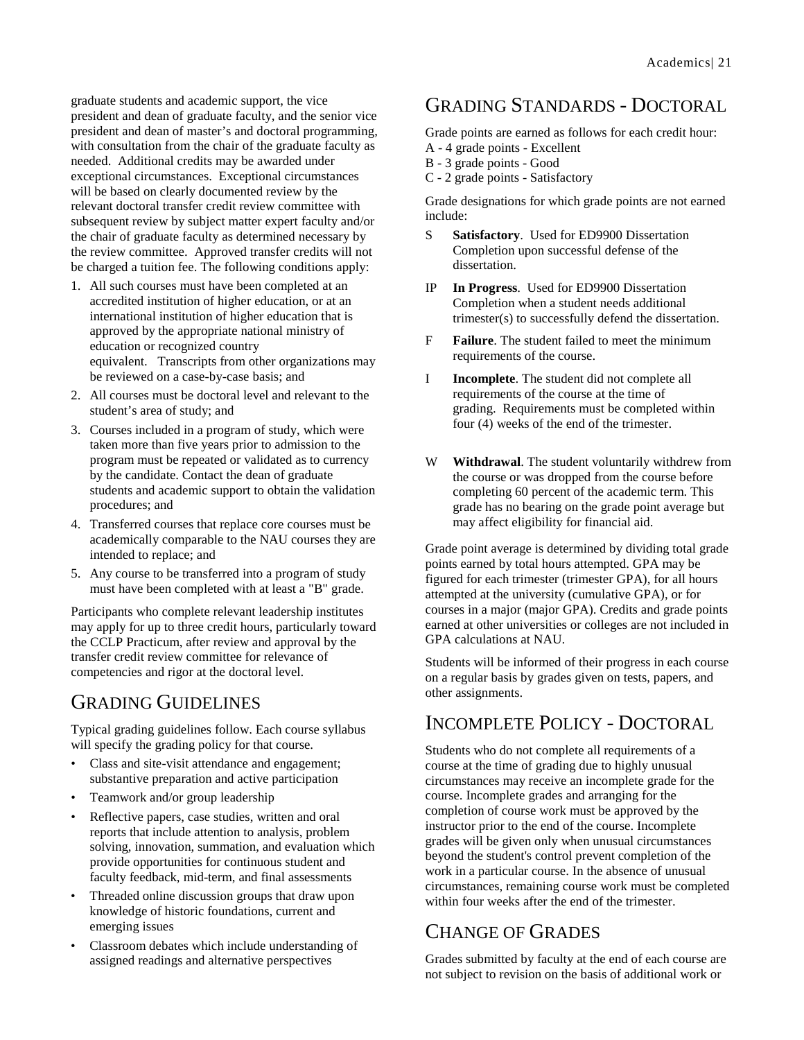graduate students and academic support, the vice president and dean of graduate faculty, and the senior vice president and dean of master's and doctoral programming, with consultation from the chair of the graduate faculty as needed. Additional credits may be awarded under exceptional circumstances. Exceptional circumstances will be based on clearly documented review by the relevant doctoral transfer credit review committee with subsequent review by subject matter expert faculty and/or the chair of graduate faculty as determined necessary by the review committee. Approved transfer credits will not be charged a tuition fee. The following conditions apply:

1. All such courses must have been completed at an accredited institution of higher education, or at an international institution of higher education that is approved by the appropriate national ministry of education or recognized country equivalent. Transcripts from other organizations may be reviewed on a case-by-case basis; and
2. All courses must be doctoral level and relevant to the student's area of study; and
3. Courses included in a program of study, which were taken more than five years prior to admission to the program must be repeated or validated as to currency by the candidate. Contact the dean of graduate students and academic support to obtain the validation procedures; and
4. Transferred courses that replace core courses must be academically comparable to the NAU courses they are intended to replace; and
5. Any course to be transferred into a program of study must have been completed with at least a "B" grade.

Participants who complete relevant leadership institutes may apply for up to three credit hours, particularly toward the CCLP Practicum, after review and approval by the transfer credit review committee for relevance of competencies and rigor at the doctoral level.

## Grading Guidelines

Typical grading guidelines follow. Each course syllabus will specify the grading policy for that course.

- Class and site-visit attendance and engagement; substantive preparation and active participation
- Teamwork and/or group leadership
- Reflective papers, case studies, written and oral reports that include attention to analysis, problem solving, innovation, summation, and evaluation which provide opportunities for continuous student and faculty feedback, mid-term, and final assessments
- Threaded online discussion groups that draw upon knowledge of historic foundations, current and emerging issues
- Classroom debates which include understanding of assigned readings and alternative perspectives

## Grading Standards - Doctoral

Grade points are earned as follows for each credit hour:
A - 4 grade points - Excellent
B - 3 grade points - Good
C - 2 grade points - Satisfactory

Grade designations for which grade points are not earned include:

S **Satisfactory**. Used for ED9900 Dissertation Completion upon successful defense of the dissertation.

IP **In Progress**. Used for ED9900 Dissertation Completion when a student needs additional trimester(s) to successfully defend the dissertation.

F **Failure**. The student failed to meet the minimum requirements of the course.

I **Incomplete**. The student did not complete all requirements of the course at the time of grading. Requirements must be completed within four (4) weeks of the end of the trimester.

W **Withdrawal**. The student voluntarily withdrew from the course or was dropped from the course before completing 60 percent of the academic term. This grade has no bearing on the grade point average but may affect eligibility for financial aid.

Grade point average is determined by dividing total grade points earned by total hours attempted. GPA may be figured for each trimester (trimester GPA), for all hours attempted at the university (cumulative GPA), or for courses in a major (major GPA). Credits and grade points earned at other universities or colleges are not included in GPA calculations at NAU.

Students will be informed of their progress in each course on a regular basis by grades given on tests, papers, and other assignments.

## Incomplete Policy - Doctoral

Students who do not complete all requirements of a course at the time of grading due to highly unusual circumstances may receive an incomplete grade for the course. Incomplete grades and arranging for the completion of course work must be approved by the instructor prior to the end of the course. Incomplete grades will be given only when unusual circumstances beyond the student's control prevent completion of the work in a particular course. In the absence of unusual circumstances, remaining course work must be completed within four weeks after the end of the trimester.

## Change of Grades

Grades submitted by faculty at the end of each course are not subject to revision on the basis of additional work or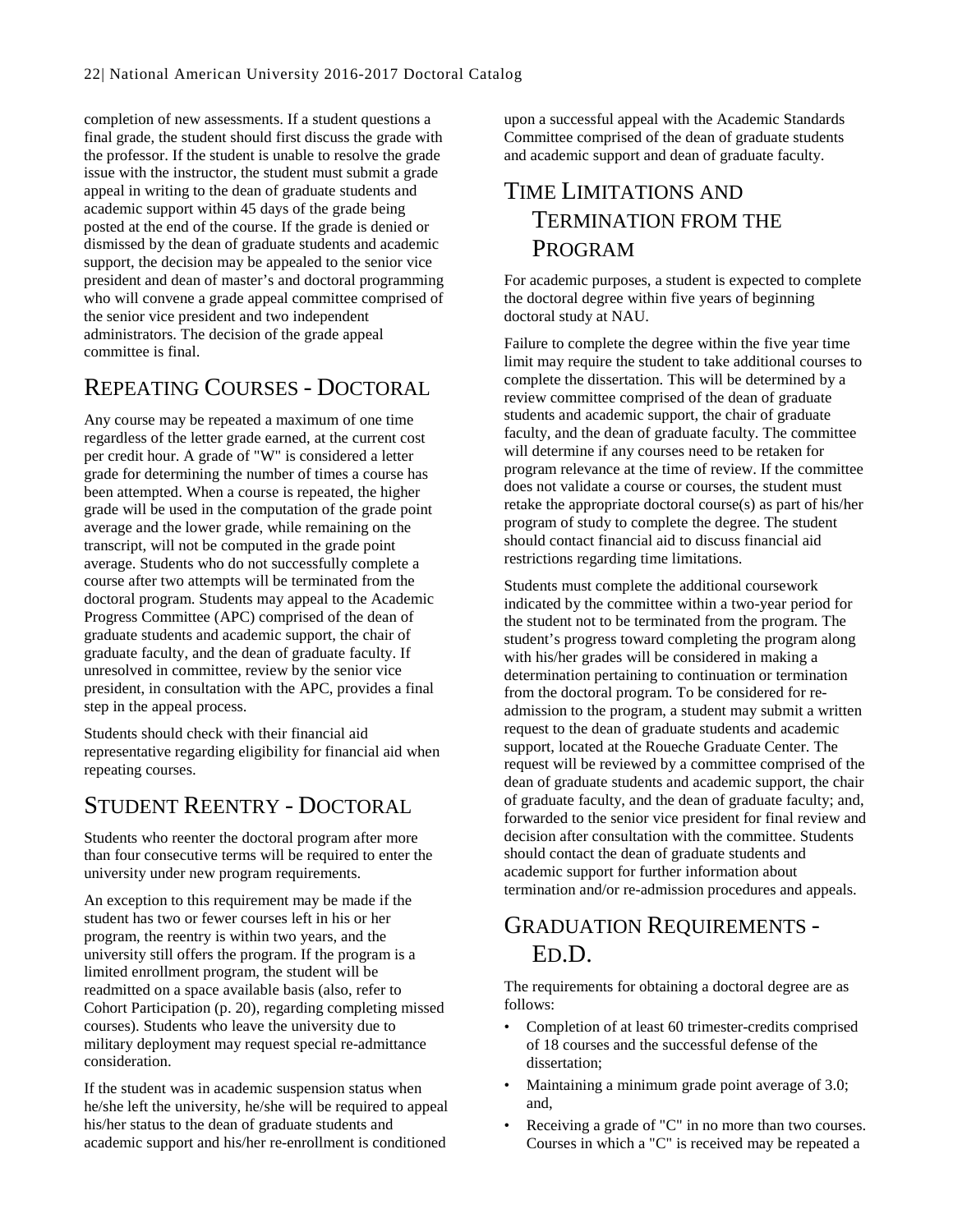completion of new assessments. If a student questions a final grade, the student should first discuss the grade with the professor. If the student is unable to resolve the grade issue with the instructor, the student must submit a grade appeal in writing to the dean of graduate students and academic support within 45 days of the grade being posted at the end of the course. If the grade is denied or dismissed by the dean of graduate students and academic support, the decision may be appealed to the senior vice president and dean of master's and doctoral programming who will convene a grade appeal committee comprised of the senior vice president and two independent administrators. The decision of the grade appeal committee is final.

## Repeating Courses - Doctoral

Any course may be repeated a maximum of one time regardless of the letter grade earned, at the current cost per credit hour. A grade of "W" is considered a letter grade for determining the number of times a course has been attempted. When a course is repeated, the higher grade will be used in the computation of the grade point average and the lower grade, while remaining on the transcript, will not be computed in the grade point average. Students who do not successfully complete a course after two attempts will be terminated from the doctoral program. Students may appeal to the Academic Progress Committee (APC) comprised of the dean of graduate students and academic support, the chair of graduate faculty, and the dean of graduate faculty. If unresolved in committee, review by the senior vice president, in consultation with the APC, provides a final step in the appeal process.

Students should check with their financial aid representative regarding eligibility for financial aid when repeating courses.

## Student Reentry - Doctoral

Students who reenter the doctoral program after more than four consecutive terms will be required to enter the university under new program requirements.

An exception to this requirement may be made if the student has two or fewer courses left in his or her program, the reentry is within two years, and the university still offers the program. If the program is a limited enrollment program, the student will be readmitted on a space available basis (also, refer to Cohort Participation (p. 20), regarding completing missed courses). Students who leave the university due to military deployment may request special re-admittance consideration.

If the student was in academic suspension status when he/she left the university, he/she will be required to appeal his/her status to the dean of graduate students and academic support and his/her re-enrollment is conditioned upon a successful appeal with the Academic Standards Committee comprised of the dean of graduate students and academic support and dean of graduate faculty.

## Time Limitations and Termination from the Program

For academic purposes, a student is expected to complete the doctoral degree within five years of beginning doctoral study at NAU.

Failure to complete the degree within the five year time limit may require the student to take additional courses to complete the dissertation. This will be determined by a review committee comprised of the dean of graduate students and academic support, the chair of graduate faculty, and the dean of graduate faculty. The committee will determine if any courses need to be retaken for program relevance at the time of review. If the committee does not validate a course or courses, the student must retake the appropriate doctoral course(s) as part of his/her program of study to complete the degree. The student should contact financial aid to discuss financial aid restrictions regarding time limitations.

Students must complete the additional coursework indicated by the committee within a two-year period for the student not to be terminated from the program. The student's progress toward completing the program along with his/her grades will be considered in making a determination pertaining to continuation or termination from the doctoral program. To be considered for re-admission to the program, a student may submit a written request to the dean of graduate students and academic support, located at the Roueche Graduate Center. The request will be reviewed by a committee comprised of the dean of graduate students and academic support, the chair of graduate faculty, and the dean of graduate faculty; and, forwarded to the senior vice president for final review and decision after consultation with the committee. Students should contact the dean of graduate students and academic support for further information about termination and/or re-admission procedures and appeals.

## Graduation Requirements - Ed.D.

The requirements for obtaining a doctoral degree are as follows:

- Completion of at least 60 trimester-credits comprised of 18 courses and the successful defense of the dissertation;
- Maintaining a minimum grade point average of 3.0; and,
- Receiving a grade of "C" in no more than two courses. Courses in which a "C" is received may be repeated a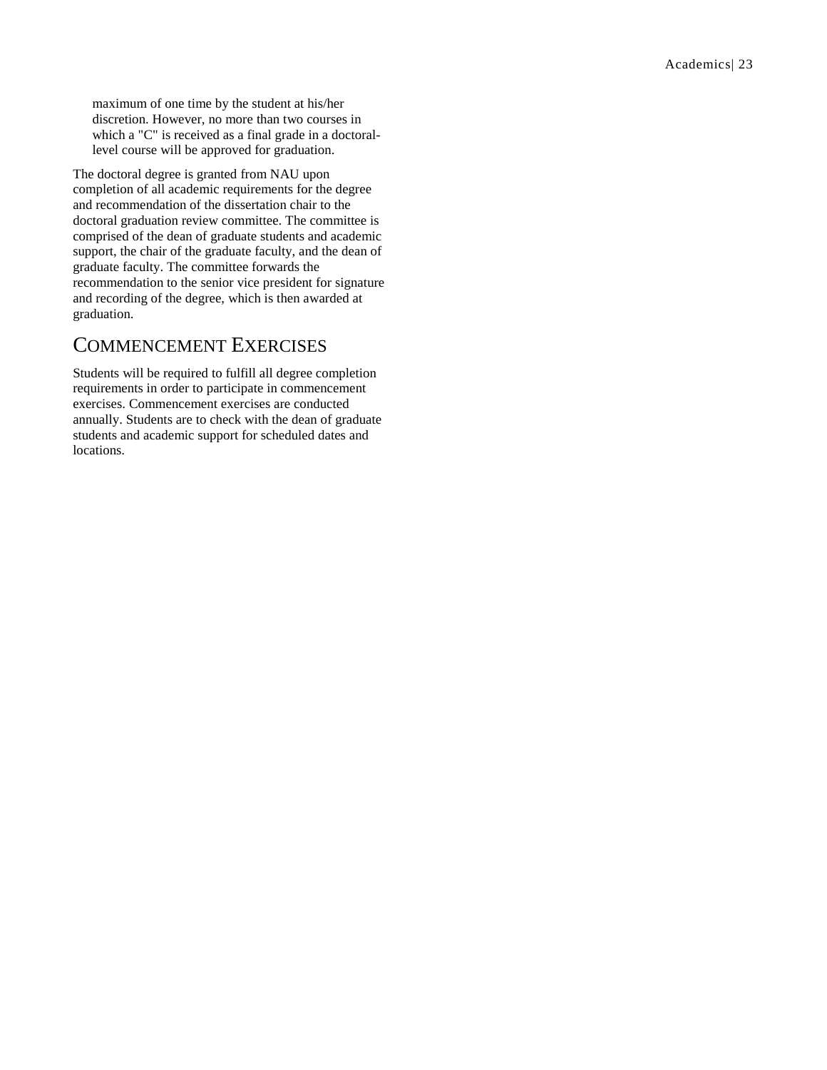maximum of one time by the student at his/her discretion. However, no more than two courses in which a "C" is received as a final grade in a doctoral-level course will be approved for graduation.

The doctoral degree is granted from NAU upon completion of all academic requirements for the degree and recommendation of the dissertation chair to the doctoral graduation review committee. The committee is comprised of the dean of graduate students and academic support, the chair of the graduate faculty, and the dean of graduate faculty. The committee forwards the recommendation to the senior vice president for signature and recording of the degree, which is then awarded at graduation.

## COMMENCEMENT EXERCISES

Students will be required to fulfill all degree completion requirements in order to participate in commencement exercises. Commencement exercises are conducted annually. Students are to check with the dean of graduate students and academic support for scheduled dates and locations.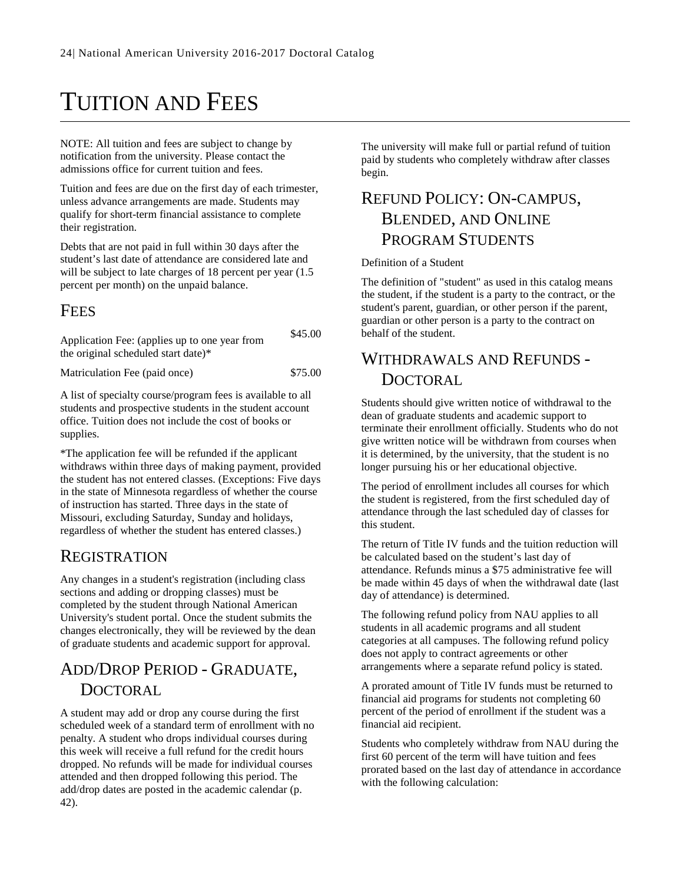# TUITION AND FEES

NOTE: All tuition and fees are subject to change by notification from the university. Please contact the admissions office for current tuition and fees.

Tuition and fees are due on the first day of each trimester, unless advance arrangements are made. Students may qualify for short-term financial assistance to complete their registration.

Debts that are not paid in full within 30 days after the student's last date of attendance are considered late and will be subject to late charges of 18 percent per year (1.5 percent per month) on the unpaid balance.

## FEES

| | |
|---|---|
| Application Fee: (applies up to one year from the original scheduled start date)* | $45.00 |
| Matriculation Fee (paid once) | $75.00 |

A list of specialty course/program fees is available to all students and prospective students in the student account office. Tuition does not include the cost of books or supplies.

*The application fee will be refunded if the applicant withdraws within three days of making payment, provided the student has not entered classes. (Exceptions: Five days in the state of Minnesota regardless of whether the course of instruction has started. Three days in the state of Missouri, excluding Saturday, Sunday and holidays, regardless of whether the student has entered classes.)

## REGISTRATION

Any changes in a student's registration (including class sections and adding or dropping classes) must be completed by the student through National American University's student portal. Once the student submits the changes electronically, they will be reviewed by the dean of graduate students and academic support for approval.

## ADD/DROP PERIOD - GRADUATE, DOCTORAL

A student may add or drop any course during the first scheduled week of a standard term of enrollment with no penalty. A student who drops individual courses during this week will receive a full refund for the credit hours dropped. No refunds will be made for individual courses attended and then dropped following this period. The add/drop dates are posted in the academic calendar (p. 42).

The university will make full or partial refund of tuition paid by students who completely withdraw after classes begin.

## REFUND POLICY: ON-CAMPUS, BLENDED, AND ONLINE PROGRAM STUDENTS

Definition of a Student

The definition of "student" as used in this catalog means the student, if the student is a party to the contract, or the student's parent, guardian, or other person if the parent, guardian or other person is a party to the contract on behalf of the student.

## WITHDRAWALS AND REFUNDS - DOCTORAL

Students should give written notice of withdrawal to the dean of graduate students and academic support to terminate their enrollment officially. Students who do not give written notice will be withdrawn from courses when it is determined, by the university, that the student is no longer pursuing his or her educational objective.

The period of enrollment includes all courses for which the student is registered, from the first scheduled day of attendance through the last scheduled day of classes for this student.

The return of Title IV funds and the tuition reduction will be calculated based on the student's last day of attendance. Refunds minus a $75 administrative fee will be made within 45 days of when the withdrawal date (last day of attendance) is determined.

The following refund policy from NAU applies to all students in all academic programs and all student categories at all campuses. The following refund policy does not apply to contract agreements or other arrangements where a separate refund policy is stated.

A prorated amount of Title IV funds must be returned to financial aid programs for students not completing 60 percent of the period of enrollment if the student was a financial aid recipient.

Students who completely withdraw from NAU during the first 60 percent of the term will have tuition and fees prorated based on the last day of attendance in accordance with the following calculation: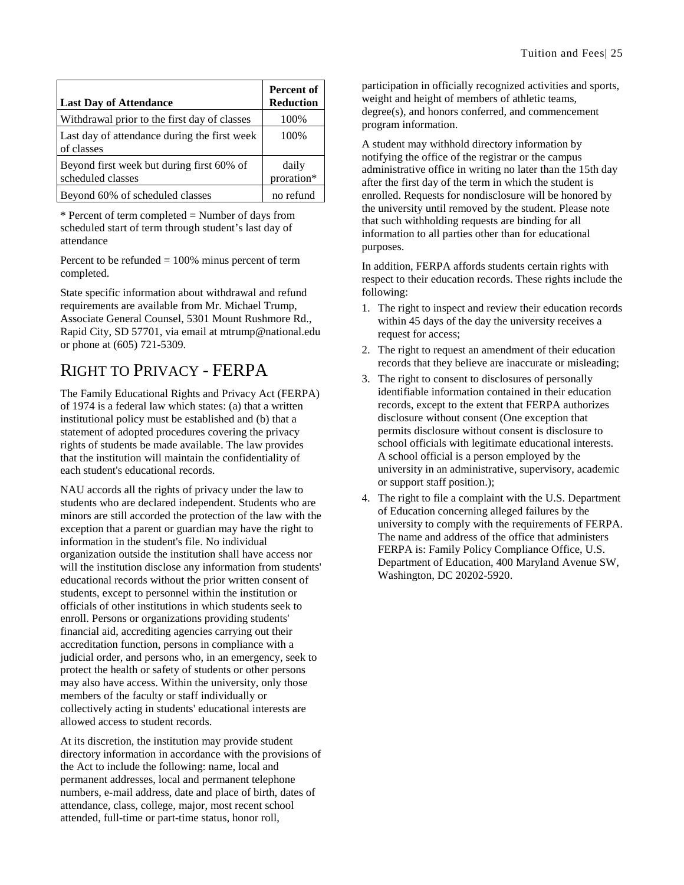| Last Day of Attendance | Percent of Reduction |
|---|---|
| Withdrawal prior to the first day of classes | 100% |
| Last day of attendance during the first week of classes | 100% |
| Beyond first week but during first 60% of scheduled classes | daily proration* |
| Beyond 60% of scheduled classes | no refund |

* Percent of term completed = Number of days from scheduled start of term through student's last day of attendance

Percent to be refunded = 100% minus percent of term completed.

State specific information about withdrawal and refund requirements are available from Mr. Michael Trump, Associate General Counsel, 5301 Mount Rushmore Rd., Rapid City, SD 57701, via email at mtrump@national.edu or phone at (605) 721-5309.

## RIGHT TO PRIVACY - FERPA

The Family Educational Rights and Privacy Act (FERPA) of 1974 is a federal law which states: (a) that a written institutional policy must be established and (b) that a statement of adopted procedures covering the privacy rights of students be made available. The law provides that the institution will maintain the confidentiality of each student's educational records.

NAU accords all the rights of privacy under the law to students who are declared independent. Students who are minors are still accorded the protection of the law with the exception that a parent or guardian may have the right to information in the student's file. No individual organization outside the institution shall have access nor will the institution disclose any information from students' educational records without the prior written consent of students, except to personnel within the institution or officials of other institutions in which students seek to enroll. Persons or organizations providing students' financial aid, accrediting agencies carrying out their accreditation function, persons in compliance with a judicial order, and persons who, in an emergency, seek to protect the health or safety of students or other persons may also have access. Within the university, only those members of the faculty or staff individually or collectively acting in students' educational interests are allowed access to student records.

At its discretion, the institution may provide student directory information in accordance with the provisions of the Act to include the following: name, local and permanent addresses, local and permanent telephone numbers, e-mail address, date and place of birth, dates of attendance, class, college, major, most recent school attended, full-time or part-time status, honor roll, participation in officially recognized activities and sports, weight and height of members of athletic teams, degree(s), and honors conferred, and commencement program information.

A student may withhold directory information by notifying the office of the registrar or the campus administrative office in writing no later than the 15th day after the first day of the term in which the student is enrolled. Requests for nondisclosure will be honored by the university until removed by the student. Please note that such withholding requests are binding for all information to all parties other than for educational purposes.

In addition, FERPA affords students certain rights with respect to their education records. These rights include the following:

1. The right to inspect and review their education records within 45 days of the day the university receives a request for access;
2. The right to request an amendment of their education records that they believe are inaccurate or misleading;
3. The right to consent to disclosures of personally identifiable information contained in their education records, except to the extent that FERPA authorizes disclosure without consent (One exception that permits disclosure without consent is disclosure to school officials with legitimate educational interests. A school official is a person employed by the university in an administrative, supervisory, academic or support staff position.);
4. The right to file a complaint with the U.S. Department of Education concerning alleged failures by the university to comply with the requirements of FERPA. The name and address of the office that administers FERPA is: Family Policy Compliance Office, U.S. Department of Education, 400 Maryland Avenue SW, Washington, DC 20202-5920.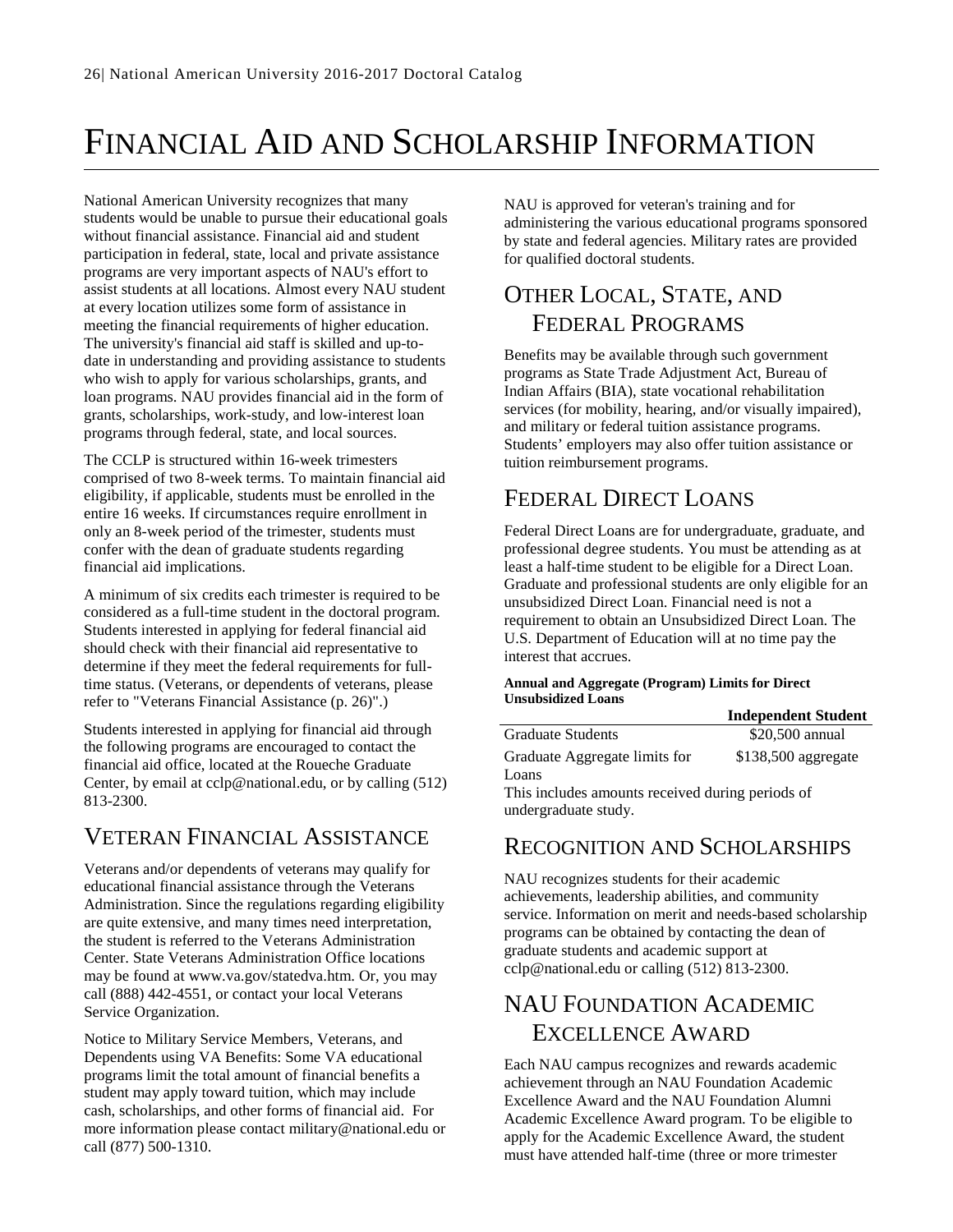# Financial Aid and Scholarship Information

National American University recognizes that many students would be unable to pursue their educational goals without financial assistance. Financial aid and student participation in federal, state, local and private assistance programs are very important aspects of NAU's effort to assist students at all locations. Almost every NAU student at every location utilizes some form of assistance in meeting the financial requirements of higher education. The university's financial aid staff is skilled and up-to-date in understanding and providing assistance to students who wish to apply for various scholarships, grants, and loan programs. NAU provides financial aid in the form of grants, scholarships, work-study, and low-interest loan programs through federal, state, and local sources.

The CCLP is structured within 16-week trimesters comprised of two 8-week terms. To maintain financial aid eligibility, if applicable, students must be enrolled in the entire 16 weeks. If circumstances require enrollment in only an 8-week period of the trimester, students must confer with the dean of graduate students regarding financial aid implications.

A minimum of six credits each trimester is required to be considered as a full-time student in the doctoral program. Students interested in applying for federal financial aid should check with their financial aid representative to determine if they meet the federal requirements for full-time status. (Veterans, or dependents of veterans, please refer to "Veterans Financial Assistance (p. 26)".)

Students interested in applying for financial aid through the following programs are encouraged to contact the financial aid office, located at the Roueche Graduate Center, by email at cclp@national.edu, or by calling (512) 813-2300.

## Veteran Financial Assistance

Veterans and/or dependents of veterans may qualify for educational financial assistance through the Veterans Administration. Since the regulations regarding eligibility are quite extensive, and many times need interpretation, the student is referred to the Veterans Administration Center. State Veterans Administration Office locations may be found at www.va.gov/statedva.htm. Or, you may call (888) 442-4551, or contact your local Veterans Service Organization.

Notice to Military Service Members, Veterans, and Dependents using VA Benefits: Some VA educational programs limit the total amount of financial benefits a student may apply toward tuition, which may include cash, scholarships, and other forms of financial aid. For more information please contact military@national.edu or call (877) 500-1310.

NAU is approved for veteran's training and for administering the various educational programs sponsored by state and federal agencies. Military rates are provided for qualified doctoral students.

## Other Local, State, and Federal Programs

Benefits may be available through such government programs as State Trade Adjustment Act, Bureau of Indian Affairs (BIA), state vocational rehabilitation services (for mobility, hearing, and/or visually impaired), and military or federal tuition assistance programs. Students' employers may also offer tuition assistance or tuition reimbursement programs.

## Federal Direct Loans

Federal Direct Loans are for undergraduate, graduate, and professional degree students. You must be attending as at least a half-time student to be eligible for a Direct Loan. Graduate and professional students are only eligible for an unsubsidized Direct Loan. Financial need is not a requirement to obtain an Unsubsidized Direct Loan. The U.S. Department of Education will at no time pay the interest that accrues.

**Annual and Aggregate (Program) Limits for Direct Unsubsidized Loans**

| | Independent Student |
|---|---|
| Graduate Students | $20,500 annual |
| Graduate Aggregate limits for Loans | $138,500 aggregate |

This includes amounts received during periods of undergraduate study.

## Recognition and Scholarships

NAU recognizes students for their academic achievements, leadership abilities, and community service. Information on merit and needs-based scholarship programs can be obtained by contacting the dean of graduate students and academic support at cclp@national.edu or calling (512) 813-2300.

## NAU Foundation Academic Excellence Award

Each NAU campus recognizes and rewards academic achievement through an NAU Foundation Academic Excellence Award and the NAU Foundation Alumni Academic Excellence Award program. To be eligible to apply for the Academic Excellence Award, the student must have attended half-time (three or more trimester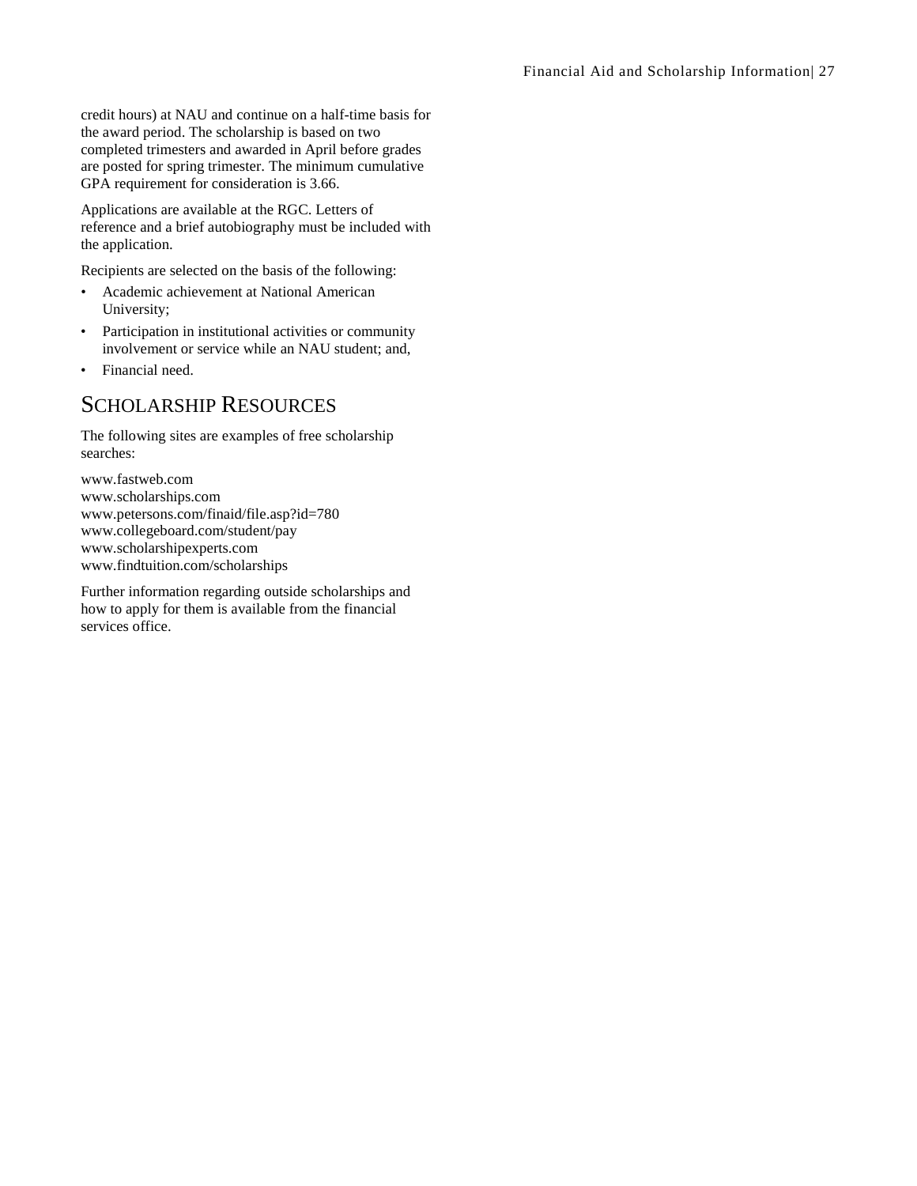credit hours) at NAU and continue on a half-time basis for the award period. The scholarship is based on two completed trimesters and awarded in April before grades are posted for spring trimester. The minimum cumulative GPA requirement for consideration is 3.66.

Applications are available at the RGC. Letters of reference and a brief autobiography must be included with the application.

Recipients are selected on the basis of the following:

- Academic achievement at National American University;
- Participation in institutional activities or community involvement or service while an NAU student; and,
- Financial need.

## Scholarship Resources

The following sites are examples of free scholarship searches:

www.fastweb.com
www.scholarships.com
www.petersons.com/finaid/file.asp?id=780
www.collegeboard.com/student/pay
www.scholarshipexperts.com
www.findtuition.com/scholarships

Further information regarding outside scholarships and how to apply for them is available from the financial services office.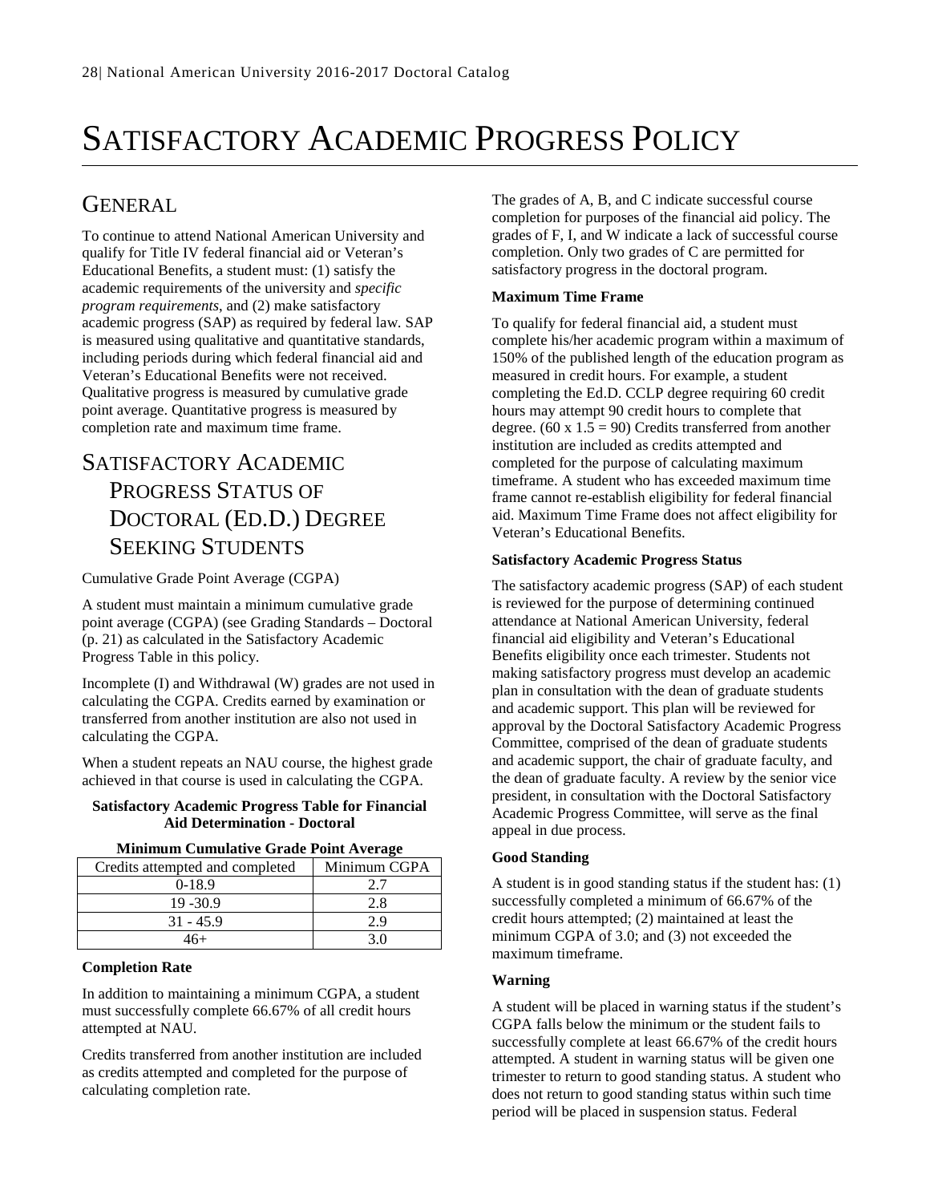# SATISFACTORY ACADEMIC PROGRESS POLICY

## GENERAL

To continue to attend National American University and qualify for Title IV federal financial aid or Veteran's Educational Benefits, a student must: (1) satisfy the academic requirements of the university and *specific program requirements*, and (2) make satisfactory academic progress (SAP) as required by federal law. SAP is measured using qualitative and quantitative standards, including periods during which federal financial aid and Veteran's Educational Benefits were not received. Qualitative progress is measured by cumulative grade point average. Quantitative progress is measured by completion rate and maximum time frame.

## SATISFACTORY ACADEMIC PROGRESS STATUS OF DOCTORAL (ED.D.) DEGREE SEEKING STUDENTS

Cumulative Grade Point Average (CGPA)

A student must maintain a minimum cumulative grade point average (CGPA) (see Grading Standards – Doctoral (p. 21) as calculated in the Satisfactory Academic Progress Table in this policy.

Incomplete (I) and Withdrawal (W) grades are not used in calculating the CGPA. Credits earned by examination or transferred from another institution are also not used in calculating the CGPA.

When a student repeats an NAU course, the highest grade achieved in that course is used in calculating the CGPA.

**Satisfactory Academic Progress Table for Financial Aid Determination - Doctoral**

**Minimum Cumulative Grade Point Average**

| Credits attempted and completed | Minimum CGPA |
|---|---|
| 0-18.9 | 2.7 |
| 19 -30.9 | 2.8 |
| 31 - 45.9 | 2.9 |
| 46+ | 3.0 |

**Completion Rate**

In addition to maintaining a minimum CGPA, a student must successfully complete 66.67% of all credit hours attempted at NAU.

Credits transferred from another institution are included as credits attempted and completed for the purpose of calculating completion rate.

The grades of A, B, and C indicate successful course completion for purposes of the financial aid policy. The grades of F, I, and W indicate a lack of successful course completion. Only two grades of C are permitted for satisfactory progress in the doctoral program.

**Maximum Time Frame**

To qualify for federal financial aid, a student must complete his/her academic program within a maximum of 150% of the published length of the education program as measured in credit hours. For example, a student completing the Ed.D. CCLP degree requiring 60 credit hours may attempt 90 credit hours to complete that degree. ($60 \times 1.5 = 90$) Credits transferred from another institution are included as credits attempted and completed for the purpose of calculating maximum timeframe. A student who has exceeded maximum time frame cannot re-establish eligibility for federal financial aid. Maximum Time Frame does not affect eligibility for Veteran's Educational Benefits.

**Satisfactory Academic Progress Status**

The satisfactory academic progress (SAP) of each student is reviewed for the purpose of determining continued attendance at National American University, federal financial aid eligibility and Veteran's Educational Benefits eligibility once each trimester. Students not making satisfactory progress must develop an academic plan in consultation with the dean of graduate students and academic support. This plan will be reviewed for approval by the Doctoral Satisfactory Academic Progress Committee, comprised of the dean of graduate students and academic support, the chair of graduate faculty, and the dean of graduate faculty. A review by the senior vice president, in consultation with the Doctoral Satisfactory Academic Progress Committee, will serve as the final appeal in due process.

**Good Standing**

A student is in good standing status if the student has: (1) successfully completed a minimum of 66.67% of the credit hours attempted; (2) maintained at least the minimum CGPA of 3.0; and (3) not exceeded the maximum timeframe.

**Warning**

A student will be placed in warning status if the student's CGPA falls below the minimum or the student fails to successfully complete at least 66.67% of the credit hours attempted. A student in warning status will be given one trimester to return to good standing status. A student who does not return to good standing status within such time period will be placed in suspension status. Federal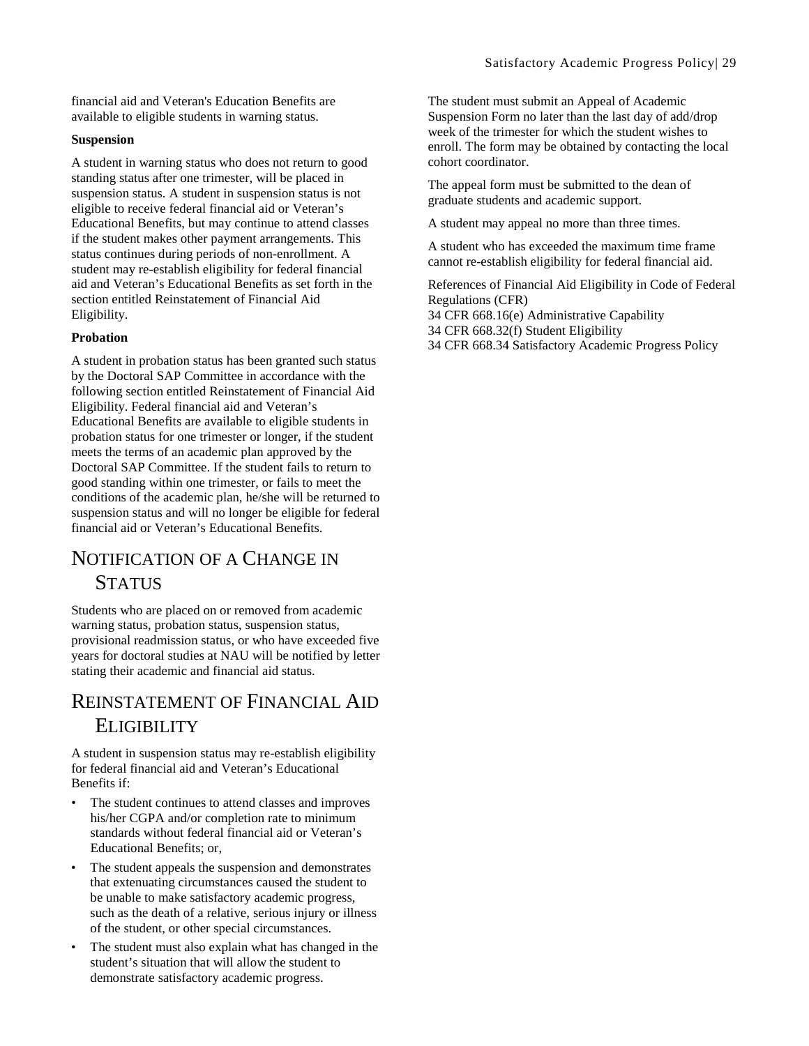financial aid and Veteran's Education Benefits are available to eligible students in warning status.

**Suspension**

A student in warning status who does not return to good standing status after one trimester, will be placed in suspension status. A student in suspension status is not eligible to receive federal financial aid or Veteran's Educational Benefits, but may continue to attend classes if the student makes other payment arrangements. This status continues during periods of non-enrollment. A student may re-establish eligibility for federal financial aid and Veteran's Educational Benefits as set forth in the section entitled Reinstatement of Financial Aid Eligibility.

**Probation**

A student in probation status has been granted such status by the Doctoral SAP Committee in accordance with the following section entitled Reinstatement of Financial Aid Eligibility. Federal financial aid and Veteran's Educational Benefits are available to eligible students in probation status for one trimester or longer, if the student meets the terms of an academic plan approved by the Doctoral SAP Committee. If the student fails to return to good standing within one trimester, or fails to meet the conditions of the academic plan, he/she will be returned to suspension status and will no longer be eligible for federal financial aid or Veteran's Educational Benefits.

## Notification of a Change in Status

Students who are placed on or removed from academic warning status, probation status, suspension status, provisional readmission status, or who have exceeded five years for doctoral studies at NAU will be notified by letter stating their academic and financial aid status.

## Reinstatement of Financial Aid Eligibility

A student in suspension status may re-establish eligibility for federal financial aid and Veteran's Educational Benefits if:

- The student continues to attend classes and improves his/her CGPA and/or completion rate to minimum standards without federal financial aid or Veteran's Educational Benefits; or,
- The student appeals the suspension and demonstrates that extenuating circumstances caused the student to be unable to make satisfactory academic progress, such as the death of a relative, serious injury or illness of the student, or other special circumstances.
- The student must also explain what has changed in the student's situation that will allow the student to demonstrate satisfactory academic progress.

The student must submit an Appeal of Academic Suspension Form no later than the last day of add/drop week of the trimester for which the student wishes to enroll. The form may be obtained by contacting the local cohort coordinator.

The appeal form must be submitted to the dean of graduate students and academic support.

A student may appeal no more than three times.

A student who has exceeded the maximum time frame cannot re-establish eligibility for federal financial aid.

References of Financial Aid Eligibility in Code of Federal Regulations (CFR)
34 CFR 668.16(e) Administrative Capability
34 CFR 668.32(f) Student Eligibility
34 CFR 668.34 Satisfactory Academic Progress Policy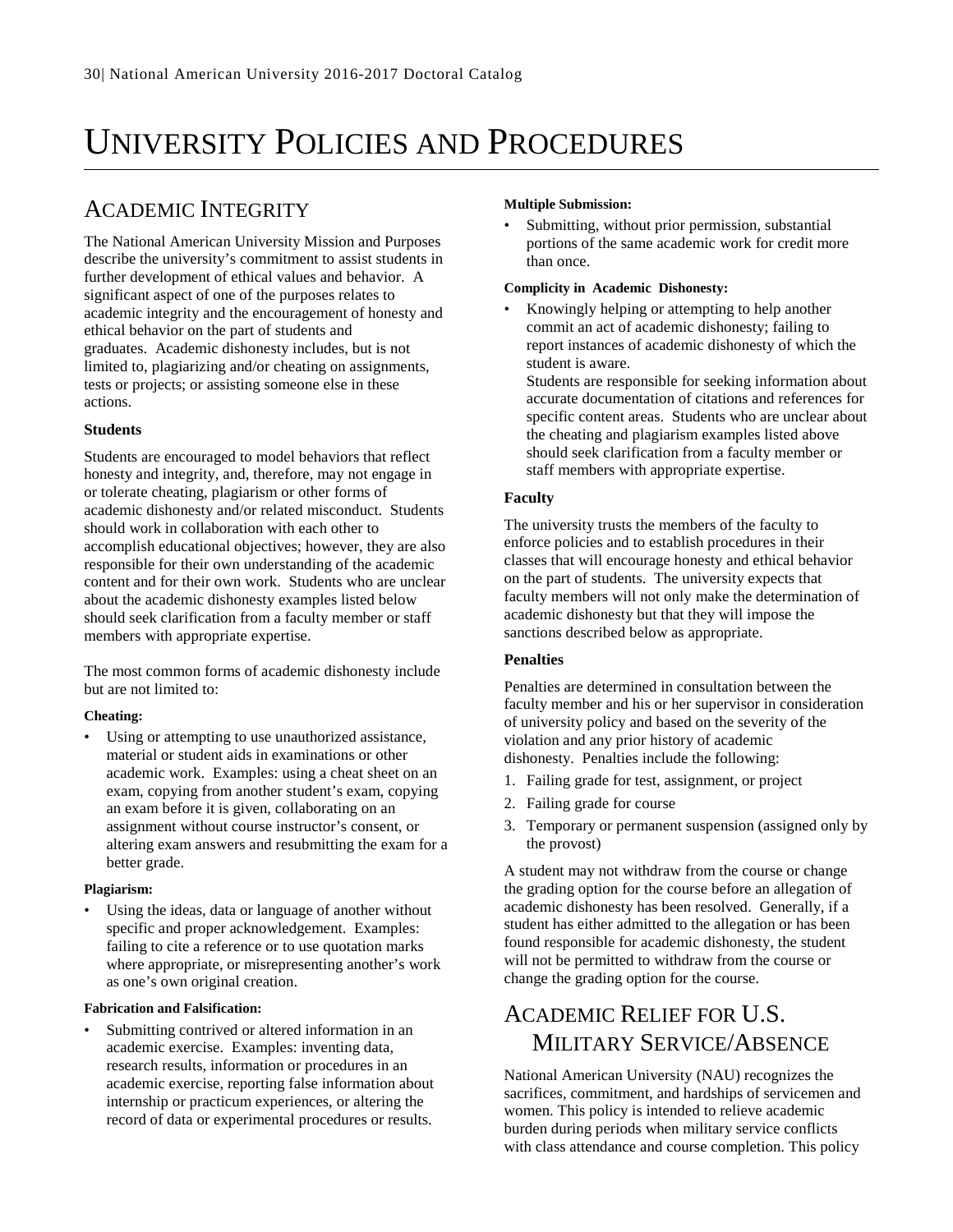# UNIVERSITY POLICIES AND PROCEDURES

## ACADEMIC INTEGRITY

The National American University Mission and Purposes describe the university's commitment to assist students in further development of ethical values and behavior. A significant aspect of one of the purposes relates to academic integrity and the encouragement of honesty and ethical behavior on the part of students and graduates. Academic dishonesty includes, but is not limited to, plagiarizing and/or cheating on assignments, tests or projects; or assisting someone else in these actions.

### Students

Students are encouraged to model behaviors that reflect honesty and integrity, and, therefore, may not engage in or tolerate cheating, plagiarism or other forms of academic dishonesty and/or related misconduct. Students should work in collaboration with each other to accomplish educational objectives; however, they are also responsible for their own understanding of the academic content and for their own work. Students who are unclear about the academic dishonesty examples listed below should seek clarification from a faculty member or staff members with appropriate expertise.

The most common forms of academic dishonesty include but are not limited to:

**Cheating:**

- Using or attempting to use unauthorized assistance, material or student aids in examinations or other academic work. Examples: using a cheat sheet on an exam, copying from another student's exam, copying an exam before it is given, collaborating on an assignment without course instructor's consent, or altering exam answers and resubmitting the exam for a better grade.

**Plagiarism:**

- Using the ideas, data or language of another without specific and proper acknowledgement. Examples: failing to cite a reference or to use quotation marks where appropriate, or misrepresenting another's work as one's own original creation.

**Fabrication and Falsification:**

- Submitting contrived or altered information in an academic exercise. Examples: inventing data, research results, information or procedures in an academic exercise, reporting false information about internship or practicum experiences, or altering the record of data or experimental procedures or results.

**Multiple Submission:**

- Submitting, without prior permission, substantial portions of the same academic work for credit more than once.

**Complicity in Academic Dishonesty:**

- Knowingly helping or attempting to help another commit an act of academic dishonesty; failing to report instances of academic dishonesty of which the student is aware.

  Students are responsible for seeking information about accurate documentation of citations and references for specific content areas. Students who are unclear about the cheating and plagiarism examples listed above should seek clarification from a faculty member or staff members with appropriate expertise.

### Faculty

The university trusts the members of the faculty to enforce policies and to establish procedures in their classes that will encourage honesty and ethical behavior on the part of students. The university expects that faculty members will not only make the determination of academic dishonesty but that they will impose the sanctions described below as appropriate.

### Penalties

Penalties are determined in consultation between the faculty member and his or her supervisor in consideration of university policy and based on the severity of the violation and any prior history of academic dishonesty. Penalties include the following:

1. Failing grade for test, assignment, or project
2. Failing grade for course
3. Temporary or permanent suspension (assigned only by the provost)

A student may not withdraw from the course or change the grading option for the course before an allegation of academic dishonesty has been resolved. Generally, if a student has either admitted to the allegation or has been found responsible for academic dishonesty, the student will not be permitted to withdraw from the course or change the grading option for the course.

## ACADEMIC RELIEF FOR U.S. MILITARY SERVICE/ABSENCE

National American University (NAU) recognizes the sacrifices, commitment, and hardships of servicemen and women. This policy is intended to relieve academic burden during periods when military service conflicts with class attendance and course completion. This policy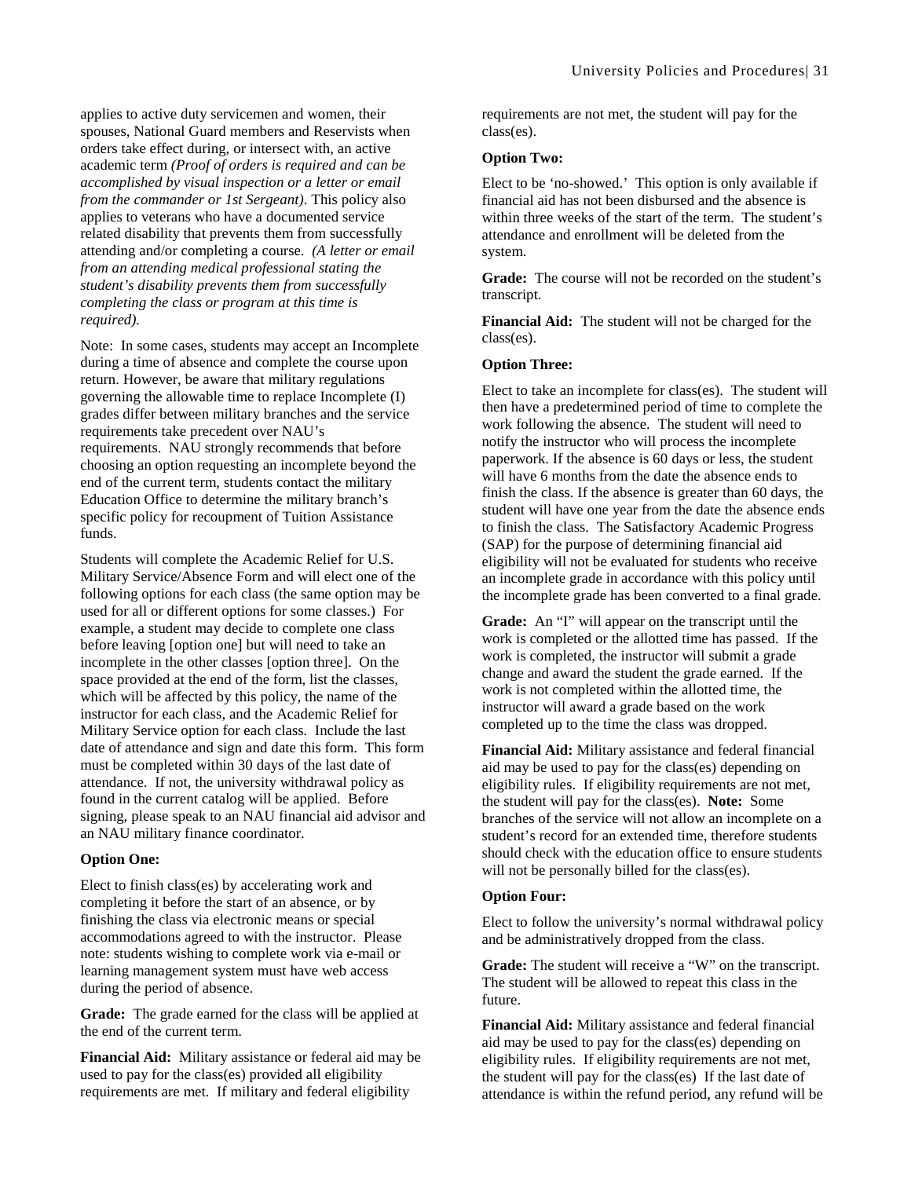applies to active duty servicemen and women, their spouses, National Guard members and Reservists when orders take effect during, or intersect with, an active academic term *(Proof of orders is required and can be accomplished by visual inspection or a letter or email from the commander or 1st Sergeant)*. This policy also applies to veterans who have a documented service related disability that prevents them from successfully attending and/or completing a course. *(A letter or email from an attending medical professional stating the student's disability prevents them from successfully completing the class or program at this time is required).*

Note: In some cases, students may accept an Incomplete during a time of absence and complete the course upon return. However, be aware that military regulations governing the allowable time to replace Incomplete (I) grades differ between military branches and the service requirements take precedent over NAU's requirements. NAU strongly recommends that before choosing an option requesting an incomplete beyond the end of the current term, students contact the military Education Office to determine the military branch's specific policy for recoupment of Tuition Assistance funds.

Students will complete the Academic Relief for U.S. Military Service/Absence Form and will elect one of the following options for each class (the same option may be used for all or different options for some classes.) For example, a student may decide to complete one class before leaving [option one] but will need to take an incomplete in the other classes [option three]. On the space provided at the end of the form, list the classes, which will be affected by this policy, the name of the instructor for each class, and the Academic Relief for Military Service option for each class. Include the last date of attendance and sign and date this form. This form must be completed within 30 days of the last date of attendance. If not, the university withdrawal policy as found in the current catalog will be applied. Before signing, please speak to an NAU financial aid advisor and an NAU military finance coordinator.

**Option One:**

Elect to finish class(es) by accelerating work and completing it before the start of an absence, or by finishing the class via electronic means or special accommodations agreed to with the instructor. Please note: students wishing to complete work via e-mail or learning management system must have web access during the period of absence.

**Grade:** The grade earned for the class will be applied at the end of the current term.

**Financial Aid:** Military assistance or federal aid may be used to pay for the class(es) provided all eligibility requirements are met. If military and federal eligibility requirements are not met, the student will pay for the class(es).

**Option Two:**

Elect to be 'no-showed.' This option is only available if financial aid has not been disbursed and the absence is within three weeks of the start of the term. The student's attendance and enrollment will be deleted from the system.

**Grade:** The course will not be recorded on the student's transcript.

**Financial Aid:** The student will not be charged for the class(es).

**Option Three:**

Elect to take an incomplete for class(es). The student will then have a predetermined period of time to complete the work following the absence. The student will need to notify the instructor who will process the incomplete paperwork. If the absence is 60 days or less, the student will have 6 months from the date the absence ends to finish the class. If the absence is greater than 60 days, the student will have one year from the date the absence ends to finish the class. The Satisfactory Academic Progress (SAP) for the purpose of determining financial aid eligibility will not be evaluated for students who receive an incomplete grade in accordance with this policy until the incomplete grade has been converted to a final grade.

**Grade:** An "I" will appear on the transcript until the work is completed or the allotted time has passed. If the work is completed, the instructor will submit a grade change and award the student the grade earned. If the work is not completed within the allotted time, the instructor will award a grade based on the work completed up to the time the class was dropped.

**Financial Aid:** Military assistance and federal financial aid may be used to pay for the class(es) depending on eligibility rules. If eligibility requirements are not met, the student will pay for the class(es). **Note:** Some branches of the service will not allow an incomplete on a student's record for an extended time, therefore students should check with the education office to ensure students will not be personally billed for the class(es).

**Option Four:**

Elect to follow the university's normal withdrawal policy and be administratively dropped from the class.

**Grade:** The student will receive a "W" on the transcript. The student will be allowed to repeat this class in the future.

**Financial Aid:** Military assistance and federal financial aid may be used to pay for the class(es) depending on eligibility rules. If eligibility requirements are not met, the student will pay for the class(es) If the last date of attendance is within the refund period, any refund will be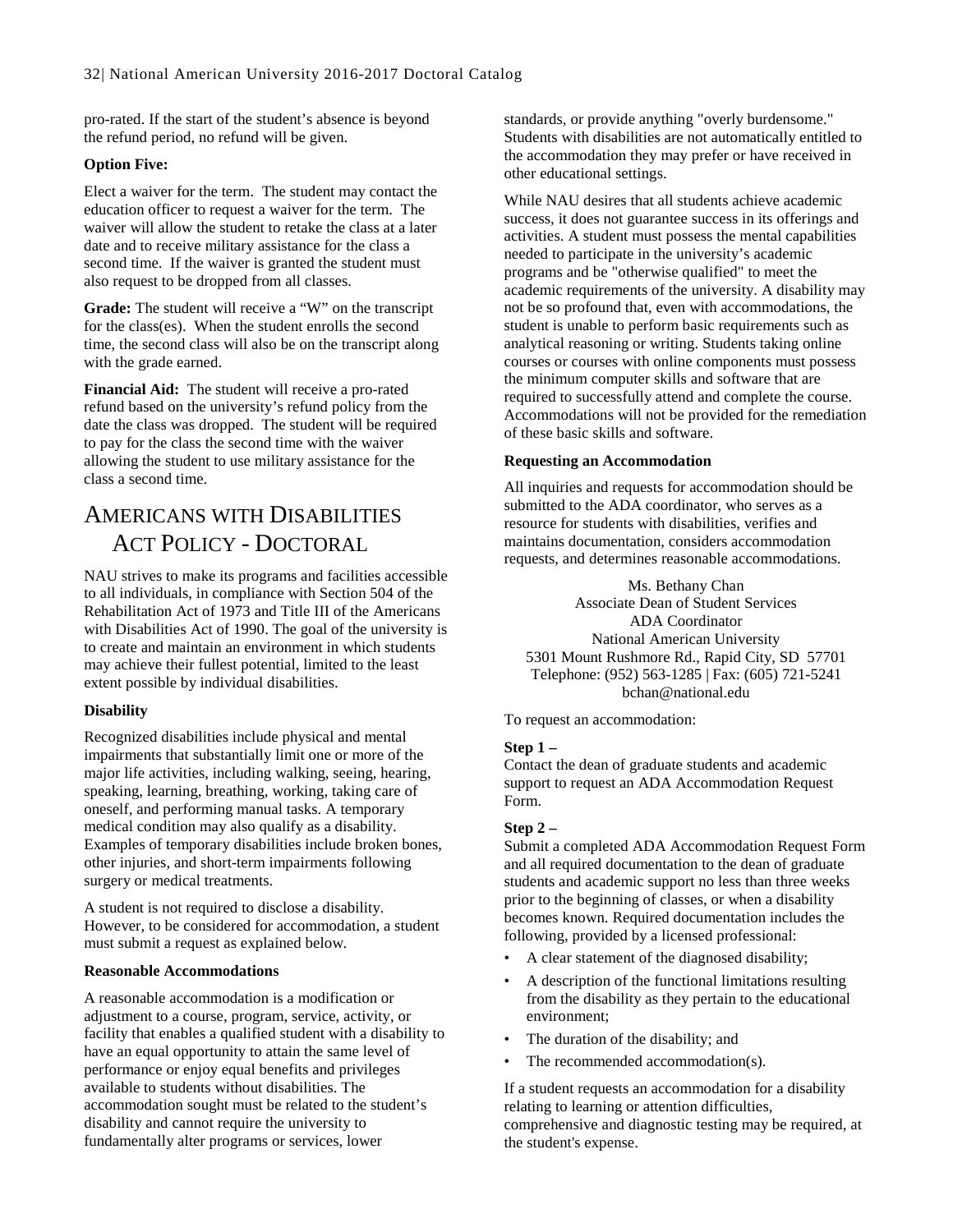pro-rated. If the start of the student's absence is beyond the refund period, no refund will be given.

**Option Five:**

Elect a waiver for the term. The student may contact the education officer to request a waiver for the term. The waiver will allow the student to retake the class at a later date and to receive military assistance for the class a second time. If the waiver is granted the student must also request to be dropped from all classes.

**Grade:** The student will receive a "W" on the transcript for the class(es). When the student enrolls the second time, the second class will also be on the transcript along with the grade earned.

**Financial Aid:** The student will receive a pro-rated refund based on the university's refund policy from the date the class was dropped. The student will be required to pay for the class the second time with the waiver allowing the student to use military assistance for the class a second time.

# Americans with Disabilities Act Policy - Doctoral

NAU strives to make its programs and facilities accessible to all individuals, in compliance with Section 504 of the Rehabilitation Act of 1973 and Title III of the Americans with Disabilities Act of 1990. The goal of the university is to create and maintain an environment in which students may achieve their fullest potential, limited to the least extent possible by individual disabilities.

**Disability**

Recognized disabilities include physical and mental impairments that substantially limit one or more of the major life activities, including walking, seeing, hearing, speaking, learning, breathing, working, taking care of oneself, and performing manual tasks. A temporary medical condition may also qualify as a disability. Examples of temporary disabilities include broken bones, other injuries, and short-term impairments following surgery or medical treatments.

A student is not required to disclose a disability. However, to be considered for accommodation, a student must submit a request as explained below.

**Reasonable Accommodations**

A reasonable accommodation is a modification or adjustment to a course, program, service, activity, or facility that enables a qualified student with a disability to have an equal opportunity to attain the same level of performance or enjoy equal benefits and privileges available to students without disabilities. The accommodation sought must be related to the student's disability and cannot require the university to fundamentally alter programs or services, lower standards, or provide anything "overly burdensome." Students with disabilities are not automatically entitled to the accommodation they may prefer or have received in other educational settings.

While NAU desires that all students achieve academic success, it does not guarantee success in its offerings and activities. A student must possess the mental capabilities needed to participate in the university's academic programs and be "otherwise qualified" to meet the academic requirements of the university. A disability may not be so profound that, even with accommodations, the student is unable to perform basic requirements such as analytical reasoning or writing. Students taking online courses or courses with online components must possess the minimum computer skills and software that are required to successfully attend and complete the course. Accommodations will not be provided for the remediation of these basic skills and software.

**Requesting an Accommodation**

All inquiries and requests for accommodation should be submitted to the ADA coordinator, who serves as a resource for students with disabilities, verifies and maintains documentation, considers accommodation requests, and determines reasonable accommodations.

Ms. Bethany Chan
Associate Dean of Student Services
ADA Coordinator
National American University
5301 Mount Rushmore Rd., Rapid City, SD 57701
Telephone: (952) 563-1285 | Fax: (605) 721-5241
bchan@national.edu

To request an accommodation:

**Step 1 –**
Contact the dean of graduate students and academic support to request an ADA Accommodation Request Form.

**Step 2 –**
Submit a completed ADA Accommodation Request Form and all required documentation to the dean of graduate students and academic support no less than three weeks prior to the beginning of classes, or when a disability becomes known. Required documentation includes the following, provided by a licensed professional:

- A clear statement of the diagnosed disability;
- A description of the functional limitations resulting from the disability as they pertain to the educational environment;
- The duration of the disability; and
- The recommended accommodation(s).

If a student requests an accommodation for a disability relating to learning or attention difficulties, comprehensive and diagnostic testing may be required, at the student's expense.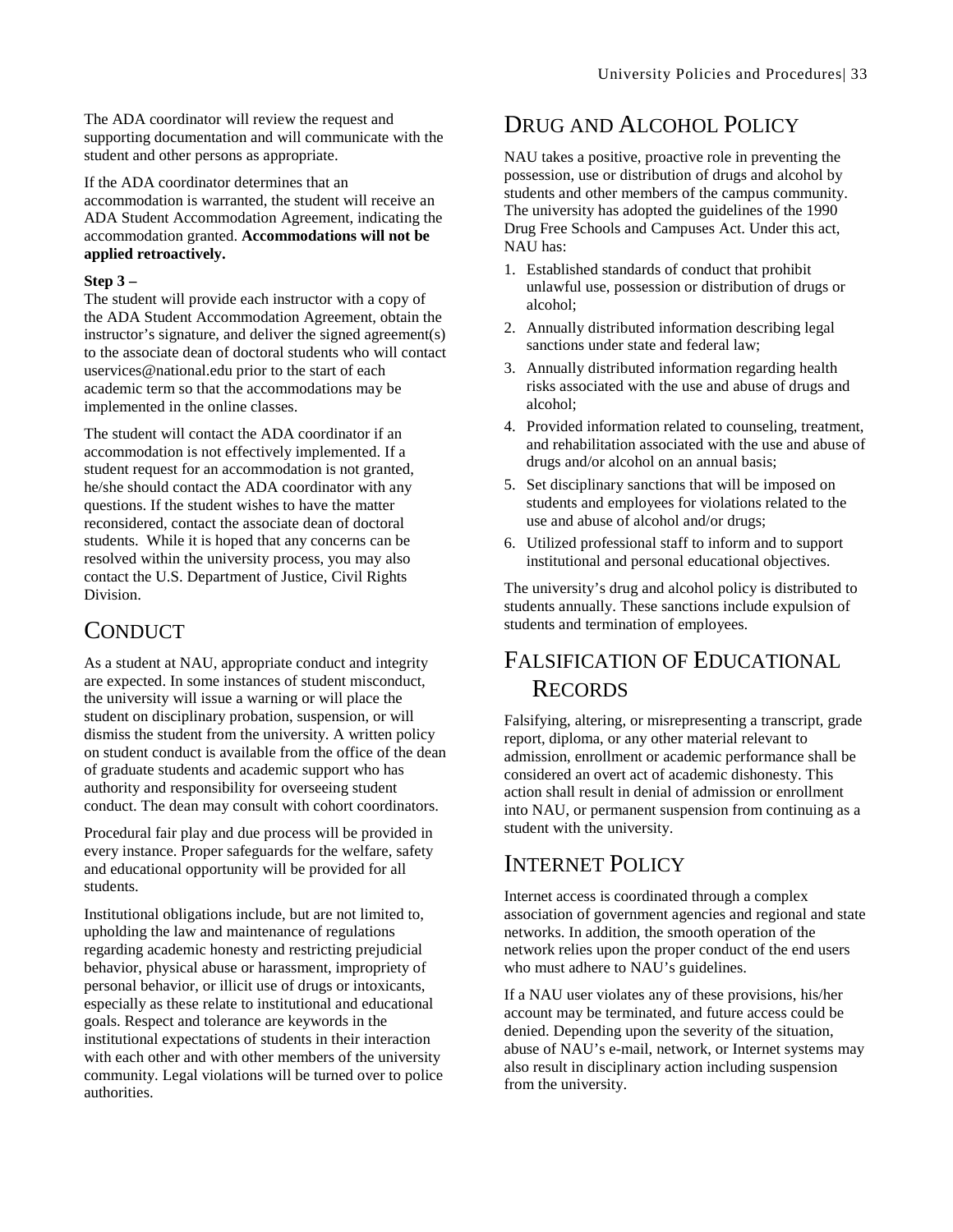The ADA coordinator will review the request and supporting documentation and will communicate with the student and other persons as appropriate.

If the ADA coordinator determines that an accommodation is warranted, the student will receive an ADA Student Accommodation Agreement, indicating the accommodation granted. **Accommodations will not be applied retroactively.**

**Step 3 –**
The student will provide each instructor with a copy of the ADA Student Accommodation Agreement, obtain the instructor's signature, and deliver the signed agreement(s) to the associate dean of doctoral students who will contact uservices@national.edu prior to the start of each academic term so that the accommodations may be implemented in the online classes.

The student will contact the ADA coordinator if an accommodation is not effectively implemented. If a student request for an accommodation is not granted, he/she should contact the ADA coordinator with any questions. If the student wishes to have the matter reconsidered, contact the associate dean of doctoral students. While it is hoped that any concerns can be resolved within the university process, you may also contact the U.S. Department of Justice, Civil Rights Division.

# CONDUCT

As a student at NAU, appropriate conduct and integrity are expected. In some instances of student misconduct, the university will issue a warning or will place the student on disciplinary probation, suspension, or will dismiss the student from the university. A written policy on student conduct is available from the office of the dean of graduate students and academic support who has authority and responsibility for overseeing student conduct. The dean may consult with cohort coordinators.

Procedural fair play and due process will be provided in every instance. Proper safeguards for the welfare, safety and educational opportunity will be provided for all students.

Institutional obligations include, but are not limited to, upholding the law and maintenance of regulations regarding academic honesty and restricting prejudicial behavior, physical abuse or harassment, impropriety of personal behavior, or illicit use of drugs or intoxicants, especially as these relate to institutional and educational goals. Respect and tolerance are keywords in the institutional expectations of students in their interaction with each other and with other members of the university community. Legal violations will be turned over to police authorities.

# DRUG AND ALCOHOL POLICY

NAU takes a positive, proactive role in preventing the possession, use or distribution of drugs and alcohol by students and other members of the campus community. The university has adopted the guidelines of the 1990 Drug Free Schools and Campuses Act. Under this act, NAU has:

1. Established standards of conduct that prohibit unlawful use, possession or distribution of drugs or alcohol;
2. Annually distributed information describing legal sanctions under state and federal law;
3. Annually distributed information regarding health risks associated with the use and abuse of drugs and alcohol;
4. Provided information related to counseling, treatment, and rehabilitation associated with the use and abuse of drugs and/or alcohol on an annual basis;
5. Set disciplinary sanctions that will be imposed on students and employees for violations related to the use and abuse of alcohol and/or drugs;
6. Utilized professional staff to inform and to support institutional and personal educational objectives.

The university's drug and alcohol policy is distributed to students annually. These sanctions include expulsion of students and termination of employees.

# FALSIFICATION OF EDUCATIONAL RECORDS

Falsifying, altering, or misrepresenting a transcript, grade report, diploma, or any other material relevant to admission, enrollment or academic performance shall be considered an overt act of academic dishonesty. This action shall result in denial of admission or enrollment into NAU, or permanent suspension from continuing as a student with the university.

# INTERNET POLICY

Internet access is coordinated through a complex association of government agencies and regional and state networks. In addition, the smooth operation of the network relies upon the proper conduct of the end users who must adhere to NAU's guidelines.

If a NAU user violates any of these provisions, his/her account may be terminated, and future access could be denied. Depending upon the severity of the situation, abuse of NAU's e-mail, network, or Internet systems may also result in disciplinary action including suspension from the university.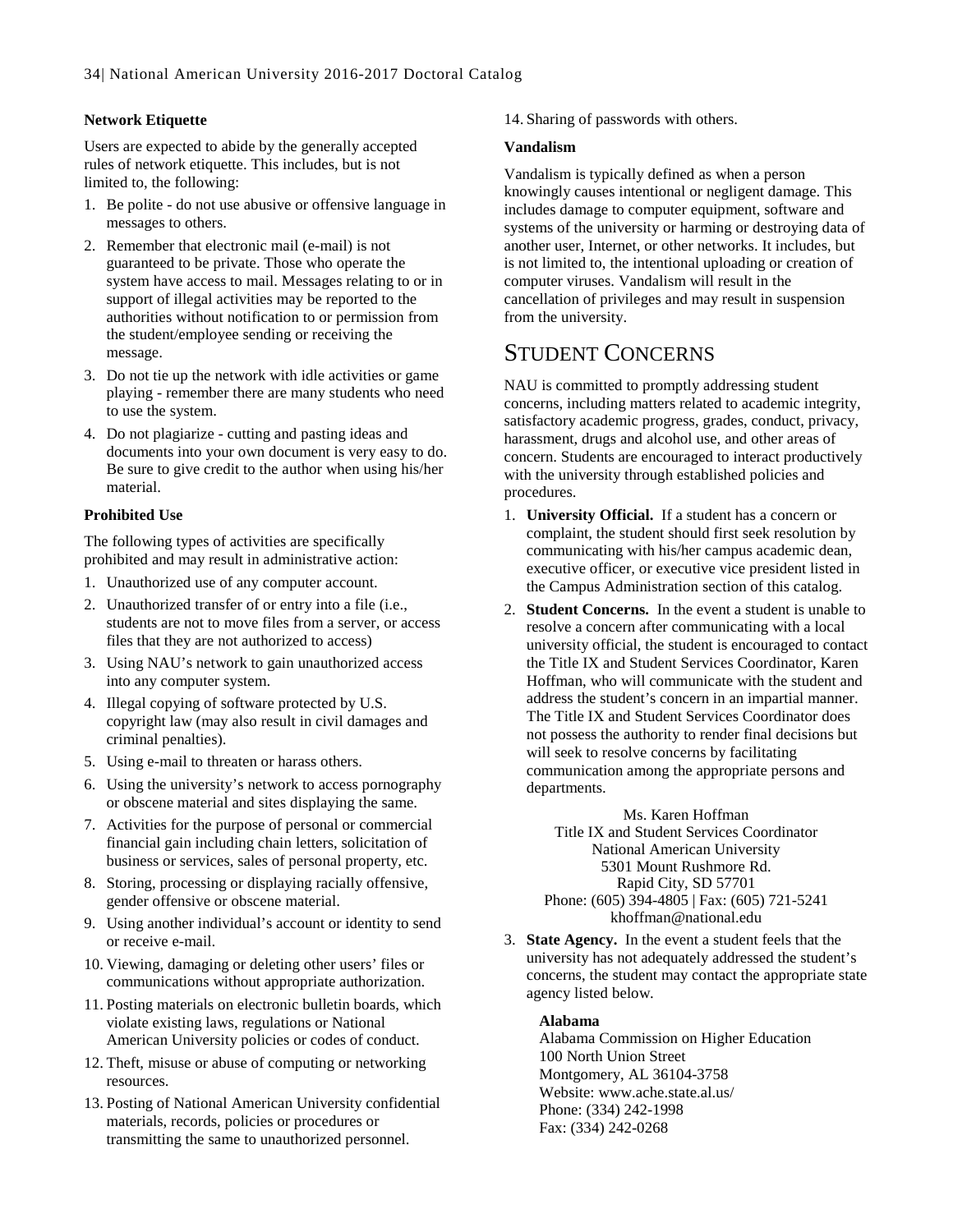**Network Etiquette**

Users are expected to abide by the generally accepted rules of network etiquette. This includes, but is not limited to, the following:

1. Be polite - do not use abusive or offensive language in messages to others.
2. Remember that electronic mail (e-mail) is not guaranteed to be private. Those who operate the system have access to mail. Messages relating to or in support of illegal activities may be reported to the authorities without notification to or permission from the student/employee sending or receiving the message.
3. Do not tie up the network with idle activities or game playing - remember there are many students who need to use the system.
4. Do not plagiarize - cutting and pasting ideas and documents into your own document is very easy to do. Be sure to give credit to the author when using his/her material.

**Prohibited Use**

The following types of activities are specifically prohibited and may result in administrative action:

1. Unauthorized use of any computer account.
2. Unauthorized transfer of or entry into a file (i.e., students are not to move files from a server, or access files that they are not authorized to access)
3. Using NAU's network to gain unauthorized access into any computer system.
4. Illegal copying of software protected by U.S. copyright law (may also result in civil damages and criminal penalties).
5. Using e-mail to threaten or harass others.
6. Using the university's network to access pornography or obscene material and sites displaying the same.
7. Activities for the purpose of personal or commercial financial gain including chain letters, solicitation of business or services, sales of personal property, etc.
8. Storing, processing or displaying racially offensive, gender offensive or obscene material.
9. Using another individual's account or identity to send or receive e-mail.
10. Viewing, damaging or deleting other users' files or communications without appropriate authorization.
11. Posting materials on electronic bulletin boards, which violate existing laws, regulations or National American University policies or codes of conduct.
12. Theft, misuse or abuse of computing or networking resources.
13. Posting of National American University confidential materials, records, policies or procedures or transmitting the same to unauthorized personnel.
14. Sharing of passwords with others.

**Vandalism**

Vandalism is typically defined as when a person knowingly causes intentional or negligent damage. This includes damage to computer equipment, software and systems of the university or harming or destroying data of another user, Internet, or other networks. It includes, but is not limited to, the intentional uploading or creation of computer viruses. Vandalism will result in the cancellation of privileges and may result in suspension from the university.

# Student Concerns

NAU is committed to promptly addressing student concerns, including matters related to academic integrity, satisfactory academic progress, grades, conduct, privacy, harassment, drugs and alcohol use, and other areas of concern. Students are encouraged to interact productively with the university through established policies and procedures.

1. **University Official.** If a student has a concern or complaint, the student should first seek resolution by communicating with his/her campus academic dean, executive officer, or executive vice president listed in the Campus Administration section of this catalog.
2. **Student Concerns.** In the event a student is unable to resolve a concern after communicating with a local university official, the student is encouraged to contact the Title IX and Student Services Coordinator, Karen Hoffman, who will communicate with the student and address the student's concern in an impartial manner. The Title IX and Student Services Coordinator does not possess the authority to render final decisions but will seek to resolve concerns by facilitating communication among the appropriate persons and departments.

   Ms. Karen Hoffman
   Title IX and Student Services Coordinator
   National American University
   5301 Mount Rushmore Rd.
   Rapid City, SD 57701
   Phone: (605) 394-4805 | Fax: (605) 721-5241
   khoffman@national.edu

3. **State Agency.** In the event a student feels that the university has not adequately addressed the student's concerns, the student may contact the appropriate state agency listed below.

   **Alabama**
   Alabama Commission on Higher Education
   100 North Union Street
   Montgomery, AL 36104-3758
   Website: www.ache.state.al.us/
   Phone: (334) 242-1998
   Fax: (334) 242-0268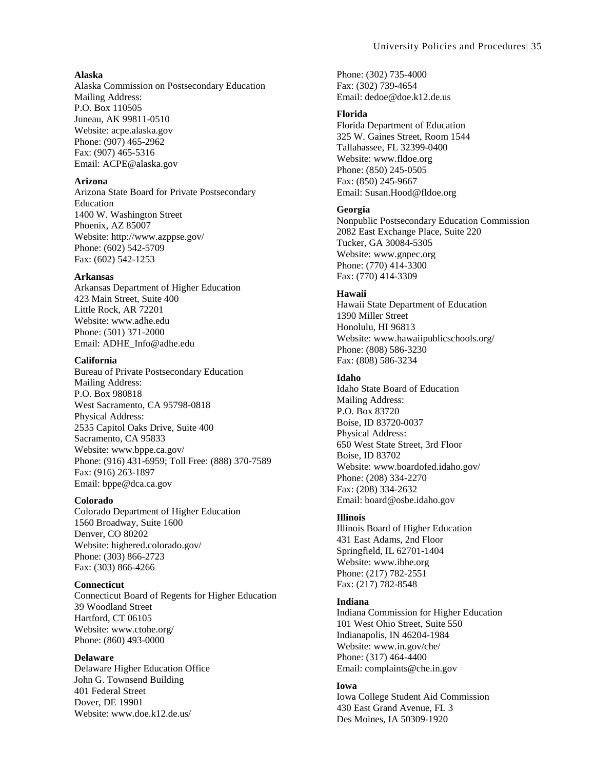**Alaska**
Alaska Commission on Postsecondary Education
Mailing Address:
P.O. Box 110505
Juneau, AK 99811-0510
Website: acpe.alaska.gov
Phone: (907) 465-2962
Fax: (907) 465-5316
Email: ACPE@alaska.gov

**Arizona**
Arizona State Board for Private Postsecondary Education
1400 W. Washington Street
Phoenix, AZ 85007
Website: http://www.azppse.gov/
Phone: (602) 542-5709
Fax: (602) 542-1253

**Arkansas**
Arkansas Department of Higher Education
423 Main Street, Suite 400
Little Rock, AR 72201
Website: www.adhe.edu
Phone: (501) 371-2000
Email: ADHE_Info@adhe.edu

**California**
Bureau of Private Postsecondary Education
Mailing Address:
P.O. Box 980818
West Sacramento, CA 95798-0818
Physical Address:
2535 Capitol Oaks Drive, Suite 400
Sacramento, CA 95833
Website: www.bppe.ca.gov/
Phone: (916) 431-6959; Toll Free: (888) 370-7589
Fax: (916) 263-1897
Email: bppe@dca.ca.gov

**Colorado**
Colorado Department of Higher Education
1560 Broadway, Suite 1600
Denver, CO 80202
Website: highered.colorado.gov/
Phone: (303) 866-2723
Fax: (303) 866-4266

**Connecticut**
Connecticut Board of Regents for Higher Education
39 Woodland Street
Hartford, CT 06105
Website: www.ctohe.org/
Phone: (860) 493-0000

**Delaware**
Delaware Higher Education Office
John G. Townsend Building
401 Federal Street
Dover, DE 19901
Website: www.doe.k12.de.us/
Phone: (302) 735-4000
Fax: (302) 739-4654
Email: dedoe@doe.k12.de.us

**Florida**
Florida Department of Education
325 W. Gaines Street, Room 1544
Tallahassee, FL 32399-0400
Website: www.fldoe.org
Phone: (850) 245-0505
Fax: (850) 245-9667
Email: Susan.Hood@fldoe.org

**Georgia**
Nonpublic Postsecondary Education Commission
2082 East Exchange Place, Suite 220
Tucker, GA 30084-5305
Website: www.gnpec.org
Phone: (770) 414-3300
Fax: (770) 414-3309

**Hawaii**
Hawaii State Department of Education
1390 Miller Street
Honolulu, HI 96813
Website: www.hawaiipublicschools.org/
Phone: (808) 586-3230
Fax: (808) 586-3234

**Idaho**
Idaho State Board of Education
Mailing Address:
P.O. Box 83720
Boise, ID 83720-0037
Physical Address:
650 West State Street, 3rd Floor
Boise, ID 83702
Website: www.boardofed.idaho.gov/
Phone: (208) 334-2270
Fax: (208) 334-2632
Email: board@osbe.idaho.gov

**Illinois**
Illinois Board of Higher Education
431 East Adams, 2nd Floor
Springfield, IL 62701-1404
Website: www.ibhe.org
Phone: (217) 782-2551
Fax: (217) 782-8548

**Indiana**
Indiana Commission for Higher Education
101 West Ohio Street, Suite 550
Indianapolis, IN 46204-1984
Website: www.in.gov/che/
Phone: (317) 464-4400
Email: complaints@che.in.gov

**Iowa**
Iowa College Student Aid Commission
430 East Grand Avenue, FL 3
Des Moines, IA 50309-1920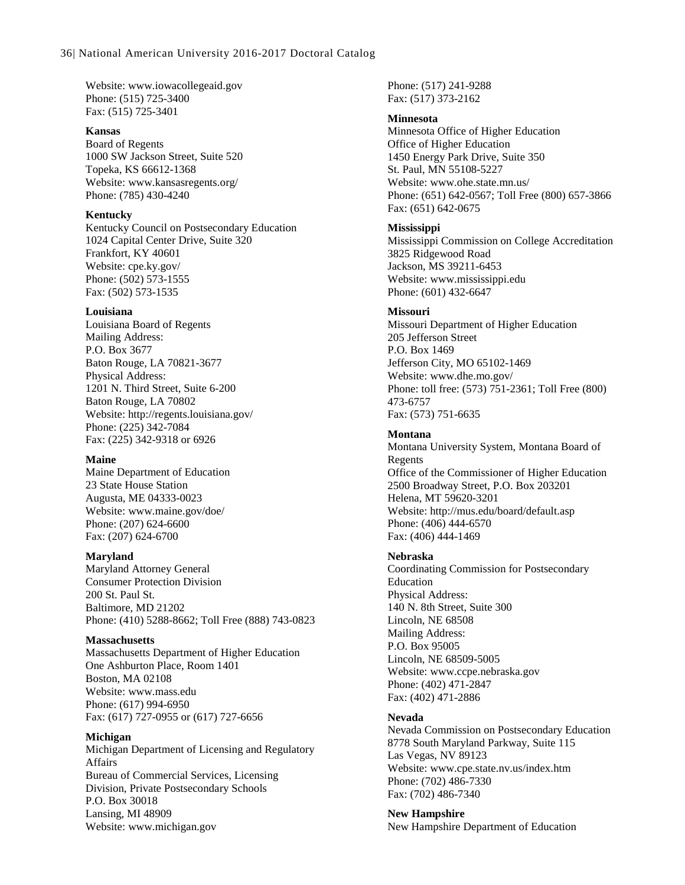Website: www.iowacollegeaid.gov
Phone: (515) 725-3400
Fax: (515) 725-3401

**Kansas**
Board of Regents
1000 SW Jackson Street, Suite 520
Topeka, KS 66612-1368
Website: www.kansasregents.org/
Phone: (785) 430-4240

**Kentucky**
Kentucky Council on Postsecondary Education
1024 Capital Center Drive, Suite 320
Frankfort, KY 40601
Website: cpe.ky.gov/
Phone: (502) 573-1555
Fax: (502) 573-1535

**Louisiana**
Louisiana Board of Regents
Mailing Address:
P.O. Box 3677
Baton Rouge, LA 70821-3677
Physical Address:
1201 N. Third Street, Suite 6-200
Baton Rouge, LA 70802
Website: http://regents.louisiana.gov/
Phone: (225) 342-7084
Fax: (225) 342-9318 or 6926

**Maine**
Maine Department of Education
23 State House Station
Augusta, ME 04333-0023
Website: www.maine.gov/doe/
Phone: (207) 624-6600
Fax: (207) 624-6700

**Maryland**
Maryland Attorney General
Consumer Protection Division
200 St. Paul St.
Baltimore, MD 21202
Phone: (410) 5288-8662; Toll Free (888) 743-0823

**Massachusetts**
Massachusetts Department of Higher Education
One Ashburton Place, Room 1401
Boston, MA 02108
Website: www.mass.edu
Phone: (617) 994-6950
Fax: (617) 727-0955 or (617) 727-6656

**Michigan**
Michigan Department of Licensing and Regulatory Affairs
Bureau of Commercial Services, Licensing Division, Private Postsecondary Schools
P.O. Box 30018
Lansing, MI 48909
Website: www.michigan.gov
Phone: (517) 241-9288
Fax: (517) 373-2162

**Minnesota**
Minnesota Office of Higher Education
Office of Higher Education
1450 Energy Park Drive, Suite 350
St. Paul, MN 55108-5227
Website: www.ohe.state.mn.us/
Phone: (651) 642-0567; Toll Free (800) 657-3866
Fax: (651) 642-0675

**Mississippi**
Mississippi Commission on College Accreditation
3825 Ridgewood Road
Jackson, MS 39211-6453
Website: www.mississippi.edu
Phone: (601) 432-6647

**Missouri**
Missouri Department of Higher Education
205 Jefferson Street
P.O. Box 1469
Jefferson City, MO 65102-1469
Website: www.dhe.mo.gov/
Phone: toll free: (573) 751-2361; Toll Free (800) 473-6757
Fax: (573) 751-6635

**Montana**
Montana University System, Montana Board of Regents
Office of the Commissioner of Higher Education
2500 Broadway Street, P.O. Box 203201
Helena, MT 59620-3201
Website: http://mus.edu/board/default.asp
Phone: (406) 444-6570
Fax: (406) 444-1469

**Nebraska**
Coordinating Commission for Postsecondary Education
Physical Address:
140 N. 8th Street, Suite 300
Lincoln, NE 68508
Mailing Address:
P.O. Box 95005
Lincoln, NE 68509-5005
Website: www.ccpe.nebraska.gov
Phone: (402) 471-2847
Fax: (402) 471-2886

**Nevada**
Nevada Commission on Postsecondary Education
8778 South Maryland Parkway, Suite 115
Las Vegas, NV 89123
Website: www.cpe.state.nv.us/index.htm
Phone: (702) 486-7330
Fax: (702) 486-7340

**New Hampshire**
New Hampshire Department of Education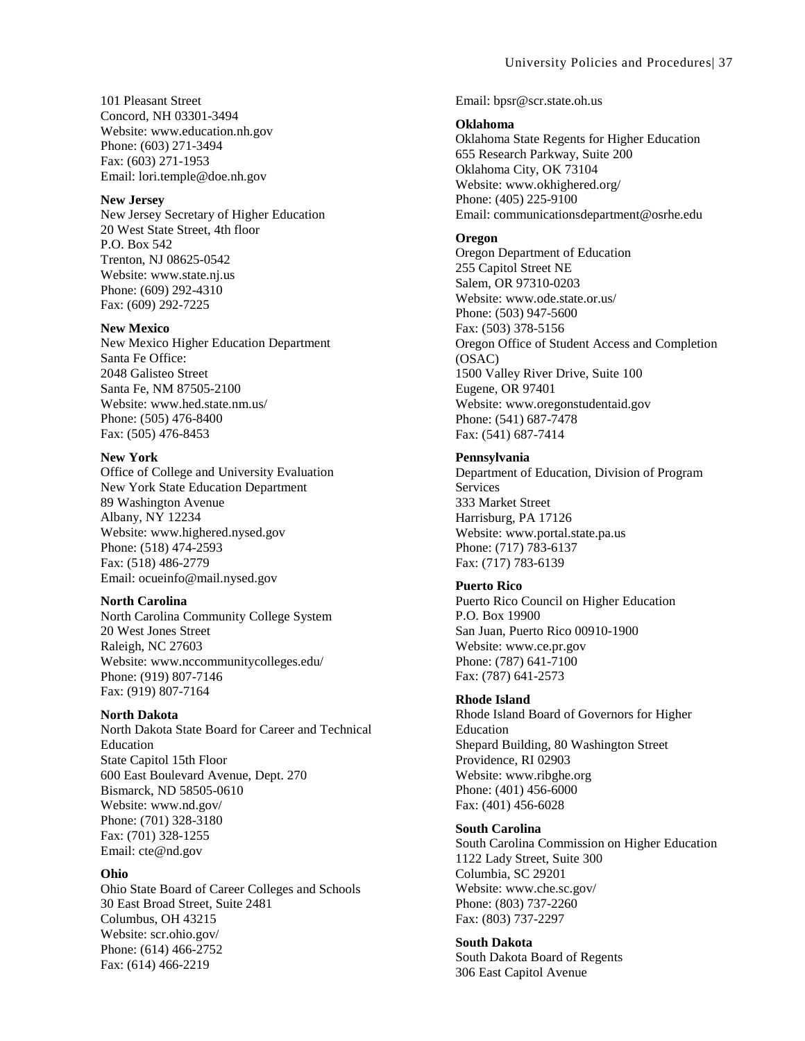101 Pleasant Street
Concord, NH 03301-3494
Website: www.education.nh.gov
Phone: (603) 271-3494
Fax: (603) 271-1953
Email: lori.temple@doe.nh.gov

**New Jersey**
New Jersey Secretary of Higher Education
20 West State Street, 4th floor
P.O. Box 542
Trenton, NJ 08625-0542
Website: www.state.nj.us
Phone: (609) 292-4310
Fax: (609) 292-7225

**New Mexico**
New Mexico Higher Education Department
Santa Fe Office:
2048 Galisteo Street
Santa Fe, NM 87505-2100
Website: www.hed.state.nm.us/
Phone: (505) 476-8400
Fax: (505) 476-8453

**New York**
Office of College and University Evaluation
New York State Education Department
89 Washington Avenue
Albany, NY 12234
Website: www.highered.nysed.gov
Phone: (518) 474-2593
Fax: (518) 486-2779
Email: ocueinfo@mail.nysed.gov

**North Carolina**
North Carolina Community College System
20 West Jones Street
Raleigh, NC 27603
Website: www.nccommunitycolleges.edu/
Phone: (919) 807-7146
Fax: (919) 807-7164

**North Dakota**
North Dakota State Board for Career and Technical Education
State Capitol 15th Floor
600 East Boulevard Avenue, Dept. 270
Bismarck, ND 58505-0610
Website: www.nd.gov/
Phone: (701) 328-3180
Fax: (701) 328-1255
Email: cte@nd.gov

**Ohio**
Ohio State Board of Career Colleges and Schools
30 East Broad Street, Suite 2481
Columbus, OH 43215
Website: scr.ohio.gov/
Phone: (614) 466-2752
Fax: (614) 466-2219
Email: bpsr@scr.state.oh.us

**Oklahoma**
Oklahoma State Regents for Higher Education
655 Research Parkway, Suite 200
Oklahoma City, OK 73104
Website: www.okhighered.org/
Phone: (405) 225-9100
Email: communicationsdepartment@osrhe.edu

**Oregon**
Oregon Department of Education
255 Capitol Street NE
Salem, OR 97310-0203
Website: www.ode.state.or.us/
Phone: (503) 947-5600
Fax: (503) 378-5156
Oregon Office of Student Access and Completion (OSAC)
1500 Valley River Drive, Suite 100
Eugene, OR 97401
Website: www.oregonstudentaid.gov
Phone: (541) 687-7478
Fax: (541) 687-7414

**Pennsylvania**
Department of Education, Division of Program Services
333 Market Street
Harrisburg, PA 17126
Website: www.portal.state.pa.us
Phone: (717) 783-6137
Fax: (717) 783-6139

**Puerto Rico**
Puerto Rico Council on Higher Education
P.O. Box 19900
San Juan, Puerto Rico 00910-1900
Website: www.ce.pr.gov
Phone: (787) 641-7100
Fax: (787) 641-2573

**Rhode Island**
Rhode Island Board of Governors for Higher Education
Shepard Building, 80 Washington Street
Providence, RI 02903
Website: www.ribghe.org
Phone: (401) 456-6000
Fax: (401) 456-6028

**South Carolina**
South Carolina Commission on Higher Education
1122 Lady Street, Suite 300
Columbia, SC 29201
Website: www.che.sc.gov/
Phone: (803) 737-2260
Fax: (803) 737-2297

**South Dakota**
South Dakota Board of Regents
306 East Capitol Avenue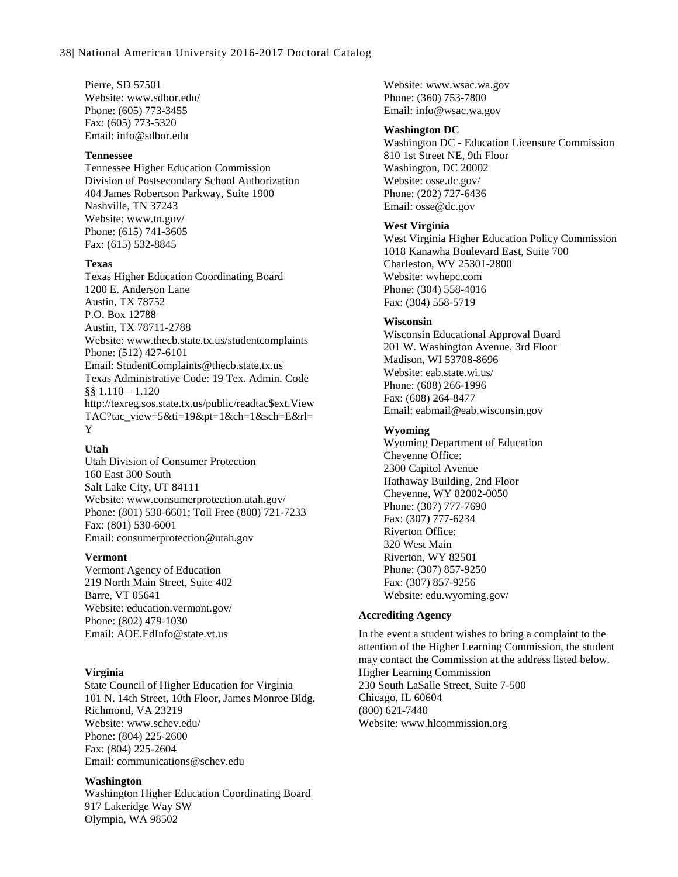Pierre, SD 57501
Website: www.sdbor.edu/
Phone: (605) 773-3455
Fax: (605) 773-5320
Email: info@sdbor.edu

**Tennessee**

Tennessee Higher Education Commission
Division of Postsecondary School Authorization
404 James Robertson Parkway, Suite 1900
Nashville, TN 37243
Website: www.tn.gov/
Phone: (615) 741-3605
Fax: (615) 532-8845

**Texas**

Texas Higher Education Coordinating Board
1200 E. Anderson Lane
Austin, TX 78752
P.O. Box 12788
Austin, TX 78711-2788
Website: www.thecb.state.tx.us/studentcomplaints
Phone: (512) 427-6101
Email: StudentComplaints@thecb.state.tx.us
Texas Administrative Code: 19 Tex. Admin. Code §§ 1.110 – 1.120
http://texreg.sos.state.tx.us/public/readtac$ext.ViewTAC?tac_view=5&ti=19&pt=1&ch=1&sch=E&rl=Y

**Utah**

Utah Division of Consumer Protection
160 East 300 South
Salt Lake City, UT 84111
Website: www.consumerprotection.utah.gov/
Phone: (801) 530-6601; Toll Free (800) 721-7233
Fax: (801) 530-6001
Email: consumerprotection@utah.gov

**Vermont**

Vermont Agency of Education
219 North Main Street, Suite 402
Barre, VT 05641
Website: education.vermont.gov/
Phone: (802) 479-1030
Email: AOE.EdInfo@state.vt.us

**Virginia**

State Council of Higher Education for Virginia
101 N. 14th Street, 10th Floor, James Monroe Bldg.
Richmond, VA 23219
Website: www.schev.edu/
Phone: (804) 225-2600
Fax: (804) 225-2604
Email: communications@schev.edu

**Washington**

Washington Higher Education Coordinating Board
917 Lakeridge Way SW
Olympia, WA 98502
Website: www.wsac.wa.gov
Phone: (360) 753-7800
Email: info@wsac.wa.gov

**Washington DC**

Washington DC - Education Licensure Commission
810 1st Street NE, 9th Floor
Washington, DC 20002
Website: osse.dc.gov/
Phone: (202) 727-6436
Email: osse@dc.gov

**West Virginia**

West Virginia Higher Education Policy Commission
1018 Kanawha Boulevard East, Suite 700
Charleston, WV 25301-2800
Website: wvhepc.com
Phone: (304) 558-4016
Fax: (304) 558-5719

**Wisconsin**

Wisconsin Educational Approval Board
201 W. Washington Avenue, 3rd Floor
Madison, WI 53708-8696
Website: eab.state.wi.us/
Phone: (608) 266-1996
Fax: (608) 264-8477
Email: eabmail@eab.wisconsin.gov

**Wyoming**

Wyoming Department of Education
Cheyenne Office:
2300 Capitol Avenue
Hathaway Building, 2nd Floor
Cheyenne, WY 82002-0050
Phone: (307) 777-7690
Fax: (307) 777-6234
Riverton Office:
320 West Main
Riverton, WY 82501
Phone: (307) 857-9250
Fax: (307) 857-9256
Website: edu.wyoming.gov/

**Accrediting Agency**

In the event a student wishes to bring a complaint to the attention of the Higher Learning Commission, the student may contact the Commission at the address listed below.
Higher Learning Commission
230 South LaSalle Street, Suite 7-500
Chicago, IL 60604
(800) 621-7440
Website: www.hlcommission.org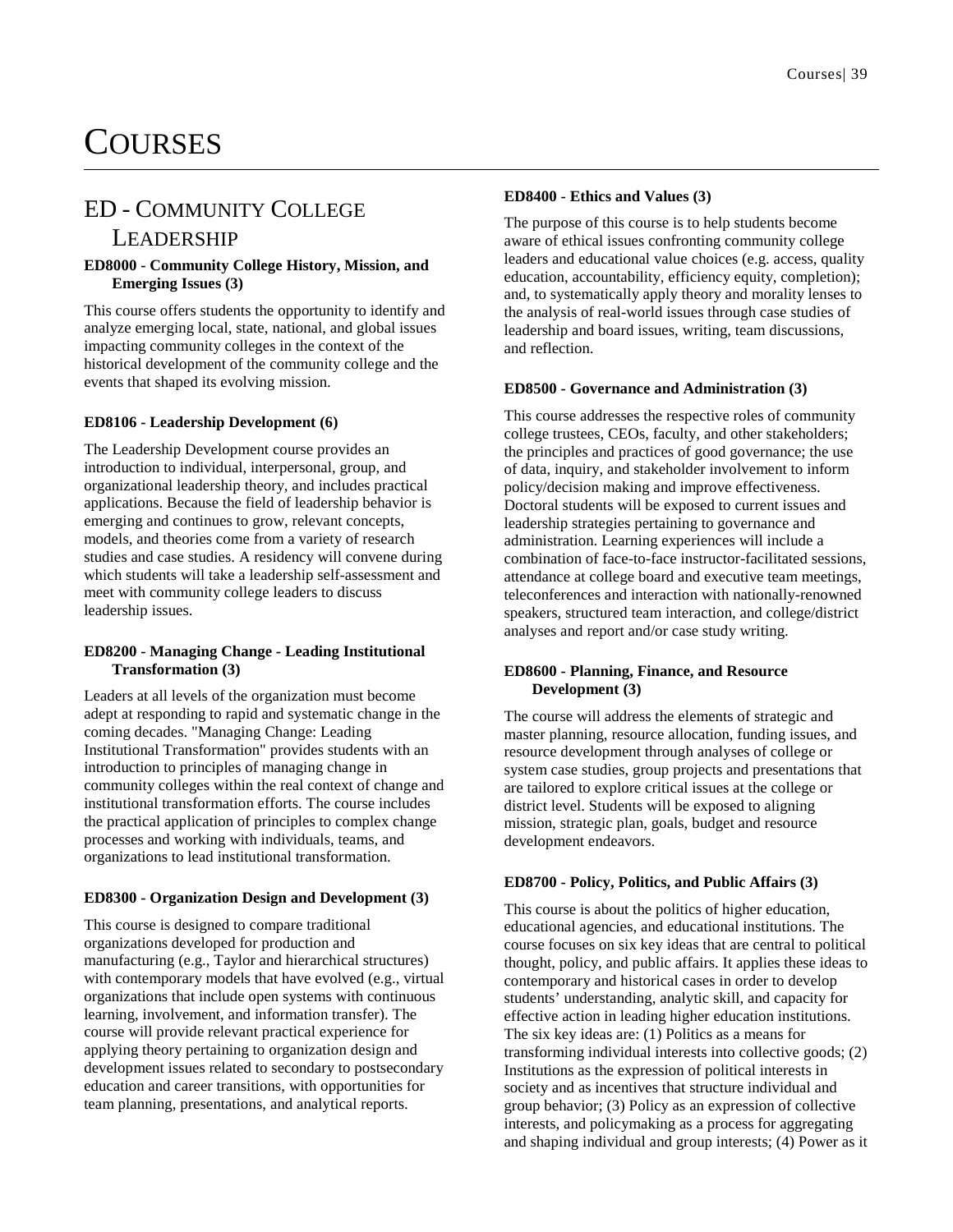# COURSES

## ED - COMMUNITY COLLEGE LEADERSHIP

**ED8000 - Community College History, Mission, and Emerging Issues (3)**

This course offers students the opportunity to identify and analyze emerging local, state, national, and global issues impacting community colleges in the context of the historical development of the community college and the events that shaped its evolving mission.

**ED8106 - Leadership Development (6)**

The Leadership Development course provides an introduction to individual, interpersonal, group, and organizational leadership theory, and includes practical applications. Because the field of leadership behavior is emerging and continues to grow, relevant concepts, models, and theories come from a variety of research studies and case studies. A residency will convene during which students will take a leadership self-assessment and meet with community college leaders to discuss leadership issues.

**ED8200 - Managing Change - Leading Institutional Transformation (3)**

Leaders at all levels of the organization must become adept at responding to rapid and systematic change in the coming decades. "Managing Change: Leading Institutional Transformation" provides students with an introduction to principles of managing change in community colleges within the real context of change and institutional transformation efforts. The course includes the practical application of principles to complex change processes and working with individuals, teams, and organizations to lead institutional transformation.

**ED8300 - Organization Design and Development (3)**

This course is designed to compare traditional organizations developed for production and manufacturing (e.g., Taylor and hierarchical structures) with contemporary models that have evolved (e.g., virtual organizations that include open systems with continuous learning, involvement, and information transfer). The course will provide relevant practical experience for applying theory pertaining to organization design and development issues related to secondary to postsecondary education and career transitions, with opportunities for team planning, presentations, and analytical reports.

**ED8400 - Ethics and Values (3)**

The purpose of this course is to help students become aware of ethical issues confronting community college leaders and educational value choices (e.g. access, quality education, accountability, efficiency equity, completion); and, to systematically apply theory and morality lenses to the analysis of real-world issues through case studies of leadership and board issues, writing, team discussions, and reflection.

**ED8500 - Governance and Administration (3)**

This course addresses the respective roles of community college trustees, CEOs, faculty, and other stakeholders; the principles and practices of good governance; the use of data, inquiry, and stakeholder involvement to inform policy/decision making and improve effectiveness. Doctoral students will be exposed to current issues and leadership strategies pertaining to governance and administration. Learning experiences will include a combination of face-to-face instructor-facilitated sessions, attendance at college board and executive team meetings, teleconferences and interaction with nationally-renowned speakers, structured team interaction, and college/district analyses and report and/or case study writing.

**ED8600 - Planning, Finance, and Resource Development (3)**

The course will address the elements of strategic and master planning, resource allocation, funding issues, and resource development through analyses of college or system case studies, group projects and presentations that are tailored to explore critical issues at the college or district level. Students will be exposed to aligning mission, strategic plan, goals, budget and resource development endeavors.

**ED8700 - Policy, Politics, and Public Affairs (3)**

This course is about the politics of higher education, educational agencies, and educational institutions. The course focuses on six key ideas that are central to political thought, policy, and public affairs. It applies these ideas to contemporary and historical cases in order to develop students' understanding, analytic skill, and capacity for effective action in leading higher education institutions. The six key ideas are: (1) Politics as a means for transforming individual interests into collective goods; (2) Institutions as the expression of political interests in society and as incentives that structure individual and group behavior; (3) Policy as an expression of collective interests, and policymaking as a process for aggregating and shaping individual and group interests; (4) Power as it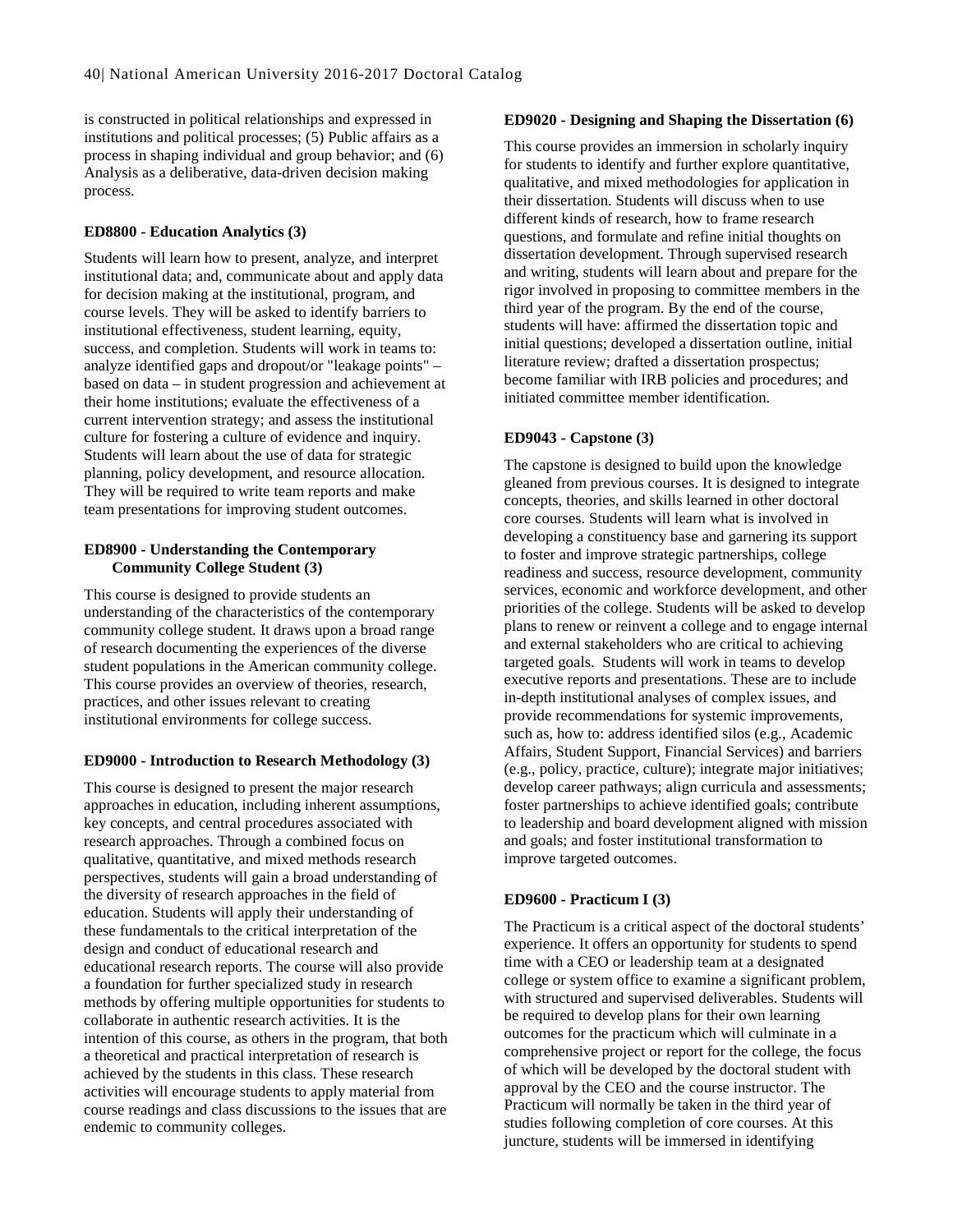is constructed in political relationships and expressed in institutions and political processes; (5) Public affairs as a process in shaping individual and group behavior; and (6) Analysis as a deliberative, data-driven decision making process.

**ED8800 - Education Analytics (3)**

Students will learn how to present, analyze, and interpret institutional data; and, communicate about and apply data for decision making at the institutional, program, and course levels. They will be asked to identify barriers to institutional effectiveness, student learning, equity, success, and completion. Students will work in teams to: analyze identified gaps and dropout/or "leakage points" – based on data – in student progression and achievement at their home institutions; evaluate the effectiveness of a current intervention strategy; and assess the institutional culture for fostering a culture of evidence and inquiry. Students will learn about the use of data for strategic planning, policy development, and resource allocation. They will be required to write team reports and make team presentations for improving student outcomes.

**ED8900 - Understanding the Contemporary Community College Student (3)**

This course is designed to provide students an understanding of the characteristics of the contemporary community college student. It draws upon a broad range of research documenting the experiences of the diverse student populations in the American community college. This course provides an overview of theories, research, practices, and other issues relevant to creating institutional environments for college success.

**ED9000 - Introduction to Research Methodology (3)**

This course is designed to present the major research approaches in education, including inherent assumptions, key concepts, and central procedures associated with research approaches. Through a combined focus on qualitative, quantitative, and mixed methods research perspectives, students will gain a broad understanding of the diversity of research approaches in the field of education. Students will apply their understanding of these fundamentals to the critical interpretation of the design and conduct of educational research and educational research reports. The course will also provide a foundation for further specialized study in research methods by offering multiple opportunities for students to collaborate in authentic research activities. It is the intention of this course, as others in the program, that both a theoretical and practical interpretation of research is achieved by the students in this class. These research activities will encourage students to apply material from course readings and class discussions to the issues that are endemic to community colleges.

**ED9020 - Designing and Shaping the Dissertation (6)**

This course provides an immersion in scholarly inquiry for students to identify and further explore quantitative, qualitative, and mixed methodologies for application in their dissertation. Students will discuss when to use different kinds of research, how to frame research questions, and formulate and refine initial thoughts on dissertation development. Through supervised research and writing, students will learn about and prepare for the rigor involved in proposing to committee members in the third year of the program. By the end of the course, students will have: affirmed the dissertation topic and initial questions; developed a dissertation outline, initial literature review; drafted a dissertation prospectus; become familiar with IRB policies and procedures; and initiated committee member identification.

**ED9043 - Capstone (3)**

The capstone is designed to build upon the knowledge gleaned from previous courses. It is designed to integrate concepts, theories, and skills learned in other doctoral core courses. Students will learn what is involved in developing a constituency base and garnering its support to foster and improve strategic partnerships, college readiness and success, resource development, community services, economic and workforce development, and other priorities of the college. Students will be asked to develop plans to renew or reinvent a college and to engage internal and external stakeholders who are critical to achieving targeted goals. Students will work in teams to develop executive reports and presentations. These are to include in-depth institutional analyses of complex issues, and provide recommendations for systemic improvements, such as, how to: address identified silos (e.g., Academic Affairs, Student Support, Financial Services) and barriers (e.g., policy, practice, culture); integrate major initiatives; develop career pathways; align curricula and assessments; foster partnerships to achieve identified goals; contribute to leadership and board development aligned with mission and goals; and foster institutional transformation to improve targeted outcomes.

**ED9600 - Practicum I (3)**

The Practicum is a critical aspect of the doctoral students' experience. It offers an opportunity for students to spend time with a CEO or leadership team at a designated college or system office to examine a significant problem, with structured and supervised deliverables. Students will be required to develop plans for their own learning outcomes for the practicum which will culminate in a comprehensive project or report for the college, the focus of which will be developed by the doctoral student with approval by the CEO and the course instructor. The Practicum will normally be taken in the third year of studies following completion of core courses. At this juncture, students will be immersed in identifying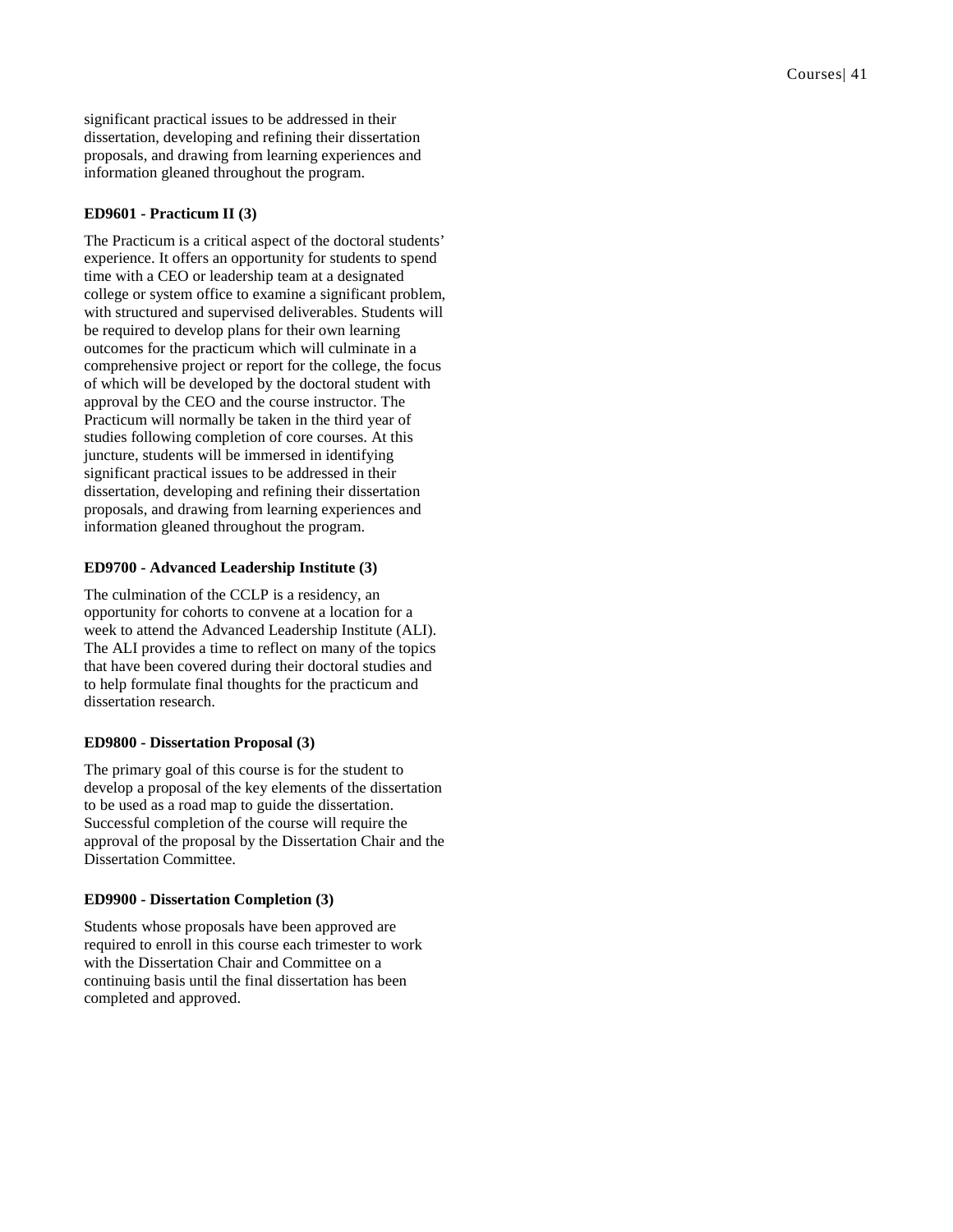significant practical issues to be addressed in their dissertation, developing and refining their dissertation proposals, and drawing from learning experiences and information gleaned throughout the program.

**ED9601 - Practicum II (3)**

The Practicum is a critical aspect of the doctoral students' experience. It offers an opportunity for students to spend time with a CEO or leadership team at a designated college or system office to examine a significant problem, with structured and supervised deliverables. Students will be required to develop plans for their own learning outcomes for the practicum which will culminate in a comprehensive project or report for the college, the focus of which will be developed by the doctoral student with approval by the CEO and the course instructor. The Practicum will normally be taken in the third year of studies following completion of core courses. At this juncture, students will be immersed in identifying significant practical issues to be addressed in their dissertation, developing and refining their dissertation proposals, and drawing from learning experiences and information gleaned throughout the program.

**ED9700 - Advanced Leadership Institute (3)**

The culmination of the CCLP is a residency, an opportunity for cohorts to convene at a location for a week to attend the Advanced Leadership Institute (ALI). The ALI provides a time to reflect on many of the topics that have been covered during their doctoral studies and to help formulate final thoughts for the practicum and dissertation research.

**ED9800 - Dissertation Proposal (3)**

The primary goal of this course is for the student to develop a proposal of the key elements of the dissertation to be used as a road map to guide the dissertation. Successful completion of the course will require the approval of the proposal by the Dissertation Chair and the Dissertation Committee.

**ED9900 - Dissertation Completion (3)**

Students whose proposals have been approved are required to enroll in this course each trimester to work with the Dissertation Chair and Committee on a continuing basis until the final dissertation has been completed and approved.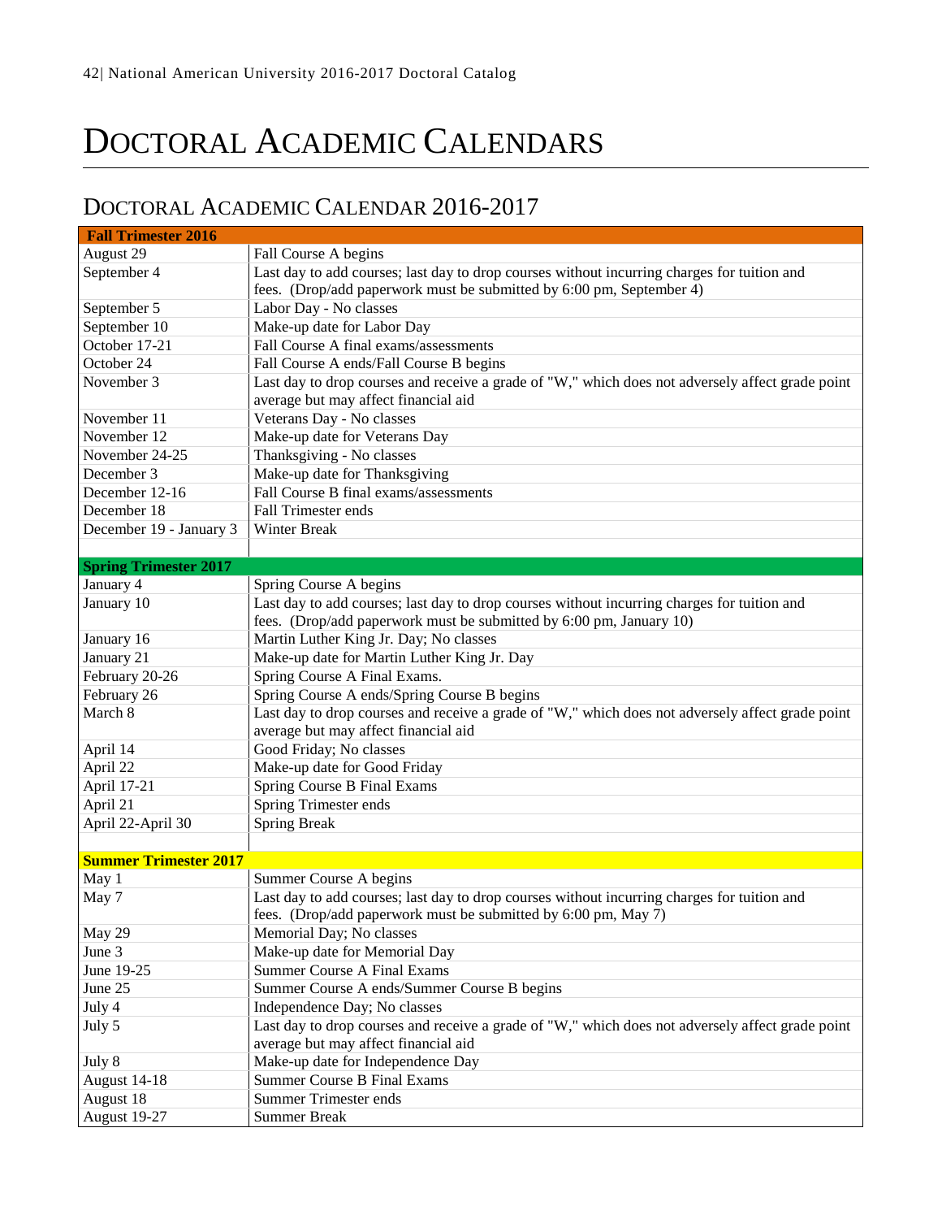# Doctoral Academic Calendars

## Doctoral Academic Calendar 2016-2017

| **Fall Trimester 2016** | |
|---|---|
| August 29 | Fall Course A begins |
| September 4 | Last day to add courses; last day to drop courses without incurring charges for tuition and fees. (Drop/add paperwork must be submitted by 6:00 pm, September 4) |
| September 5 | Labor Day - No classes |
| September 10 | Make-up date for Labor Day |
| October 17-21 | Fall Course A final exams/assessments |
| October 24 | Fall Course A ends/Fall Course B begins |
| November 3 | Last day to drop courses and receive a grade of "W," which does not adversely affect grade point average but may affect financial aid |
| November 11 | Veterans Day - No classes |
| November 12 | Make-up date for Veterans Day |
| November 24-25 | Thanksgiving - No classes |
| December 3 | Make-up date for Thanksgiving |
| December 12-16 | Fall Course B final exams/assessments |
| December 18 | Fall Trimester ends |
| December 19 - January 3 | Winter Break |
| | |
| **Spring Trimester 2017** | |
| January 4 | Spring Course A begins |
| January 10 | Last day to add courses; last day to drop courses without incurring charges for tuition and fees. (Drop/add paperwork must be submitted by 6:00 pm, January 10) |
| January 16 | Martin Luther King Jr. Day; No classes |
| January 21 | Make-up date for Martin Luther King Jr. Day |
| February 20-26 | Spring Course A Final Exams. |
| February 26 | Spring Course A ends/Spring Course B begins |
| March 8 | Last day to drop courses and receive a grade of "W," which does not adversely affect grade point average but may affect financial aid |
| April 14 | Good Friday; No classes |
| April 22 | Make-up date for Good Friday |
| April 17-21 | Spring Course B Final Exams |
| April 21 | Spring Trimester ends |
| April 22-April 30 | Spring Break |
| | |
| **Summer Trimester 2017** | |
| May 1 | Summer Course A begins |
| May 7 | Last day to add courses; last day to drop courses without incurring charges for tuition and fees. (Drop/add paperwork must be submitted by 6:00 pm, May 7) |
| May 29 | Memorial Day; No classes |
| June 3 | Make-up date for Memorial Day |
| June 19-25 | Summer Course A Final Exams |
| June 25 | Summer Course A ends/Summer Course B begins |
| July 4 | Independence Day; No classes |
| July 5 | Last day to drop courses and receive a grade of "W," which does not adversely affect grade point average but may affect financial aid |
| July 8 | Make-up date for Independence Day |
| August 14-18 | Summer Course B Final Exams |
| August 18 | Summer Trimester ends |
| August 19-27 | Summer Break |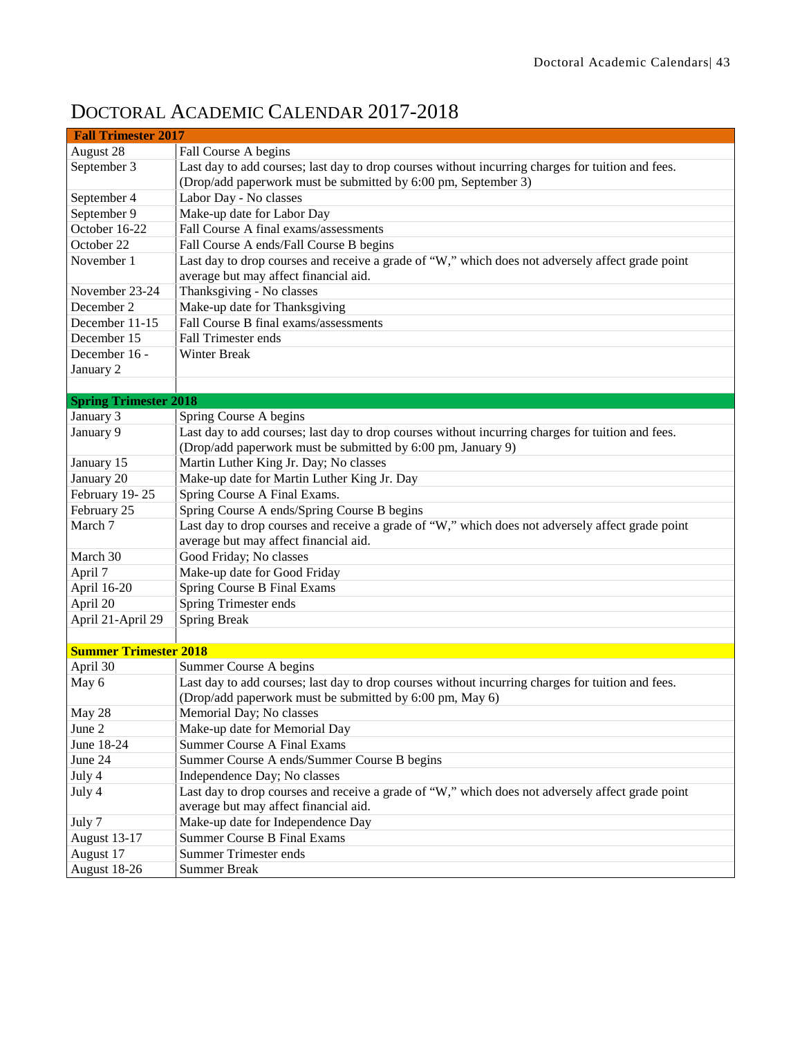# Doctoral Academic Calendar 2017-2018

| **Fall Trimester 2017** | |
|---|---|
| August 28 | Fall Course A begins |
| September 3 | Last day to add courses; last day to drop courses without incurring charges for tuition and fees. (Drop/add paperwork must be submitted by 6:00 pm, September 3) |
| September 4 | Labor Day - No classes |
| September 9 | Make-up date for Labor Day |
| October 16-22 | Fall Course A final exams/assessments |
| October 22 | Fall Course A ends/Fall Course B begins |
| November 1 | Last day to drop courses and receive a grade of "W," which does not adversely affect grade point average but may affect financial aid. |
| November 23-24 | Thanksgiving - No classes |
| December 2 | Make-up date for Thanksgiving |
| December 11-15 | Fall Course B final exams/assessments |
| December 15 | Fall Trimester ends |
| December 16 - January 2 | Winter Break |
| | |
| **Spring Trimester 2018** | |
| January 3 | Spring Course A begins |
| January 9 | Last day to add courses; last day to drop courses without incurring charges for tuition and fees. (Drop/add paperwork must be submitted by 6:00 pm, January 9) |
| January 15 | Martin Luther King Jr. Day; No classes |
| January 20 | Make-up date for Martin Luther King Jr. Day |
| February 19- 25 | Spring Course A Final Exams. |
| February 25 | Spring Course A ends/Spring Course B begins |
| March 7 | Last day to drop courses and receive a grade of "W," which does not adversely affect grade point average but may affect financial aid. |
| March 30 | Good Friday; No classes |
| April 7 | Make-up date for Good Friday |
| April 16-20 | Spring Course B Final Exams |
| April 20 | Spring Trimester ends |
| April 21-April 29 | Spring Break |
| | |
| **Summer Trimester 2018** | |
| April 30 | Summer Course A begins |
| May 6 | Last day to add courses; last day to drop courses without incurring charges for tuition and fees. (Drop/add paperwork must be submitted by 6:00 pm, May 6) |
| May 28 | Memorial Day; No classes |
| June 2 | Make-up date for Memorial Day |
| June 18-24 | Summer Course A Final Exams |
| June 24 | Summer Course A ends/Summer Course B begins |
| July 4 | Independence Day; No classes |
| July 4 | Last day to drop courses and receive a grade of "W," which does not adversely affect grade point average but may affect financial aid. |
| July 7 | Make-up date for Independence Day |
| August 13-17 | Summer Course B Final Exams |
| August 17 | Summer Trimester ends |
| August 18-26 | Summer Break |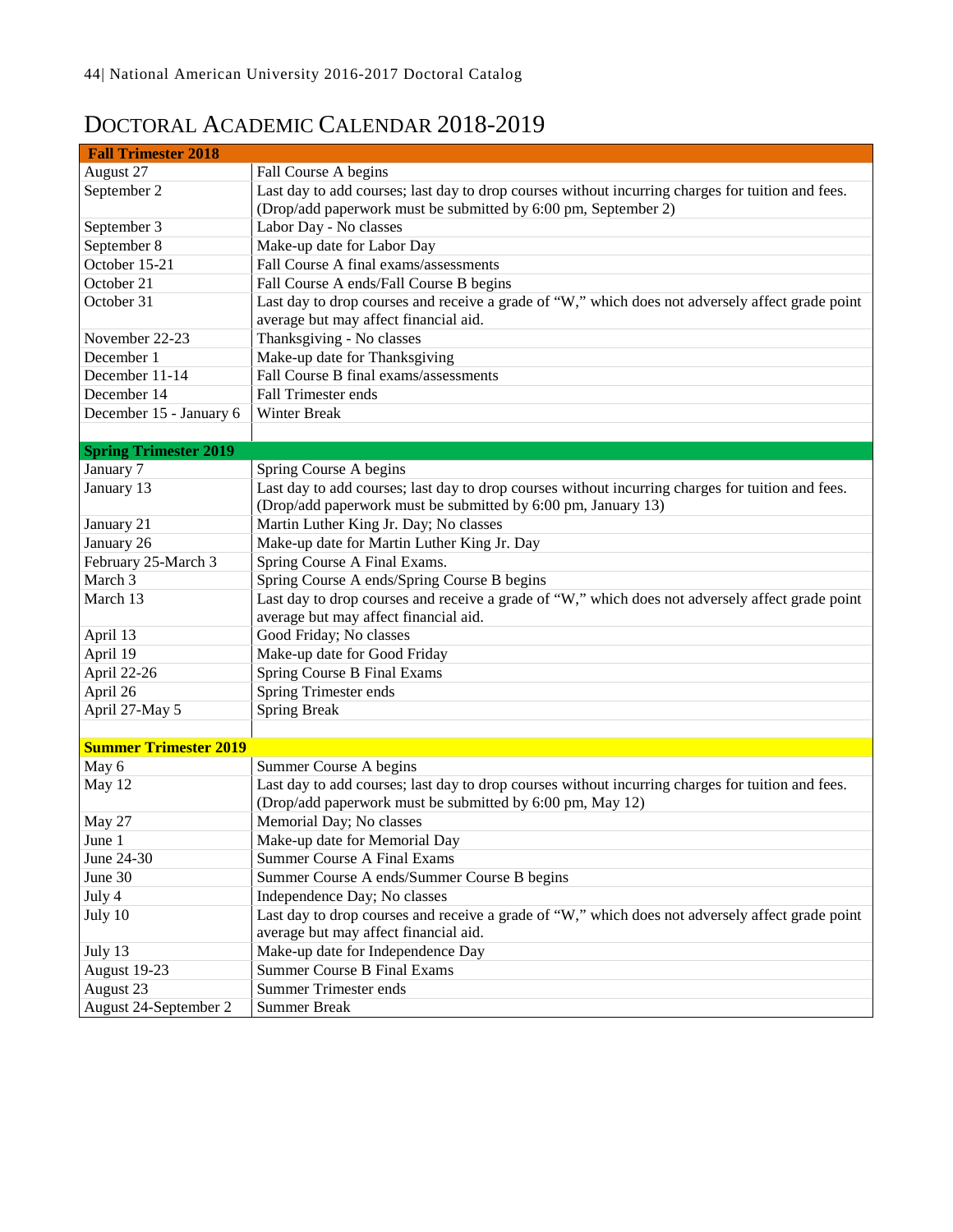# Doctoral Academic Calendar 2018-2019

| **Fall Trimester 2018** | |
|---|---|
| August 27 | Fall Course A begins |
| September 2 | Last day to add courses; last day to drop courses without incurring charges for tuition and fees. (Drop/add paperwork must be submitted by 6:00 pm, September 2) |
| September 3 | Labor Day - No classes |
| September 8 | Make-up date for Labor Day |
| October 15-21 | Fall Course A final exams/assessments |
| October 21 | Fall Course A ends/Fall Course B begins |
| October 31 | Last day to drop courses and receive a grade of "W," which does not adversely affect grade point average but may affect financial aid. |
| November 22-23 | Thanksgiving - No classes |
| December 1 | Make-up date for Thanksgiving |
| December 11-14 | Fall Course B final exams/assessments |
| December 14 | Fall Trimester ends |
| December 15 - January 6 | Winter Break |
| | |
| **Spring Trimester 2019** | |
| January 7 | Spring Course A begins |
| January 13 | Last day to add courses; last day to drop courses without incurring charges for tuition and fees. (Drop/add paperwork must be submitted by 6:00 pm, January 13) |
| January 21 | Martin Luther King Jr. Day; No classes |
| January 26 | Make-up date for Martin Luther King Jr. Day |
| February 25-March 3 | Spring Course A Final Exams. |
| March 3 | Spring Course A ends/Spring Course B begins |
| March 13 | Last day to drop courses and receive a grade of "W," which does not adversely affect grade point average but may affect financial aid. |
| April 13 | Good Friday; No classes |
| April 19 | Make-up date for Good Friday |
| April 22-26 | Spring Course B Final Exams |
| April 26 | Spring Trimester ends |
| April 27-May 5 | Spring Break |
| | |
| **Summer Trimester 2019** | |
| May 6 | Summer Course A begins |
| May 12 | Last day to add courses; last day to drop courses without incurring charges for tuition and fees. (Drop/add paperwork must be submitted by 6:00 pm, May 12) |
| May 27 | Memorial Day; No classes |
| June 1 | Make-up date for Memorial Day |
| June 24-30 | Summer Course A Final Exams |
| June 30 | Summer Course A ends/Summer Course B begins |
| July 4 | Independence Day; No classes |
| July 10 | Last day to drop courses and receive a grade of "W," which does not adversely affect grade point average but may affect financial aid. |
| July 13 | Make-up date for Independence Day |
| August 19-23 | Summer Course B Final Exams |
| August 23 | Summer Trimester ends |
| August 24-September 2 | Summer Break |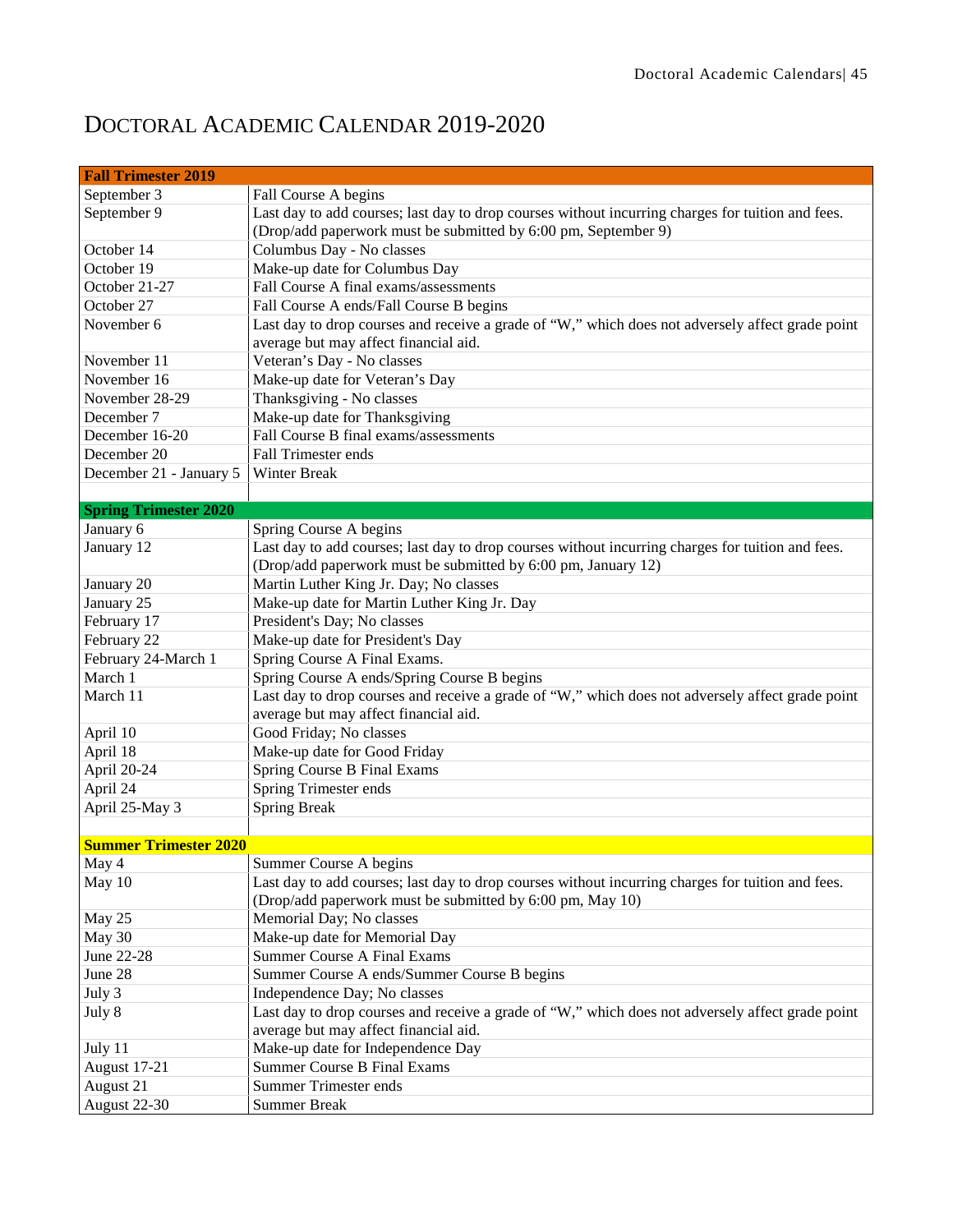# Doctoral Academic Calendar 2019-2020

| **Fall Trimester 2019** | |
|---|---|
| September 3 | Fall Course A begins |
| September 9 | Last day to add courses; last day to drop courses without incurring charges for tuition and fees. (Drop/add paperwork must be submitted by 6:00 pm, September 9) |
| October 14 | Columbus Day - No classes |
| October 19 | Make-up date for Columbus Day |
| October 21-27 | Fall Course A final exams/assessments |
| October 27 | Fall Course A ends/Fall Course B begins |
| November 6 | Last day to drop courses and receive a grade of "W," which does not adversely affect grade point average but may affect financial aid. |
| November 11 | Veteran's Day - No classes |
| November 16 | Make-up date for Veteran's Day |
| November 28-29 | Thanksgiving - No classes |
| December 7 | Make-up date for Thanksgiving |
| December 16-20 | Fall Course B final exams/assessments |
| December 20 | Fall Trimester ends |
| December 21 - January 5 | Winter Break |
| | |
| **Spring Trimester 2020** | |
| January 6 | Spring Course A begins |
| January 12 | Last day to add courses; last day to drop courses without incurring charges for tuition and fees. (Drop/add paperwork must be submitted by 6:00 pm, January 12) |
| January 20 | Martin Luther King Jr. Day; No classes |
| January 25 | Make-up date for Martin Luther King Jr. Day |
| February 17 | President's Day; No classes |
| February 22 | Make-up date for President's Day |
| February 24-March 1 | Spring Course A Final Exams. |
| March 1 | Spring Course A ends/Spring Course B begins |
| March 11 | Last day to drop courses and receive a grade of "W," which does not adversely affect grade point average but may affect financial aid. |
| April 10 | Good Friday; No classes |
| April 18 | Make-up date for Good Friday |
| April 20-24 | Spring Course B Final Exams |
| April 24 | Spring Trimester ends |
| April 25-May 3 | Spring Break |
| | |
| **Summer Trimester 2020** | |
| May 4 | Summer Course A begins |
| May 10 | Last day to add courses; last day to drop courses without incurring charges for tuition and fees. (Drop/add paperwork must be submitted by 6:00 pm, May 10) |
| May 25 | Memorial Day; No classes |
| May 30 | Make-up date for Memorial Day |
| June 22-28 | Summer Course A Final Exams |
| June 28 | Summer Course A ends/Summer Course B begins |
| July 3 | Independence Day; No classes |
| July 8 | Last day to drop courses and receive a grade of "W," which does not adversely affect grade point average but may affect financial aid. |
| July 11 | Make-up date for Independence Day |
| August 17-21 | Summer Course B Final Exams |
| August 21 | Summer Trimester ends |
| August 22-30 | Summer Break |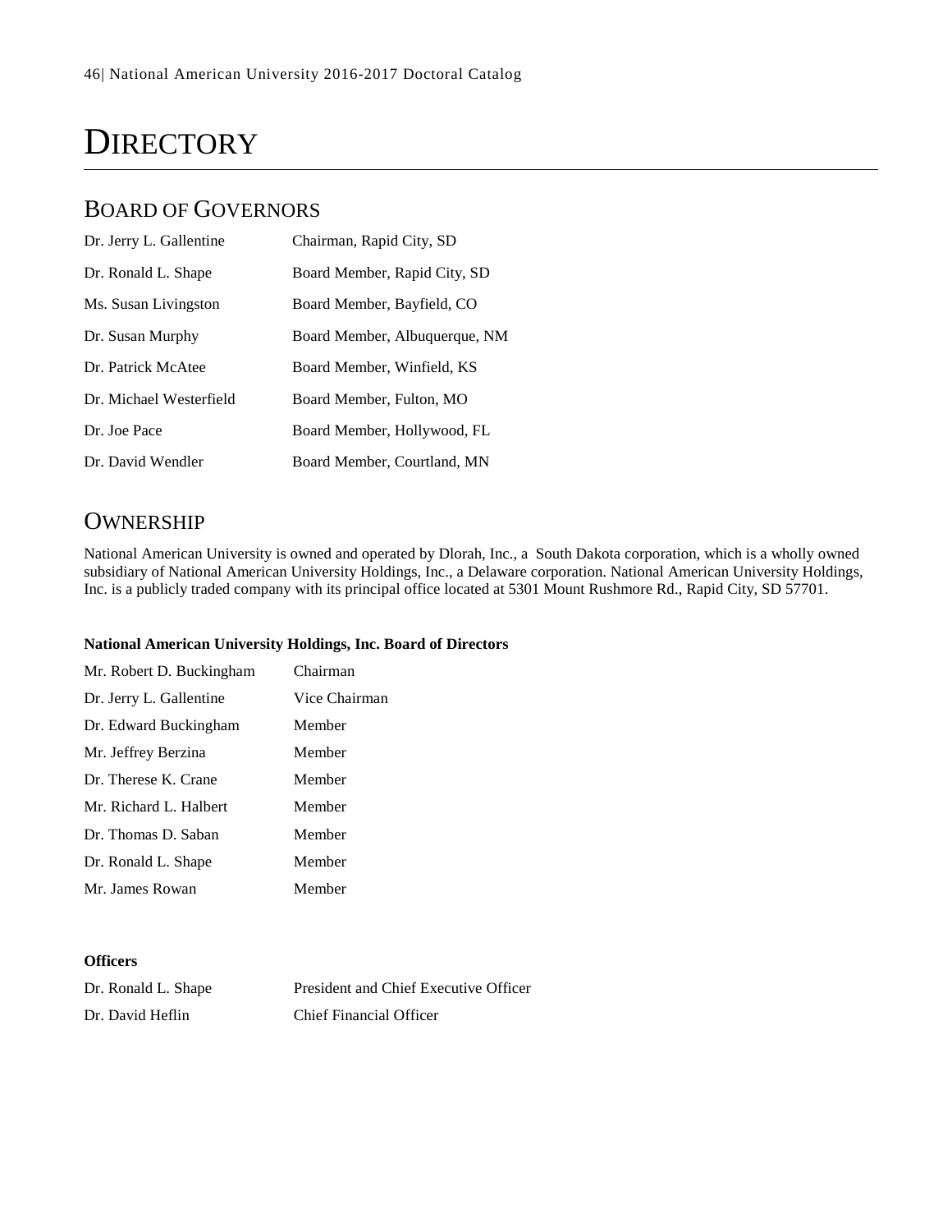# Directory

## Board of Governors

| | |
|---|---|
| Dr. Jerry L. Gallentine | Chairman, Rapid City, SD |
| Dr. Ronald L. Shape | Board Member, Rapid City, SD |
| Ms. Susan Livingston | Board Member, Bayfield, CO |
| Dr. Susan Murphy | Board Member, Albuquerque, NM |
| Dr. Patrick McAtee | Board Member, Winfield, KS |
| Dr. Michael Westerfield | Board Member, Fulton, MO |
| Dr. Joe Pace | Board Member, Hollywood, FL |
| Dr. David Wendler | Board Member, Courtland, MN |

## Ownership

National American University is owned and operated by Dlorah, Inc., a South Dakota corporation, which is a wholly owned subsidiary of National American University Holdings, Inc., a Delaware corporation. National American University Holdings, Inc. is a publicly traded company with its principal office located at 5301 Mount Rushmore Rd., Rapid City, SD 57701.

**National American University Holdings, Inc. Board of Directors**

| | |
|---|---|
| Mr. Robert D. Buckingham | Chairman |
| Dr. Jerry L. Gallentine | Vice Chairman |
| Dr. Edward Buckingham | Member |
| Mr. Jeffrey Berzina | Member |
| Dr. Therese K. Crane | Member |
| Mr. Richard L. Halbert | Member |
| Dr. Thomas D. Saban | Member |
| Dr. Ronald L. Shape | Member |
| Mr. James Rowan | Member |

**Officers**

| | |
|---|---|
| Dr. Ronald L. Shape | President and Chief Executive Officer |
| Dr. David Heflin | Chief Financial Officer |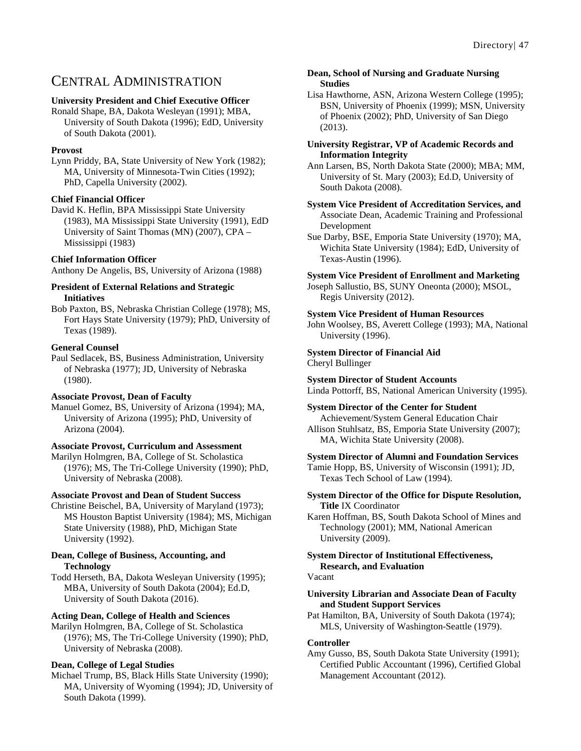# Central Administration

**University President and Chief Executive Officer**
Ronald Shape, BA, Dakota Wesleyan (1991); MBA, University of South Dakota (1996); EdD, University of South Dakota (2001).

**Provost**
Lynn Priddy, BA, State University of New York (1982); MA, University of Minnesota-Twin Cities (1992); PhD, Capella University (2002).

**Chief Financial Officer**
David K. Heflin, BPA Mississippi State University (1983), MA Mississippi State University (1991), EdD University of Saint Thomas (MN) (2007), CPA – Mississippi (1983)

**Chief Information Officer**
Anthony De Angelis, BS, University of Arizona (1988)

**President of External Relations and Strategic Initiatives**
Bob Paxton, BS, Nebraska Christian College (1978); MS, Fort Hays State University (1979); PhD, University of Texas (1989).

**General Counsel**
Paul Sedlacek, BS, Business Administration, University of Nebraska (1977); JD, University of Nebraska (1980).

**Associate Provost, Dean of Faculty**
Manuel Gomez, BS, University of Arizona (1994); MA, University of Arizona (1995); PhD, University of Arizona (2004).

**Associate Provost, Curriculum and Assessment**
Marilyn Holmgren, BA, College of St. Scholastica (1976); MS, The Tri-College University (1990); PhD, University of Nebraska (2008).

**Associate Provost and Dean of Student Success**
Christine Beischel, BA, University of Maryland (1973); MS Houston Baptist University (1984); MS, Michigan State University (1988), PhD, Michigan State University (1992).

**Dean, College of Business, Accounting, and Technology**
Todd Herseth, BA, Dakota Wesleyan University (1995); MBA, University of South Dakota (2004); Ed.D, University of South Dakota (2016).

**Acting Dean, College of Health and Sciences**
Marilyn Holmgren, BA, College of St. Scholastica (1976); MS, The Tri-College University (1990); PhD, University of Nebraska (2008).

**Dean, College of Legal Studies**
Michael Trump, BS, Black Hills State University (1990); MA, University of Wyoming (1994); JD, University of South Dakota (1999).

**Dean, School of Nursing and Graduate Nursing Studies**
Lisa Hawthorne, ASN, Arizona Western College (1995); BSN, University of Phoenix (1999); MSN, University of Phoenix (2002); PhD, University of San Diego (2013).

**University Registrar, VP of Academic Records and Information Integrity**
Ann Larsen, BS, North Dakota State (2000); MBA; MM, University of St. Mary (2003); Ed.D, University of South Dakota (2008).

**System Vice President of Accreditation Services, and** Associate Dean, Academic Training and Professional Development
Sue Darby, BSE, Emporia State University (1970); MA, Wichita State University (1984); EdD, University of Texas-Austin (1996).

**System Vice President of Enrollment and Marketing**
Joseph Sallustio, BS, SUNY Oneonta (2000); MSOL, Regis University (2012).

**System Vice President of Human Resources**
John Woolsey, BS, Averett College (1993); MA, National University (1996).

**System Director of Financial Aid**
Cheryl Bullinger

**System Director of Student Accounts**
Linda Pottorff, BS, National American University (1995).

**System Director of the Center for Student** Achievement/System General Education Chair
Allison Stuhlsatz, BS, Emporia State University (2007); MA, Wichita State University (2008).

**System Director of Alumni and Foundation Services**
Tamie Hopp, BS, University of Wisconsin (1991); JD, Texas Tech School of Law (1994).

**System Director of the Office for Dispute Resolution, Title** IX Coordinator
Karen Hoffman, BS, South Dakota School of Mines and Technology (2001); MM, National American University (2009).

**System Director of Institutional Effectiveness, Research, and Evaluation**
Vacant

**University Librarian and Associate Dean of Faculty and Student Support Services**
Pat Hamilton, BA, University of South Dakota (1974); MLS, University of Washington-Seattle (1979).

**Controller**
Amy Gusso, BS, South Dakota State University (1991); Certified Public Accountant (1996), Certified Global Management Accountant (2012).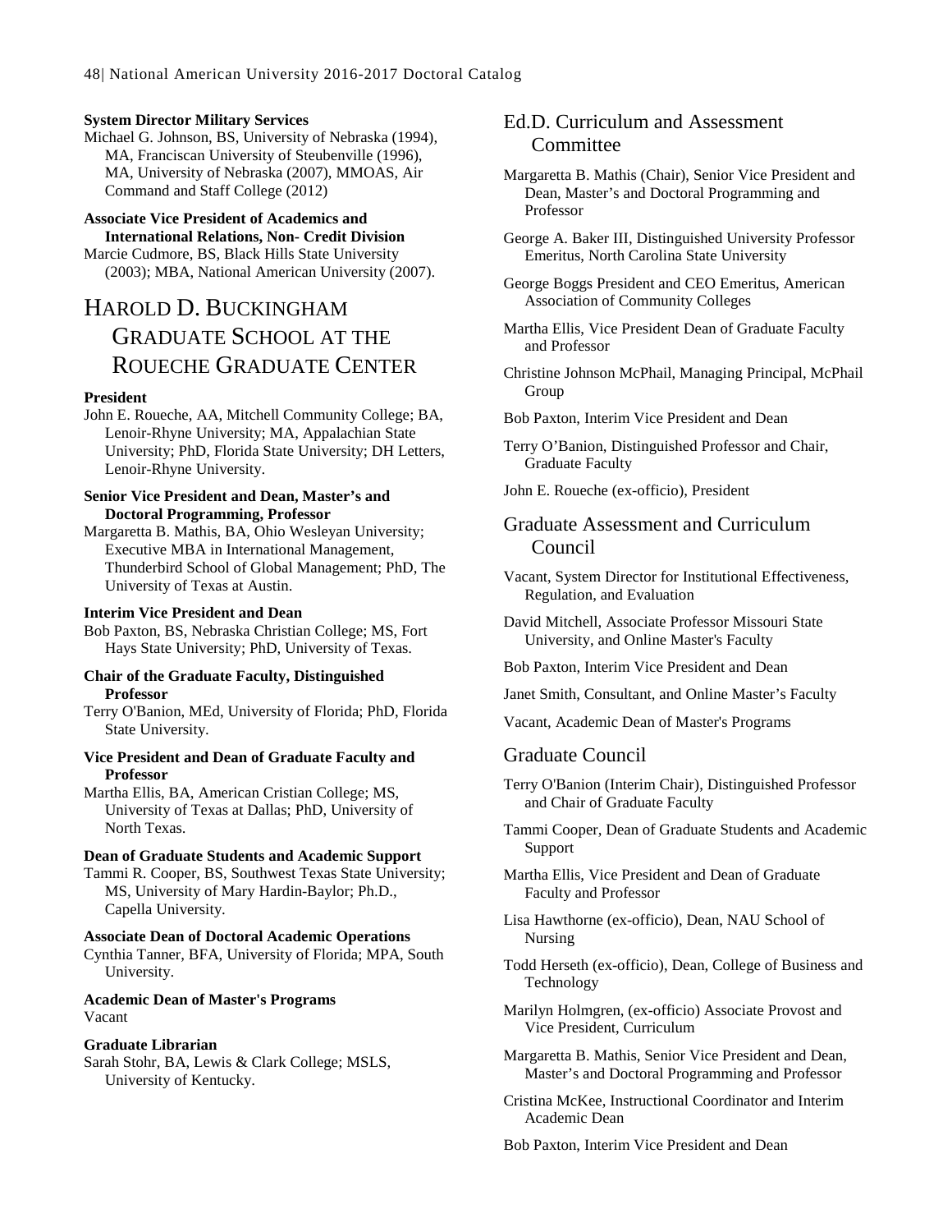**System Director Military Services**

Michael G. Johnson, BS, University of Nebraska (1994), MA, Franciscan University of Steubenville (1996), MA, University of Nebraska (2007), MMOAS, Air Command and Staff College (2012)

**Associate Vice President of Academics and International Relations, Non- Credit Division**

Marcie Cudmore, BS, Black Hills State University (2003); MBA, National American University (2007).

# Harold D. Buckingham Graduate School at the Roueche Graduate Center

**President**

John E. Roueche, AA, Mitchell Community College; BA, Lenoir-Rhyne University; MA, Appalachian State University; PhD, Florida State University; DH Letters, Lenoir-Rhyne University.

**Senior Vice President and Dean, Master's and Doctoral Programming, Professor**

Margaretta B. Mathis, BA, Ohio Wesleyan University; Executive MBA in International Management, Thunderbird School of Global Management; PhD, The University of Texas at Austin.

**Interim Vice President and Dean**

Bob Paxton, BS, Nebraska Christian College; MS, Fort Hays State University; PhD, University of Texas.

**Chair of the Graduate Faculty, Distinguished Professor**

Terry O'Banion, MEd, University of Florida; PhD, Florida State University.

**Vice President and Dean of Graduate Faculty and Professor**

Martha Ellis, BA, American Cristian College; MS, University of Texas at Dallas; PhD, University of North Texas.

**Dean of Graduate Students and Academic Support**

Tammi R. Cooper, BS, Southwest Texas State University; MS, University of Mary Hardin-Baylor; Ph.D., Capella University.

**Associate Dean of Doctoral Academic Operations**

Cynthia Tanner, BFA, University of Florida; MPA, South University.

**Academic Dean of Master's Programs**

Vacant

**Graduate Librarian**

Sarah Stohr, BA, Lewis & Clark College; MSLS, University of Kentucky.

## Ed.D. Curriculum and Assessment Committee

Margaretta B. Mathis (Chair), Senior Vice President and Dean, Master's and Doctoral Programming and Professor

George A. Baker III, Distinguished University Professor Emeritus, North Carolina State University

George Boggs President and CEO Emeritus, American Association of Community Colleges

Martha Ellis, Vice President Dean of Graduate Faculty and Professor

Christine Johnson McPhail, Managing Principal, McPhail Group

Bob Paxton, Interim Vice President and Dean

Terry O'Banion, Distinguished Professor and Chair, Graduate Faculty

John E. Roueche (ex-officio), President

## Graduate Assessment and Curriculum Council

Vacant, System Director for Institutional Effectiveness, Regulation, and Evaluation

David Mitchell, Associate Professor Missouri State University, and Online Master's Faculty

Bob Paxton, Interim Vice President and Dean

Janet Smith, Consultant, and Online Master's Faculty

Vacant, Academic Dean of Master's Programs

## Graduate Council

Terry O'Banion (Interim Chair), Distinguished Professor and Chair of Graduate Faculty

Tammi Cooper, Dean of Graduate Students and Academic Support

Martha Ellis, Vice President and Dean of Graduate Faculty and Professor

Lisa Hawthorne (ex-officio), Dean, NAU School of Nursing

Todd Herseth (ex-officio), Dean, College of Business and Technology

Marilyn Holmgren, (ex-officio) Associate Provost and Vice President, Curriculum

Margaretta B. Mathis, Senior Vice President and Dean, Master's and Doctoral Programming and Professor

Cristina McKee, Instructional Coordinator and Interim Academic Dean

Bob Paxton, Interim Vice President and Dean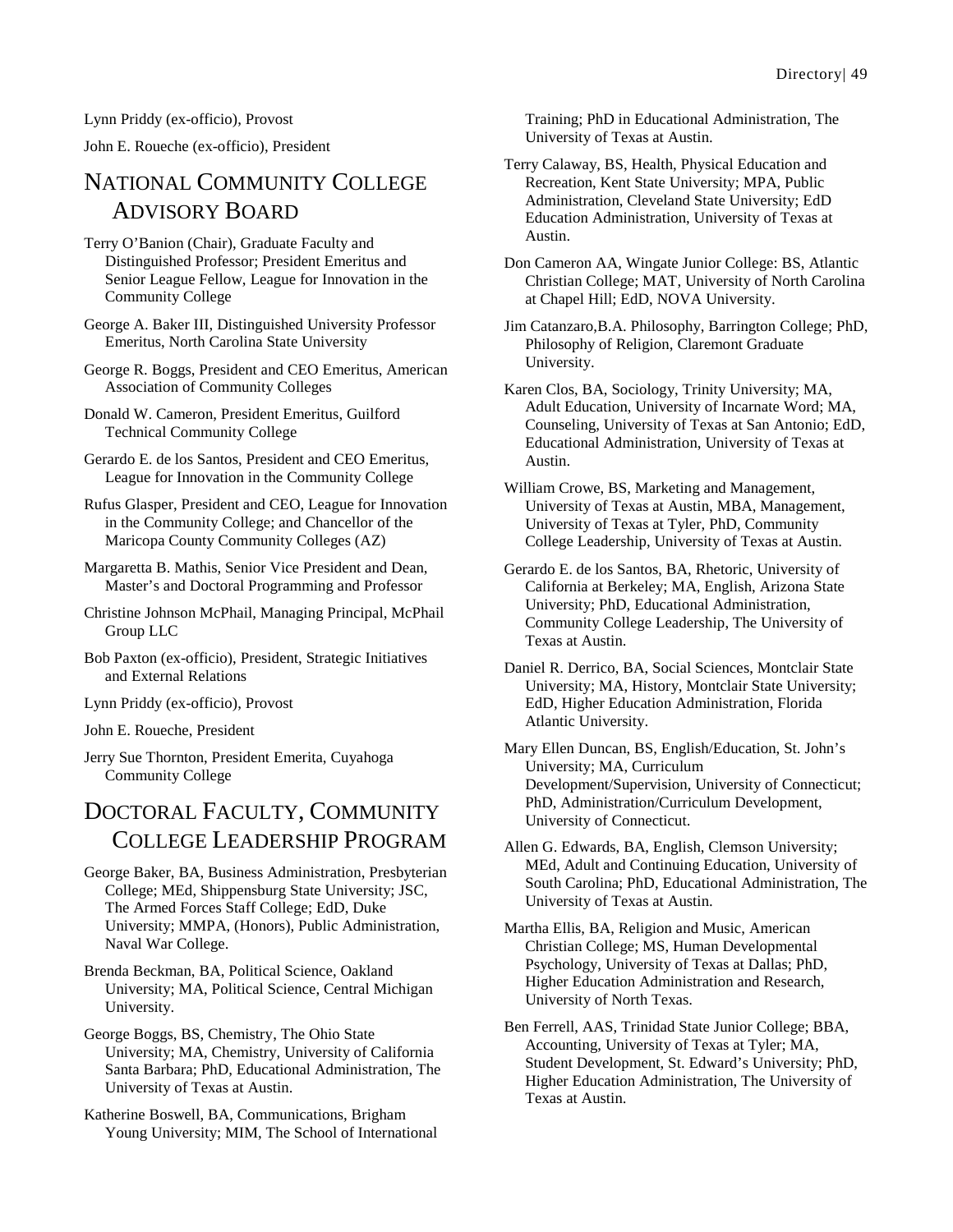Lynn Priddy (ex-officio), Provost

John E. Roueche (ex-officio), President

## National Community College Advisory Board

Terry O'Banion (Chair), Graduate Faculty and Distinguished Professor; President Emeritus and Senior League Fellow, League for Innovation in the Community College

George A. Baker III, Distinguished University Professor Emeritus, North Carolina State University

George R. Boggs, President and CEO Emeritus, American Association of Community Colleges

Donald W. Cameron, President Emeritus, Guilford Technical Community College

Gerardo E. de los Santos, President and CEO Emeritus, League for Innovation in the Community College

Rufus Glasper, President and CEO, League for Innovation in the Community College; and Chancellor of the Maricopa County Community Colleges (AZ)

Margaretta B. Mathis, Senior Vice President and Dean, Master's and Doctoral Programming and Professor

Christine Johnson McPhail, Managing Principal, McPhail Group LLC

Bob Paxton (ex-officio), President, Strategic Initiatives and External Relations

Lynn Priddy (ex-officio), Provost

John E. Roueche, President

Jerry Sue Thornton, President Emerita, Cuyahoga Community College

## Doctoral Faculty, Community College Leadership Program

George Baker, BA, Business Administration, Presbyterian College; MEd, Shippensburg State University; JSC, The Armed Forces Staff College; EdD, Duke University; MMPA, (Honors), Public Administration, Naval War College.

Brenda Beckman, BA, Political Science, Oakland University; MA, Political Science, Central Michigan University.

George Boggs, BS, Chemistry, The Ohio State University; MA, Chemistry, University of California Santa Barbara; PhD, Educational Administration, The University of Texas at Austin.

Katherine Boswell, BA, Communications, Brigham Young University; MIM, The School of International Training; PhD in Educational Administration, The University of Texas at Austin.

Terry Calaway, BS, Health, Physical Education and Recreation, Kent State University; MPA, Public Administration, Cleveland State University; EdD Education Administration, University of Texas at Austin.

Don Cameron AA, Wingate Junior College: BS, Atlantic Christian College; MAT, University of North Carolina at Chapel Hill; EdD, NOVA University.

Jim Catanzaro,B.A. Philosophy, Barrington College; PhD, Philosophy of Religion, Claremont Graduate University.

Karen Clos, BA, Sociology, Trinity University; MA, Adult Education, University of Incarnate Word; MA, Counseling, University of Texas at San Antonio; EdD, Educational Administration, University of Texas at Austin.

William Crowe, BS, Marketing and Management, University of Texas at Austin, MBA, Management, University of Texas at Tyler, PhD, Community College Leadership, University of Texas at Austin.

Gerardo E. de los Santos, BA, Rhetoric, University of California at Berkeley; MA, English, Arizona State University; PhD, Educational Administration, Community College Leadership, The University of Texas at Austin.

Daniel R. Derrico, BA, Social Sciences, Montclair State University; MA, History, Montclair State University; EdD, Higher Education Administration, Florida Atlantic University.

Mary Ellen Duncan, BS, English/Education, St. John's University; MA, Curriculum Development/Supervision, University of Connecticut; PhD, Administration/Curriculum Development, University of Connecticut.

Allen G. Edwards, BA, English, Clemson University; MEd, Adult and Continuing Education, University of South Carolina; PhD, Educational Administration, The University of Texas at Austin.

Martha Ellis, BA, Religion and Music, American Christian College; MS, Human Developmental Psychology, University of Texas at Dallas; PhD, Higher Education Administration and Research, University of North Texas.

Ben Ferrell, AAS, Trinidad State Junior College; BBA, Accounting, University of Texas at Tyler; MA, Student Development, St. Edward's University; PhD, Higher Education Administration, The University of Texas at Austin.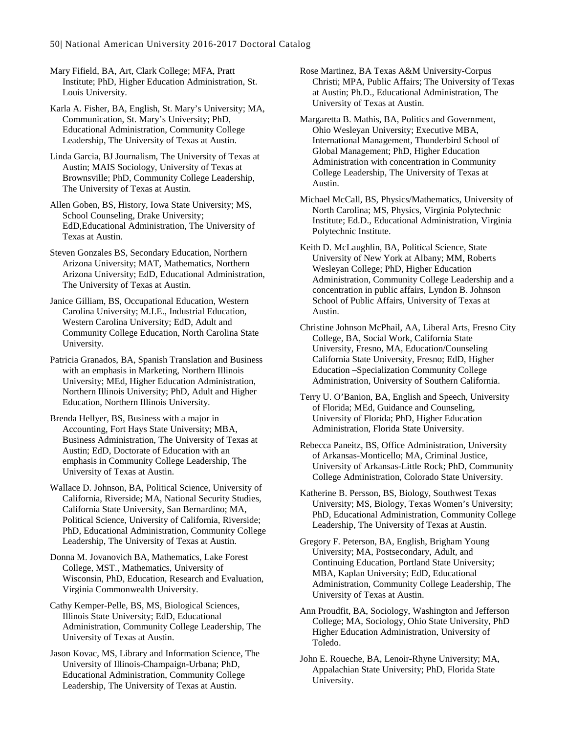Mary Fifield, BA, Art, Clark College; MFA, Pratt Institute; PhD, Higher Education Administration, St. Louis University.

Karla A. Fisher, BA, English, St. Mary's University; MA, Communication, St. Mary's University; PhD, Educational Administration, Community College Leadership, The University of Texas at Austin.

Linda Garcia, BJ Journalism, The University of Texas at Austin; MAIS Sociology, University of Texas at Brownsville; PhD, Community College Leadership, The University of Texas at Austin.

Allen Goben, BS, History, Iowa State University; MS, School Counseling, Drake University; EdD,Educational Administration, The University of Texas at Austin.

Steven Gonzales BS, Secondary Education, Northern Arizona University; MAT, Mathematics, Northern Arizona University; EdD, Educational Administration, The University of Texas at Austin.

Janice Gilliam, BS, Occupational Education, Western Carolina University; M.I.E., Industrial Education, Western Carolina University; EdD, Adult and Community College Education, North Carolina State University.

Patricia Granados, BA, Spanish Translation and Business with an emphasis in Marketing, Northern Illinois University; MEd, Higher Education Administration, Northern Illinois University; PhD, Adult and Higher Education, Northern Illinois University.

Brenda Hellyer, BS, Business with a major in Accounting, Fort Hays State University; MBA, Business Administration, The University of Texas at Austin; EdD, Doctorate of Education with an emphasis in Community College Leadership, The University of Texas at Austin.

Wallace D. Johnson, BA, Political Science, University of California, Riverside; MA, National Security Studies, California State University, San Bernardino; MA, Political Science, University of California, Riverside; PhD, Educational Administration, Community College Leadership, The University of Texas at Austin.

Donna M. Jovanovich BA, Mathematics, Lake Forest College, MST., Mathematics, University of Wisconsin, PhD, Education, Research and Evaluation, Virginia Commonwealth University.

Cathy Kemper-Pelle, BS, MS, Biological Sciences, Illinois State University; EdD, Educational Administration, Community College Leadership, The University of Texas at Austin.

Jason Kovac, MS, Library and Information Science, The University of Illinois-Champaign-Urbana; PhD, Educational Administration, Community College Leadership, The University of Texas at Austin.

Rose Martinez, BA Texas A&M University-Corpus Christi; MPA, Public Affairs; The University of Texas at Austin; Ph.D., Educational Administration, The University of Texas at Austin.

Margaretta B. Mathis, BA, Politics and Government, Ohio Wesleyan University; Executive MBA, International Management, Thunderbird School of Global Management; PhD, Higher Education Administration with concentration in Community College Leadership, The University of Texas at Austin.

Michael McCall, BS, Physics/Mathematics, University of North Carolina; MS, Physics, Virginia Polytechnic Institute; Ed.D., Educational Administration, Virginia Polytechnic Institute.

Keith D. McLaughlin, BA, Political Science, State University of New York at Albany; MM, Roberts Wesleyan College; PhD, Higher Education Administration, Community College Leadership and a concentration in public affairs, Lyndon B. Johnson School of Public Affairs, University of Texas at Austin.

Christine Johnson McPhail, AA, Liberal Arts, Fresno City College, BA, Social Work, California State University, Fresno, MA, Education/Counseling California State University, Fresno; EdD, Higher Education –Specialization Community College Administration, University of Southern California.

Terry U. O'Banion, BA, English and Speech, University of Florida; MEd, Guidance and Counseling, University of Florida; PhD, Higher Education Administration, Florida State University.

Rebecca Paneitz, BS, Office Administration, University of Arkansas-Monticello; MA, Criminal Justice, University of Arkansas-Little Rock; PhD, Community College Administration, Colorado State University.

Katherine B. Persson, BS, Biology, Southwest Texas University; MS, Biology, Texas Women's University; PhD, Educational Administration, Community College Leadership, The University of Texas at Austin.

Gregory F. Peterson, BA, English, Brigham Young University; MA, Postsecondary, Adult, and Continuing Education, Portland State University; MBA, Kaplan University; EdD, Educational Administration, Community College Leadership, The University of Texas at Austin.

Ann Proudfit, BA, Sociology, Washington and Jefferson College; MA, Sociology, Ohio State University, PhD Higher Education Administration, University of Toledo.

John E. Roueche, BA, Lenoir-Rhyne University; MA, Appalachian State University; PhD, Florida State University.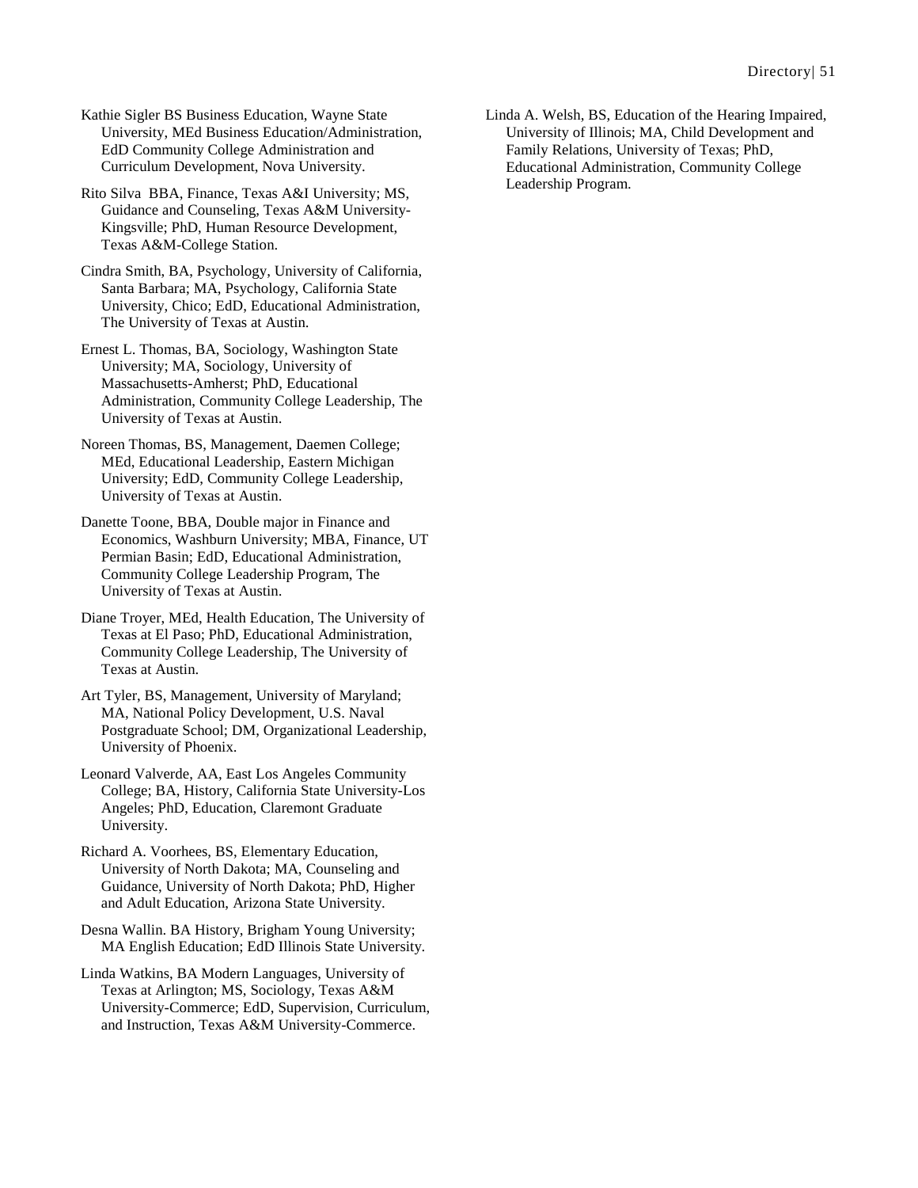Kathie Sigler BS Business Education, Wayne State University, MEd Business Education/Administration, EdD Community College Administration and Curriculum Development, Nova University.

Rito Silva  BBA, Finance, Texas A&I University; MS, Guidance and Counseling, Texas A&M University-Kingsville; PhD, Human Resource Development, Texas A&M-College Station.

Cindra Smith, BA, Psychology, University of California, Santa Barbara; MA, Psychology, California State University, Chico; EdD, Educational Administration, The University of Texas at Austin.

Ernest L. Thomas, BA, Sociology, Washington State University; MA, Sociology, University of Massachusetts-Amherst; PhD, Educational Administration, Community College Leadership, The University of Texas at Austin.

Noreen Thomas, BS, Management, Daemen College; MEd, Educational Leadership, Eastern Michigan University; EdD, Community College Leadership, University of Texas at Austin.

Danette Toone, BBA, Double major in Finance and Economics, Washburn University; MBA, Finance, UT Permian Basin; EdD, Educational Administration, Community College Leadership Program, The University of Texas at Austin.

Diane Troyer, MEd, Health Education, The University of Texas at El Paso; PhD, Educational Administration, Community College Leadership, The University of Texas at Austin.

Art Tyler, BS, Management, University of Maryland; MA, National Policy Development, U.S. Naval Postgraduate School; DM, Organizational Leadership, University of Phoenix.

Leonard Valverde, AA, East Los Angeles Community College; BA, History, California State University-Los Angeles; PhD, Education, Claremont Graduate University.

Richard A. Voorhees, BS, Elementary Education, University of North Dakota; MA, Counseling and Guidance, University of North Dakota; PhD, Higher and Adult Education, Arizona State University.

Desna Wallin. BA History, Brigham Young University; MA English Education; EdD Illinois State University.

Linda Watkins, BA Modern Languages, University of Texas at Arlington; MS, Sociology, Texas A&M University-Commerce; EdD, Supervision, Curriculum, and Instruction, Texas A&M University-Commerce.

Linda A. Welsh, BS, Education of the Hearing Impaired, University of Illinois; MA, Child Development and Family Relations, University of Texas; PhD, Educational Administration, Community College Leadership Program.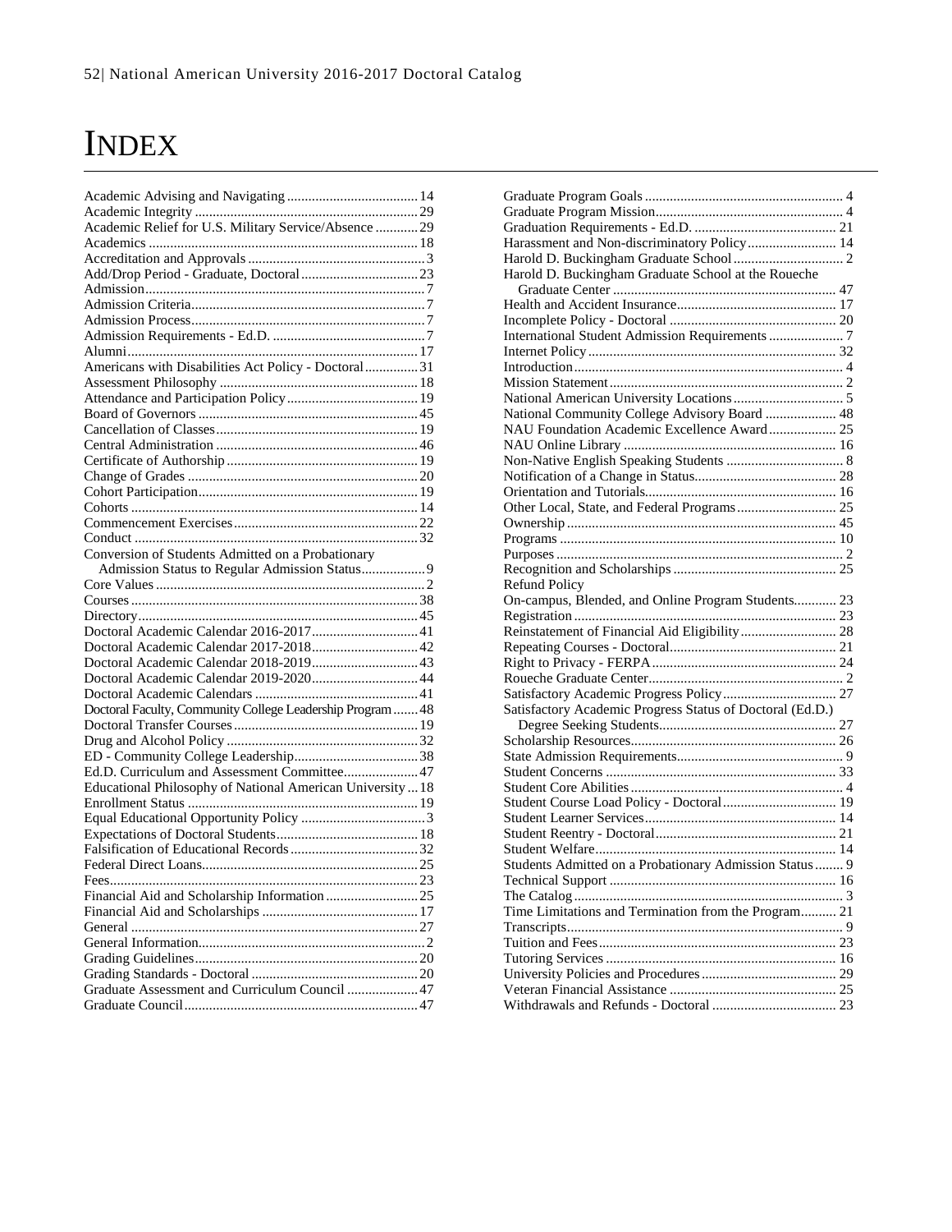# INDEX

Academic Advising and Navigating .................................... 14
Academic Integrity ............................................................ 29
Academic Relief for U.S. Military Service/Absence ............ 29
Academics ........................................................................ 18
Accreditation and Approvals ................................................ 3
Add/Drop Period - Graduate, Doctoral ............................... 23
Admission ............................................................................ 7
Admission Criteria ................................................................ 7
Admission Process ................................................................ 7
Admission Requirements - Ed.D. .......................................... 7
Alumni ............................................................................... 17
Americans with Disabilities Act Policy - Doctoral .............. 31
Assessment Philosophy ...................................................... 18
Attendance and Participation Policy ................................... 19
Board of Governors ............................................................ 45
Cancellation of Classes ....................................................... 19
Central Administration ....................................................... 46
Certificate of Authorship .................................................... 19
Change of Grades ............................................................... 20
Cohort Participation ............................................................ 19
Cohorts ............................................................................... 14
Commencement Exercises .................................................. 22
Conduct .............................................................................. 32
Conversion of Students Admitted on a Probationary Admission Status to Regular Admission Status .................. 9
Core Values .......................................................................... 2
Courses ............................................................................... 38
Directory ............................................................................. 45
Doctoral Academic Calendar 2016-2017 ............................. 41
Doctoral Academic Calendar 2017-2018 ............................. 42
Doctoral Academic Calendar 2018-2019 ............................. 43
Doctoral Academic Calendar 2019-2020 ............................. 44
Doctoral Academic Calendars ............................................. 41
Doctoral Faculty, Community College Leadership Program ....... 48
Doctoral Transfer Courses ................................................... 19
Drug and Alcohol Policy ..................................................... 32
ED - Community College Leadership .................................. 38
Ed.D. Curriculum and Assessment Committee .................... 47
Educational Philosophy of National American University ... 18
Enrollment Status ................................................................ 19
Equal Educational Opportunity Policy .................................. 3
Expectations of Doctoral Students ....................................... 18
Falsification of Educational Records ................................... 32
Federal Direct Loans ............................................................ 25
Fees ..................................................................................... 23
Financial Aid and Scholarship Information ......................... 25
Financial Aid and Scholarships ........................................... 17
General ................................................................................ 27
General Information .............................................................. 2
Grading Guidelines .............................................................. 20
Grading Standards - Doctoral .............................................. 20
Graduate Assessment and Curriculum Council .................... 47
Graduate Council ................................................................. 47
Graduate Program Goals ........................................................ 4
Graduate Program Mission ..................................................... 4
Graduation Requirements - Ed.D. ........................................ 21
Harassment and Non-discriminatory Policy ......................... 14
Harold D. Buckingham Graduate School ............................... 2
Harold D. Buckingham Graduate School at the Roueche Graduate Center .............................................................. 47
Health and Accident Insurance ............................................. 17
Incomplete Policy - Doctoral ............................................... 20
International Student Admission Requirements ..................... 7
Internet Policy ...................................................................... 32
Introduction ........................................................................... 4
Mission Statement ................................................................. 2
National American University Locations ............................... 5
National Community College Advisory Board .................... 48
NAU Foundation Academic Excellence Award ................... 25
NAU Online Library ............................................................ 16
Non-Native English Speaking Students ................................. 8
Notification of a Change in Status ........................................ 28
Orientation and Tutorials ...................................................... 16
Other Local, State, and Federal Programs ............................ 25
Ownership ........................................................................... 45
Programs ............................................................................. 10
Purposes ................................................................................ 2
Recognition and Scholarships .............................................. 25
Refund Policy
On-campus, Blended, and Online Program Students ............ 23
Registration ......................................................................... 23
Reinstatement of Financial Aid Eligibility ........................... 28
Repeating Courses - Doctoral ............................................... 21
Right to Privacy - FERPA .................................................... 24
Roueche Graduate Center ....................................................... 2
Satisfactory Academic Progress Policy ................................ 27
Satisfactory Academic Progress Status of Doctoral (Ed.D.) Degree Seeking Students ................................................. 27
Scholarship Resources ......................................................... 26
State Admission Requirements ............................................... 9
Student Concerns ................................................................. 33
Student Core Abilities ............................................................ 4
Student Course Load Policy - Doctoral ................................ 19
Student Learner Services ...................................................... 14
Student Reentry - Doctoral ................................................... 21
Student Welfare ................................................................... 14
Students Admitted on a Probationary Admission Status ........ 9
Technical Support ................................................................ 16
The Catalog ............................................................................ 3
Time Limitations and Termination from the Program .......... 21
Transcripts ............................................................................. 9
Tuition and Fees ................................................................... 23
Tutoring Services ................................................................. 16
University Policies and Procedures ...................................... 29
Veteran Financial Assistance ............................................... 25
Withdrawals and Refunds - Doctoral ................................... 23